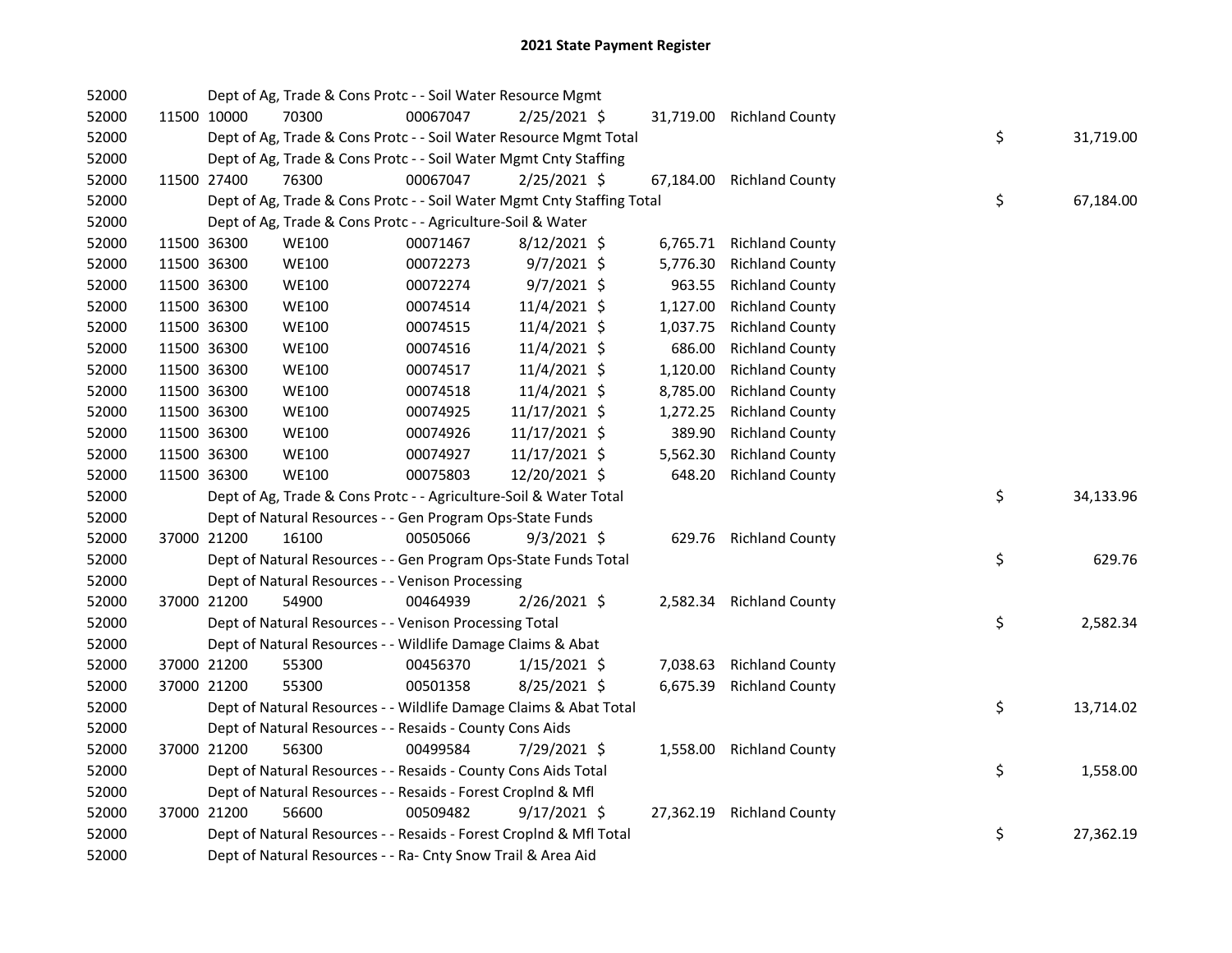# 2021 State Payment Register

| | | | | | | | | | |
|---|---|---|---|---|---|---|---|---|---|
| 52000 | | | Dept of Ag, Trade & Cons Protc - - Soil Water Resource Mgmt | | | | | | |
| 52000 | 11500 | 10000 | 70300 | 00067047 | 2/25/2021 | $ 31,719.00 | Richland County | | |
| 52000 | | | Dept of Ag, Trade & Cons Protc - - Soil Water Resource Mgmt Total | | | | | $ | 31,719.00 |
| 52000 | | | Dept of Ag, Trade & Cons Protc - - Soil Water Mgmt Cnty Staffing | | | | | | |
| 52000 | 11500 | 27400 | 76300 | 00067047 | 2/25/2021 | $ 67,184.00 | Richland County | | |
| 52000 | | | Dept of Ag, Trade & Cons Protc - - Soil Water Mgmt Cnty Staffing Total | | | | | $ | 67,184.00 |
| 52000 | | | Dept of Ag, Trade & Cons Protc - - Agriculture-Soil & Water | | | | | | |
| 52000 | 11500 | 36300 | WE100 | 00071467 | 8/12/2021 | $ 6,765.71 | Richland County | | |
| 52000 | 11500 | 36300 | WE100 | 00072273 | 9/7/2021 | $ 5,776.30 | Richland County | | |
| 52000 | 11500 | 36300 | WE100 | 00072274 | 9/7/2021 | $ 963.55 | Richland County | | |
| 52000 | 11500 | 36300 | WE100 | 00074514 | 11/4/2021 | $ 1,127.00 | Richland County | | |
| 52000 | 11500 | 36300 | WE100 | 00074515 | 11/4/2021 | $ 1,037.75 | Richland County | | |
| 52000 | 11500 | 36300 | WE100 | 00074516 | 11/4/2021 | $ 686.00 | Richland County | | |
| 52000 | 11500 | 36300 | WE100 | 00074517 | 11/4/2021 | $ 1,120.00 | Richland County | | |
| 52000 | 11500 | 36300 | WE100 | 00074518 | 11/4/2021 | $ 8,785.00 | Richland County | | |
| 52000 | 11500 | 36300 | WE100 | 00074925 | 11/17/2021 | $ 1,272.25 | Richland County | | |
| 52000 | 11500 | 36300 | WE100 | 00074926 | 11/17/2021 | $ 389.90 | Richland County | | |
| 52000 | 11500 | 36300 | WE100 | 00074927 | 11/17/2021 | $ 5,562.30 | Richland County | | |
| 52000 | 11500 | 36300 | WE100 | 00075803 | 12/20/2021 | $ 648.20 | Richland County | | |
| 52000 | | | Dept of Ag, Trade & Cons Protc - - Agriculture-Soil & Water Total | | | | | $ | 34,133.96 |
| 52000 | | | Dept of Natural Resources - - Gen Program Ops-State Funds | | | | | | |
| 52000 | 37000 | 21200 | 16100 | 00505066 | 9/3/2021 | $ 629.76 | Richland County | | |
| 52000 | | | Dept of Natural Resources - - Gen Program Ops-State Funds Total | | | | | $ | 629.76 |
| 52000 | | | Dept of Natural Resources - - Venison Processing | | | | | | |
| 52000 | 37000 | 21200 | 54900 | 00464939 | 2/26/2021 | $ 2,582.34 | Richland County | | |
| 52000 | | | Dept of Natural Resources - - Venison Processing Total | | | | | $ | 2,582.34 |
| 52000 | | | Dept of Natural Resources - - Wildlife Damage Claims & Abat | | | | | | |
| 52000 | 37000 | 21200 | 55300 | 00456370 | 1/15/2021 | $ 7,038.63 | Richland County | | |
| 52000 | 37000 | 21200 | 55300 | 00501358 | 8/25/2021 | $ 6,675.39 | Richland County | | |
| 52000 | | | Dept of Natural Resources - - Wildlife Damage Claims & Abat Total | | | | | $ | 13,714.02 |
| 52000 | | | Dept of Natural Resources - - Resaids - County Cons Aids | | | | | | |
| 52000 | 37000 | 21200 | 56300 | 00499584 | 7/29/2021 | $ 1,558.00 | Richland County | | |
| 52000 | | | Dept of Natural Resources - - Resaids - County Cons Aids Total | | | | | $ | 1,558.00 |
| 52000 | | | Dept of Natural Resources - - Resaids - Forest Croplnd & Mfl | | | | | | |
| 52000 | 37000 | 21200 | 56600 | 00509482 | 9/17/2021 | $ 27,362.19 | Richland County | | |
| 52000 | | | Dept of Natural Resources - - Resaids - Forest Croplnd & Mfl Total | | | | | $ | 27,362.19 |
| 52000 | | | Dept of Natural Resources - - Ra- Cnty Snow Trail & Area Aid | | | | | | |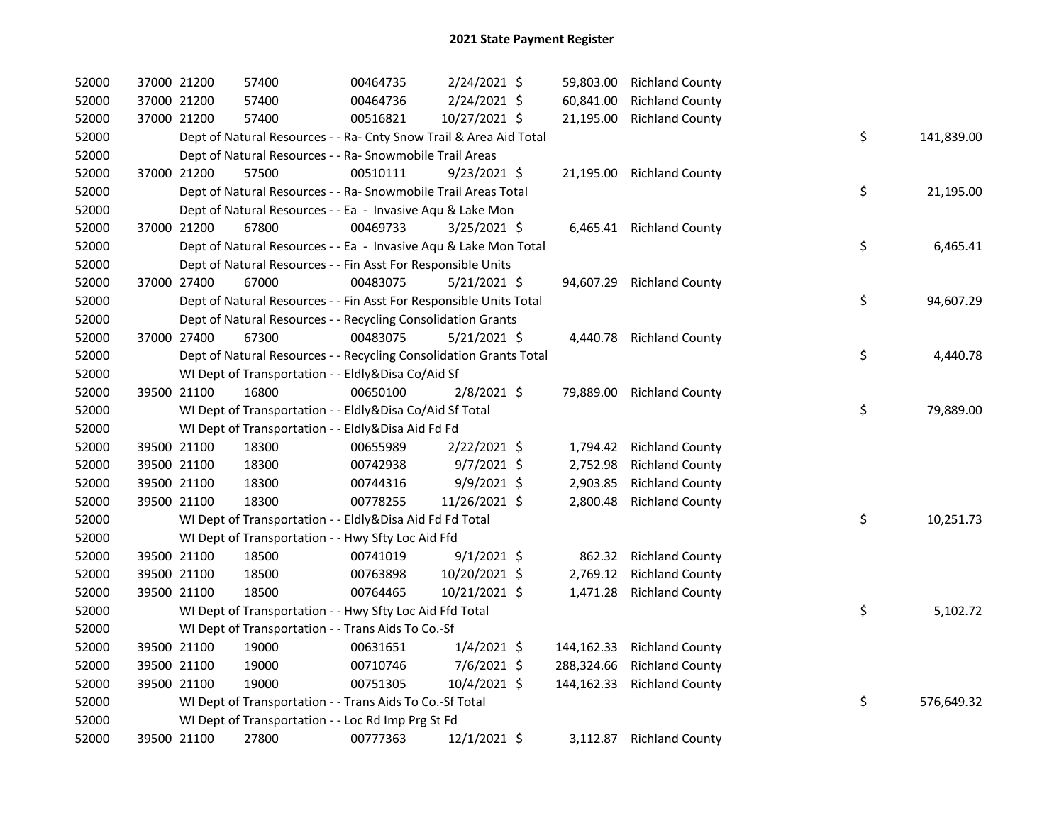# 2021 State Payment Register

| | | | | | | | | | |
|---|---|---|---|---|---|---|---|---|---|
| 52000 | 37000 | 21200 | 57400 | 00464735 | 2/24/2021 | $ 59,803.00 | Richland County | | |
| 52000 | 37000 | 21200 | 57400 | 00464736 | 2/24/2021 | $ 60,841.00 | Richland County | | |
| 52000 | 37000 | 21200 | 57400 | 00516821 | 10/27/2021 | $ 21,195.00 | Richland County | | |
| 52000 | Dept of Natural Resources - - Ra- Cnty Snow Trail & Area Aid Total | | | | | | | $ | 141,839.00 |
| 52000 | Dept of Natural Resources - - Ra- Snowmobile Trail Areas | | | | | | | | |
| 52000 | 37000 | 21200 | 57500 | 00510111 | 9/23/2021 | $ 21,195.00 | Richland County | | |
| 52000 | Dept of Natural Resources - - Ra- Snowmobile Trail Areas Total | | | | | | | $ | 21,195.00 |
| 52000 | Dept of Natural Resources - - Ea - Invasive Aqu & Lake Mon | | | | | | | | |
| 52000 | 37000 | 21200 | 67800 | 00469733 | 3/25/2021 | $ 6,465.41 | Richland County | | |
| 52000 | Dept of Natural Resources - - Ea - Invasive Aqu & Lake Mon Total | | | | | | | $ | 6,465.41 |
| 52000 | Dept of Natural Resources - - Fin Asst For Responsible Units | | | | | | | | |
| 52000 | 37000 | 27400 | 67000 | 00483075 | 5/21/2021 | $ 94,607.29 | Richland County | | |
| 52000 | Dept of Natural Resources - - Fin Asst For Responsible Units Total | | | | | | | $ | 94,607.29 |
| 52000 | Dept of Natural Resources - - Recycling Consolidation Grants | | | | | | | | |
| 52000 | 37000 | 27400 | 67300 | 00483075 | 5/21/2021 | $ 4,440.78 | Richland County | | |
| 52000 | Dept of Natural Resources - - Recycling Consolidation Grants Total | | | | | | | $ | 4,440.78 |
| 52000 | WI Dept of Transportation - - Eldly&Disa Co/Aid Sf | | | | | | | | |
| 52000 | 39500 | 21100 | 16800 | 00650100 | 2/8/2021 | $ 79,889.00 | Richland County | | |
| 52000 | WI Dept of Transportation - - Eldly&Disa Co/Aid Sf Total | | | | | | | $ | 79,889.00 |
| 52000 | WI Dept of Transportation - - Eldly&Disa Aid Fd Fd | | | | | | | | |
| 52000 | 39500 | 21100 | 18300 | 00655989 | 2/22/2021 | $ 1,794.42 | Richland County | | |
| 52000 | 39500 | 21100 | 18300 | 00742938 | 9/7/2021 | $ 2,752.98 | Richland County | | |
| 52000 | 39500 | 21100 | 18300 | 00744316 | 9/9/2021 | $ 2,903.85 | Richland County | | |
| 52000 | 39500 | 21100 | 18300 | 00778255 | 11/26/2021 | $ 2,800.48 | Richland County | | |
| 52000 | WI Dept of Transportation - - Eldly&Disa Aid Fd Fd Total | | | | | | | $ | 10,251.73 |
| 52000 | WI Dept of Transportation - - Hwy Sfty Loc Aid Ffd | | | | | | | | |
| 52000 | 39500 | 21100 | 18500 | 00741019 | 9/1/2021 | $ 862.32 | Richland County | | |
| 52000 | 39500 | 21100 | 18500 | 00763898 | 10/20/2021 | $ 2,769.12 | Richland County | | |
| 52000 | 39500 | 21100 | 18500 | 00764465 | 10/21/2021 | $ 1,471.28 | Richland County | | |
| 52000 | WI Dept of Transportation - - Hwy Sfty Loc Aid Ffd Total | | | | | | | $ | 5,102.72 |
| 52000 | WI Dept of Transportation - - Trans Aids To Co.-Sf | | | | | | | | |
| 52000 | 39500 | 21100 | 19000 | 00631651 | 1/4/2021 | $ 144,162.33 | Richland County | | |
| 52000 | 39500 | 21100 | 19000 | 00710746 | 7/6/2021 | $ 288,324.66 | Richland County | | |
| 52000 | 39500 | 21100 | 19000 | 00751305 | 10/4/2021 | $ 144,162.33 | Richland County | | |
| 52000 | WI Dept of Transportation - - Trans Aids To Co.-Sf Total | | | | | | | $ | 576,649.32 |
| 52000 | WI Dept of Transportation - - Loc Rd Imp Prg St Fd | | | | | | | | |
| 52000 | 39500 | 21100 | 27800 | 00777363 | 12/1/2021 | $ 3,112.87 | Richland County | | |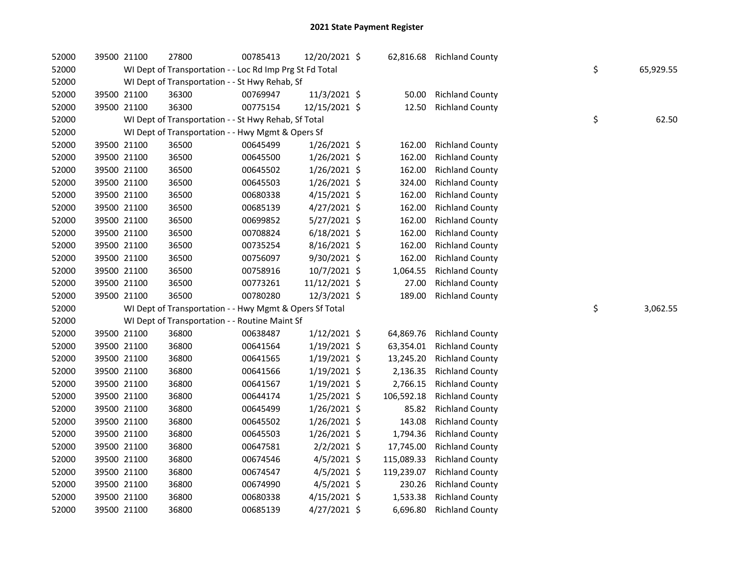# 2021 State Payment Register

| | | | | | | | | | |
|---|---|---|---|---|---|---|---|---|---|
| 52000 | 39500 | 21100 | 27800 | 00785413 | 12/20/2021 | $ 62,816.68 | Richland County | | |
| 52000 | | WI Dept of Transportation - - Loc Rd Imp Prg St Fd Total | | | | | | $ | 65,929.55 |
| 52000 | | WI Dept of Transportation - - St Hwy Rehab, Sf | | | | | | | |
| 52000 | 39500 | 21100 | 36300 | 00769947 | 11/3/2021 | $ 50.00 | Richland County | | |
| 52000 | 39500 | 21100 | 36300 | 00775154 | 12/15/2021 | $ 12.50 | Richland County | | |
| 52000 | | WI Dept of Transportation - - St Hwy Rehab, Sf Total | | | | | | $ | 62.50 |
| 52000 | | WI Dept of Transportation - - Hwy Mgmt & Opers Sf | | | | | | | |
| 52000 | 39500 | 21100 | 36500 | 00645499 | 1/26/2021 | $ 162.00 | Richland County | | |
| 52000 | 39500 | 21100 | 36500 | 00645500 | 1/26/2021 | $ 162.00 | Richland County | | |
| 52000 | 39500 | 21100 | 36500 | 00645502 | 1/26/2021 | $ 162.00 | Richland County | | |
| 52000 | 39500 | 21100 | 36500 | 00645503 | 1/26/2021 | $ 324.00 | Richland County | | |
| 52000 | 39500 | 21100 | 36500 | 00680338 | 4/15/2021 | $ 162.00 | Richland County | | |
| 52000 | 39500 | 21100 | 36500 | 00685139 | 4/27/2021 | $ 162.00 | Richland County | | |
| 52000 | 39500 | 21100 | 36500 | 00699852 | 5/27/2021 | $ 162.00 | Richland County | | |
| 52000 | 39500 | 21100 | 36500 | 00708824 | 6/18/2021 | $ 162.00 | Richland County | | |
| 52000 | 39500 | 21100 | 36500 | 00735254 | 8/16/2021 | $ 162.00 | Richland County | | |
| 52000 | 39500 | 21100 | 36500 | 00756097 | 9/30/2021 | $ 162.00 | Richland County | | |
| 52000 | 39500 | 21100 | 36500 | 00758916 | 10/7/2021 | $ 1,064.55 | Richland County | | |
| 52000 | 39500 | 21100 | 36500 | 00773261 | 11/12/2021 | $ 27.00 | Richland County | | |
| 52000 | 39500 | 21100 | 36500 | 00780280 | 12/3/2021 | $ 189.00 | Richland County | | |
| 52000 | | WI Dept of Transportation - - Hwy Mgmt & Opers Sf Total | | | | | | $ | 3,062.55 |
| 52000 | | WI Dept of Transportation - - Routine Maint Sf | | | | | | | |
| 52000 | 39500 | 21100 | 36800 | 00638487 | 1/12/2021 | $ 64,869.76 | Richland County | | |
| 52000 | 39500 | 21100 | 36800 | 00641564 | 1/19/2021 | $ 63,354.01 | Richland County | | |
| 52000 | 39500 | 21100 | 36800 | 00641565 | 1/19/2021 | $ 13,245.20 | Richland County | | |
| 52000 | 39500 | 21100 | 36800 | 00641566 | 1/19/2021 | $ 2,136.35 | Richland County | | |
| 52000 | 39500 | 21100 | 36800 | 00641567 | 1/19/2021 | $ 2,766.15 | Richland County | | |
| 52000 | 39500 | 21100 | 36800 | 00644174 | 1/25/2021 | $ 106,592.18 | Richland County | | |
| 52000 | 39500 | 21100 | 36800 | 00645499 | 1/26/2021 | $ 85.82 | Richland County | | |
| 52000 | 39500 | 21100 | 36800 | 00645502 | 1/26/2021 | $ 143.08 | Richland County | | |
| 52000 | 39500 | 21100 | 36800 | 00645503 | 1/26/2021 | $ 1,794.36 | Richland County | | |
| 52000 | 39500 | 21100 | 36800 | 00647581 | 2/2/2021 | $ 17,745.00 | Richland County | | |
| 52000 | 39500 | 21100 | 36800 | 00674546 | 4/5/2021 | $ 115,089.33 | Richland County | | |
| 52000 | 39500 | 21100 | 36800 | 00674547 | 4/5/2021 | $ 119,239.07 | Richland County | | |
| 52000 | 39500 | 21100 | 36800 | 00674990 | 4/5/2021 | $ 230.26 | Richland County | | |
| 52000 | 39500 | 21100 | 36800 | 00680338 | 4/15/2021 | $ 1,533.38 | Richland County | | |
| 52000 | 39500 | 21100 | 36800 | 00685139 | 4/27/2021 | $ 6,696.80 | Richland County | | |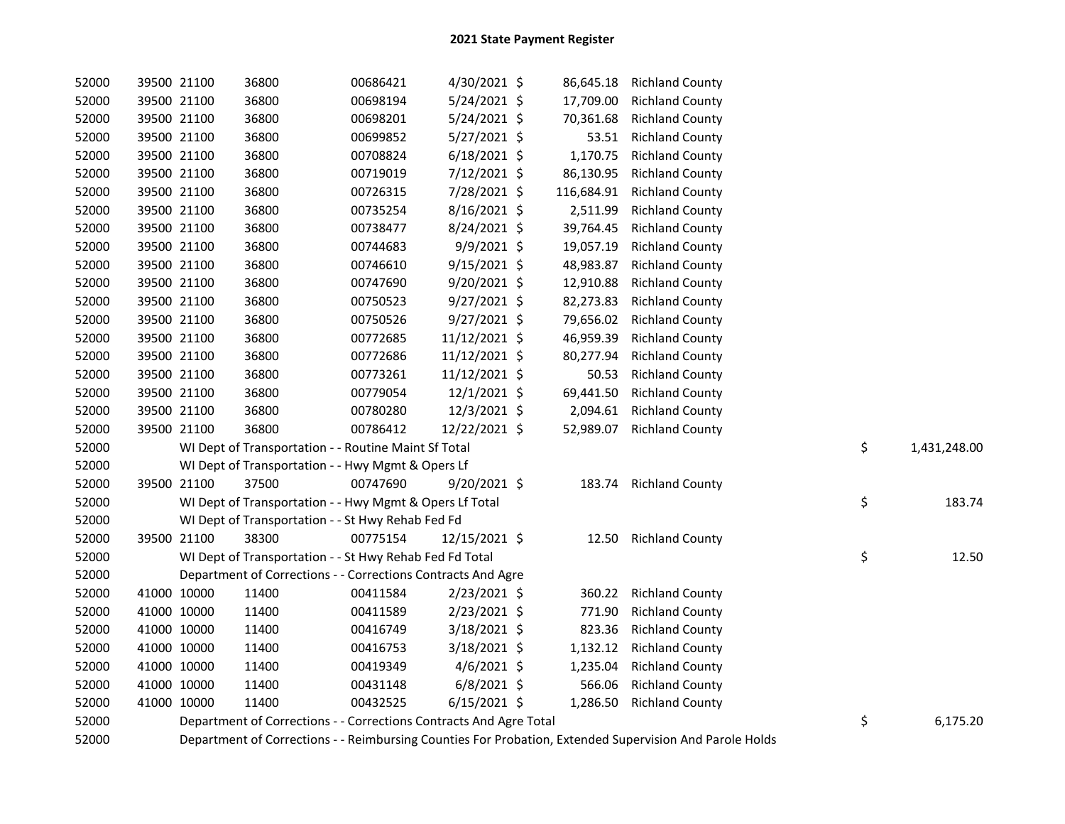# 2021 State Payment Register

| | | | | | | | | | |
|---|---|---|---|---|---|---|---|---|---|
| 52000 | 39500 | 21100 | 36800 | 00686421 | 4/30/2021 | $ 86,645.18 | Richland County | | |
| 52000 | 39500 | 21100 | 36800 | 00698194 | 5/24/2021 | $ 17,709.00 | Richland County | | |
| 52000 | 39500 | 21100 | 36800 | 00698201 | 5/24/2021 | $ 70,361.68 | Richland County | | |
| 52000 | 39500 | 21100 | 36800 | 00699852 | 5/27/2021 | $ 53.51 | Richland County | | |
| 52000 | 39500 | 21100 | 36800 | 00708824 | 6/18/2021 | $ 1,170.75 | Richland County | | |
| 52000 | 39500 | 21100 | 36800 | 00719019 | 7/12/2021 | $ 86,130.95 | Richland County | | |
| 52000 | 39500 | 21100 | 36800 | 00726315 | 7/28/2021 | $ 116,684.91 | Richland County | | |
| 52000 | 39500 | 21100 | 36800 | 00735254 | 8/16/2021 | $ 2,511.99 | Richland County | | |
| 52000 | 39500 | 21100 | 36800 | 00738477 | 8/24/2021 | $ 39,764.45 | Richland County | | |
| 52000 | 39500 | 21100 | 36800 | 00744683 | 9/9/2021 | $ 19,057.19 | Richland County | | |
| 52000 | 39500 | 21100 | 36800 | 00746610 | 9/15/2021 | $ 48,983.87 | Richland County | | |
| 52000 | 39500 | 21100 | 36800 | 00747690 | 9/20/2021 | $ 12,910.88 | Richland County | | |
| 52000 | 39500 | 21100 | 36800 | 00750523 | 9/27/2021 | $ 82,273.83 | Richland County | | |
| 52000 | 39500 | 21100 | 36800 | 00750526 | 9/27/2021 | $ 79,656.02 | Richland County | | |
| 52000 | 39500 | 21100 | 36800 | 00772685 | 11/12/2021 | $ 46,959.39 | Richland County | | |
| 52000 | 39500 | 21100 | 36800 | 00772686 | 11/12/2021 | $ 80,277.94 | Richland County | | |
| 52000 | 39500 | 21100 | 36800 | 00773261 | 11/12/2021 | $ 50.53 | Richland County | | |
| 52000 | 39500 | 21100 | 36800 | 00779054 | 12/1/2021 | $ 69,441.50 | Richland County | | |
| 52000 | 39500 | 21100 | 36800 | 00780280 | 12/3/2021 | $ 2,094.61 | Richland County | | |
| 52000 | 39500 | 21100 | 36800 | 00786412 | 12/22/2021 | $ 52,989.07 | Richland County | | |
| 52000 | WI Dept of Transportation - - Routine Maint Sf Total | | | | | | | $ | 1,431,248.00 |
| 52000 | WI Dept of Transportation - - Hwy Mgmt & Opers Lf | | | | | | | | |
| 52000 | 39500 | 21100 | 37500 | 00747690 | 9/20/2021 | $ 183.74 | Richland County | | |
| 52000 | WI Dept of Transportation - - Hwy Mgmt & Opers Lf Total | | | | | | | $ | 183.74 |
| 52000 | WI Dept of Transportation - - St Hwy Rehab Fed Fd | | | | | | | | |
| 52000 | 39500 | 21100 | 38300 | 00775154 | 12/15/2021 | $ 12.50 | Richland County | | |
| 52000 | WI Dept of Transportation - - St Hwy Rehab Fed Fd Total | | | | | | | $ | 12.50 |
| 52000 | Department of Corrections - - Corrections Contracts And Agre | | | | | | | | |
| 52000 | 41000 | 10000 | 11400 | 00411584 | 2/23/2021 | $ 360.22 | Richland County | | |
| 52000 | 41000 | 10000 | 11400 | 00411589 | 2/23/2021 | $ 771.90 | Richland County | | |
| 52000 | 41000 | 10000 | 11400 | 00416749 | 3/18/2021 | $ 823.36 | Richland County | | |
| 52000 | 41000 | 10000 | 11400 | 00416753 | 3/18/2021 | $ 1,132.12 | Richland County | | |
| 52000 | 41000 | 10000 | 11400 | 00419349 | 4/6/2021 | $ 1,235.04 | Richland County | | |
| 52000 | 41000 | 10000 | 11400 | 00431148 | 6/8/2021 | $ 566.06 | Richland County | | |
| 52000 | 41000 | 10000 | 11400 | 00432525 | 6/15/2021 | $ 1,286.50 | Richland County | | |
| 52000 | Department of Corrections - - Corrections Contracts And Agre Total | | | | | | | $ | 6,175.20 |
| 52000 | Department of Corrections - - Reimbursing Counties For Probation, Extended Supervision And Parole Holds | | | | | | | | |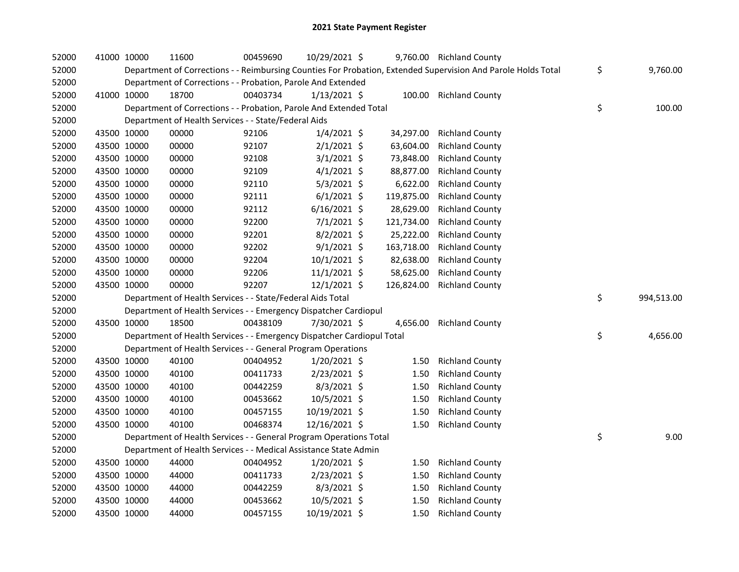# 2021 State Payment Register

| | | | | | | | | | |
|---|---|---|---|---|---|---|---|---|---|
| 52000 | 41000 | 10000 | 11600 | 00459690 | 10/29/2021 | $ 9,760.00 | Richland County | | |
| 52000 | | | Department of Corrections - - Reimbursing Counties For Probation, Extended Supervision And Parole Holds Total | | | | | $ | 9,760.00 |
| 52000 | | | Department of Corrections - - Probation, Parole And Extended | | | | | | |
| 52000 | 41000 | 10000 | 18700 | 00403734 | 1/13/2021 | $ 100.00 | Richland County | | |
| 52000 | | | Department of Corrections - - Probation, Parole And Extended Total | | | | | $ | 100.00 |
| 52000 | | | Department of Health Services - - State/Federal Aids | | | | | | |
| 52000 | 43500 | 10000 | 00000 | 92106 | 1/4/2021 | $ 34,297.00 | Richland County | | |
| 52000 | 43500 | 10000 | 00000 | 92107 | 2/1/2021 | $ 63,604.00 | Richland County | | |
| 52000 | 43500 | 10000 | 00000 | 92108 | 3/1/2021 | $ 73,848.00 | Richland County | | |
| 52000 | 43500 | 10000 | 00000 | 92109 | 4/1/2021 | $ 88,877.00 | Richland County | | |
| 52000 | 43500 | 10000 | 00000 | 92110 | 5/3/2021 | $ 6,622.00 | Richland County | | |
| 52000 | 43500 | 10000 | 00000 | 92111 | 6/1/2021 | $ 119,875.00 | Richland County | | |
| 52000 | 43500 | 10000 | 00000 | 92112 | 6/16/2021 | $ 28,629.00 | Richland County | | |
| 52000 | 43500 | 10000 | 00000 | 92200 | 7/1/2021 | $ 121,734.00 | Richland County | | |
| 52000 | 43500 | 10000 | 00000 | 92201 | 8/2/2021 | $ 25,222.00 | Richland County | | |
| 52000 | 43500 | 10000 | 00000 | 92202 | 9/1/2021 | $ 163,718.00 | Richland County | | |
| 52000 | 43500 | 10000 | 00000 | 92204 | 10/1/2021 | $ 82,638.00 | Richland County | | |
| 52000 | 43500 | 10000 | 00000 | 92206 | 11/1/2021 | $ 58,625.00 | Richland County | | |
| 52000 | 43500 | 10000 | 00000 | 92207 | 12/1/2021 | $ 126,824.00 | Richland County | | |
| 52000 | | | Department of Health Services - - State/Federal Aids Total | | | | | $ | 994,513.00 |
| 52000 | | | Department of Health Services - - Emergency Dispatcher Cardiopul | | | | | | |
| 52000 | 43500 | 10000 | 18500 | 00438109 | 7/30/2021 | $ 4,656.00 | Richland County | | |
| 52000 | | | Department of Health Services - - Emergency Dispatcher Cardiopul Total | | | | | $ | 4,656.00 |
| 52000 | | | Department of Health Services - - General Program Operations | | | | | | |
| 52000 | 43500 | 10000 | 40100 | 00404952 | 1/20/2021 | $ 1.50 | Richland County | | |
| 52000 | 43500 | 10000 | 40100 | 00411733 | 2/23/2021 | $ 1.50 | Richland County | | |
| 52000 | 43500 | 10000 | 40100 | 00442259 | 8/3/2021 | $ 1.50 | Richland County | | |
| 52000 | 43500 | 10000 | 40100 | 00453662 | 10/5/2021 | $ 1.50 | Richland County | | |
| 52000 | 43500 | 10000 | 40100 | 00457155 | 10/19/2021 | $ 1.50 | Richland County | | |
| 52000 | 43500 | 10000 | 40100 | 00468374 | 12/16/2021 | $ 1.50 | Richland County | | |
| 52000 | | | Department of Health Services - - General Program Operations Total | | | | | $ | 9.00 |
| 52000 | | | Department of Health Services - - Medical Assistance State Admin | | | | | | |
| 52000 | 43500 | 10000 | 44000 | 00404952 | 1/20/2021 | $ 1.50 | Richland County | | |
| 52000 | 43500 | 10000 | 44000 | 00411733 | 2/23/2021 | $ 1.50 | Richland County | | |
| 52000 | 43500 | 10000 | 44000 | 00442259 | 8/3/2021 | $ 1.50 | Richland County | | |
| 52000 | 43500 | 10000 | 44000 | 00453662 | 10/5/2021 | $ 1.50 | Richland County | | |
| 52000 | 43500 | 10000 | 44000 | 00457155 | 10/19/2021 | $ 1.50 | Richland County | | |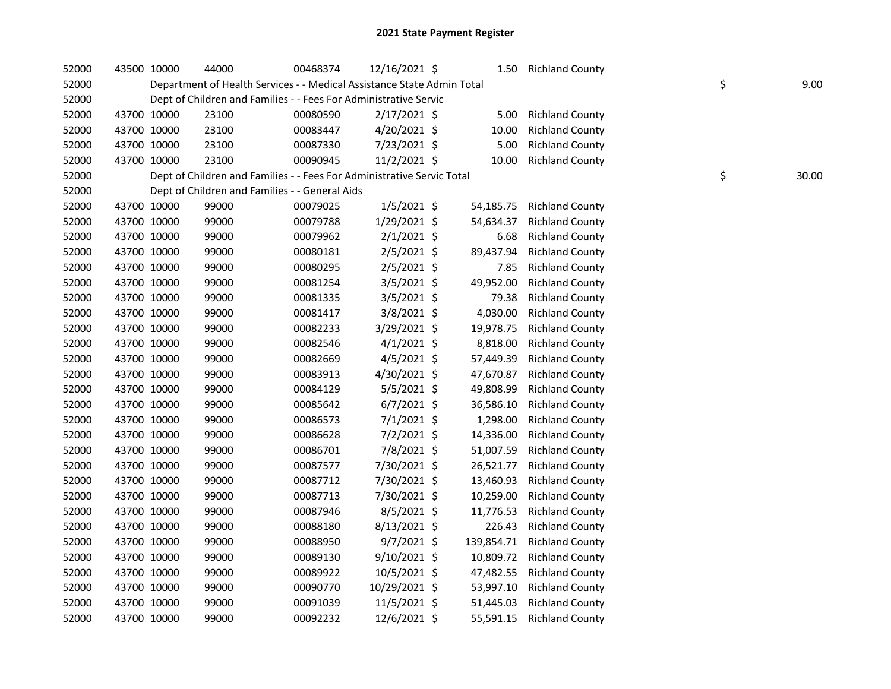# 2021 State Payment Register

| | | | | | | | | | |
|---|---|---|---|---|---|---|---|---|---|
| 52000 | 43500 | 10000 | 44000 | 00468374 | 12/16/2021 | $ 1.50 | Richland County | | |
| 52000 | Department of Health Services - - Medical Assistance State Admin Total | | | | | | | $ | 9.00 |
| 52000 | Dept of Children and Families - - Fees For Administrative Servic | | | | | | | | |
| 52000 | 43700 | 10000 | 23100 | 00080590 | 2/17/2021 | $ 5.00 | Richland County | | |
| 52000 | 43700 | 10000 | 23100 | 00083447 | 4/20/2021 | $ 10.00 | Richland County | | |
| 52000 | 43700 | 10000 | 23100 | 00087330 | 7/23/2021 | $ 5.00 | Richland County | | |
| 52000 | 43700 | 10000 | 23100 | 00090945 | 11/2/2021 | $ 10.00 | Richland County | | |
| 52000 | Dept of Children and Families - - Fees For Administrative Servic Total | | | | | | | $ | 30.00 |
| 52000 | Dept of Children and Families - - General Aids | | | | | | | | |
| 52000 | 43700 | 10000 | 99000 | 00079025 | 1/5/2021 | $ 54,185.75 | Richland County | | |
| 52000 | 43700 | 10000 | 99000 | 00079788 | 1/29/2021 | $ 54,634.37 | Richland County | | |
| 52000 | 43700 | 10000 | 99000 | 00079962 | 2/1/2021 | $ 6.68 | Richland County | | |
| 52000 | 43700 | 10000 | 99000 | 00080181 | 2/5/2021 | $ 89,437.94 | Richland County | | |
| 52000 | 43700 | 10000 | 99000 | 00080295 | 2/5/2021 | $ 7.85 | Richland County | | |
| 52000 | 43700 | 10000 | 99000 | 00081254 | 3/5/2021 | $ 49,952.00 | Richland County | | |
| 52000 | 43700 | 10000 | 99000 | 00081335 | 3/5/2021 | $ 79.38 | Richland County | | |
| 52000 | 43700 | 10000 | 99000 | 00081417 | 3/8/2021 | $ 4,030.00 | Richland County | | |
| 52000 | 43700 | 10000 | 99000 | 00082233 | 3/29/2021 | $ 19,978.75 | Richland County | | |
| 52000 | 43700 | 10000 | 99000 | 00082546 | 4/1/2021 | $ 8,818.00 | Richland County | | |
| 52000 | 43700 | 10000 | 99000 | 00082669 | 4/5/2021 | $ 57,449.39 | Richland County | | |
| 52000 | 43700 | 10000 | 99000 | 00083913 | 4/30/2021 | $ 47,670.87 | Richland County | | |
| 52000 | 43700 | 10000 | 99000 | 00084129 | 5/5/2021 | $ 49,808.99 | Richland County | | |
| 52000 | 43700 | 10000 | 99000 | 00085642 | 6/7/2021 | $ 36,586.10 | Richland County | | |
| 52000 | 43700 | 10000 | 99000 | 00086573 | 7/1/2021 | $ 1,298.00 | Richland County | | |
| 52000 | 43700 | 10000 | 99000 | 00086628 | 7/2/2021 | $ 14,336.00 | Richland County | | |
| 52000 | 43700 | 10000 | 99000 | 00086701 | 7/8/2021 | $ 51,007.59 | Richland County | | |
| 52000 | 43700 | 10000 | 99000 | 00087577 | 7/30/2021 | $ 26,521.77 | Richland County | | |
| 52000 | 43700 | 10000 | 99000 | 00087712 | 7/30/2021 | $ 13,460.93 | Richland County | | |
| 52000 | 43700 | 10000 | 99000 | 00087713 | 7/30/2021 | $ 10,259.00 | Richland County | | |
| 52000 | 43700 | 10000 | 99000 | 00087946 | 8/5/2021 | $ 11,776.53 | Richland County | | |
| 52000 | 43700 | 10000 | 99000 | 00088180 | 8/13/2021 | $ 226.43 | Richland County | | |
| 52000 | 43700 | 10000 | 99000 | 00088950 | 9/7/2021 | $ 139,854.71 | Richland County | | |
| 52000 | 43700 | 10000 | 99000 | 00089130 | 9/10/2021 | $ 10,809.72 | Richland County | | |
| 52000 | 43700 | 10000 | 99000 | 00089922 | 10/5/2021 | $ 47,482.55 | Richland County | | |
| 52000 | 43700 | 10000 | 99000 | 00090770 | 10/29/2021 | $ 53,997.10 | Richland County | | |
| 52000 | 43700 | 10000 | 99000 | 00091039 | 11/5/2021 | $ 51,445.03 | Richland County | | |
| 52000 | 43700 | 10000 | 99000 | 00092232 | 12/6/2021 | $ 55,591.15 | Richland County | | |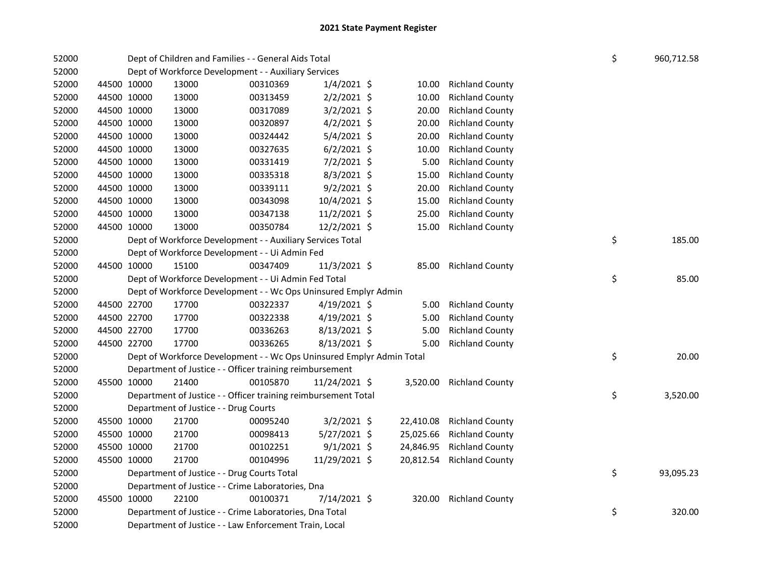# 2021 State Payment Register

| | | | | | | | | |
|---|---|---|---|---|---|---|---|---|
| 52000 | | Dept of Children and Families - - General Aids Total | | | | | | $ 960,712.58 |
| 52000 | | Dept of Workforce Development - - Auxiliary Services | | | | | | |
| 52000 | 44500 | 10000 | 13000 | 00310369 | 1/4/2021 | $ 10.00 | Richland County | |
| 52000 | 44500 | 10000 | 13000 | 00313459 | 2/2/2021 | $ 10.00 | Richland County | |
| 52000 | 44500 | 10000 | 13000 | 00317089 | 3/2/2021 | $ 20.00 | Richland County | |
| 52000 | 44500 | 10000 | 13000 | 00320897 | 4/2/2021 | $ 20.00 | Richland County | |
| 52000 | 44500 | 10000 | 13000 | 00324442 | 5/4/2021 | $ 20.00 | Richland County | |
| 52000 | 44500 | 10000 | 13000 | 00327635 | 6/2/2021 | $ 10.00 | Richland County | |
| 52000 | 44500 | 10000 | 13000 | 00331419 | 7/2/2021 | $ 5.00 | Richland County | |
| 52000 | 44500 | 10000 | 13000 | 00335318 | 8/3/2021 | $ 15.00 | Richland County | |
| 52000 | 44500 | 10000 | 13000 | 00339111 | 9/2/2021 | $ 20.00 | Richland County | |
| 52000 | 44500 | 10000 | 13000 | 00343098 | 10/4/2021 | $ 15.00 | Richland County | |
| 52000 | 44500 | 10000 | 13000 | 00347138 | 11/2/2021 | $ 25.00 | Richland County | |
| 52000 | 44500 | 10000 | 13000 | 00350784 | 12/2/2021 | $ 15.00 | Richland County | |
| 52000 | | Dept of Workforce Development - - Auxiliary Services Total | | | | | | $ 185.00 |
| 52000 | | Dept of Workforce Development - - Ui Admin Fed | | | | | | |
| 52000 | 44500 | 10000 | 15100 | 00347409 | 11/3/2021 | $ 85.00 | Richland County | |
| 52000 | | Dept of Workforce Development - - Ui Admin Fed Total | | | | | | $ 85.00 |
| 52000 | | Dept of Workforce Development - - Wc Ops Uninsured Emplyr Admin | | | | | | |
| 52000 | 44500 | 22700 | 17700 | 00322337 | 4/19/2021 | $ 5.00 | Richland County | |
| 52000 | 44500 | 22700 | 17700 | 00322338 | 4/19/2021 | $ 5.00 | Richland County | |
| 52000 | 44500 | 22700 | 17700 | 00336263 | 8/13/2021 | $ 5.00 | Richland County | |
| 52000 | 44500 | 22700 | 17700 | 00336265 | 8/13/2021 | $ 5.00 | Richland County | |
| 52000 | | Dept of Workforce Development - - Wc Ops Uninsured Emplyr Admin Total | | | | | | $ 20.00 |
| 52000 | | Department of Justice - - Officer training reimbursement | | | | | | |
| 52000 | 45500 | 10000 | 21400 | 00105870 | 11/24/2021 | $ 3,520.00 | Richland County | |
| 52000 | | Department of Justice - - Officer training reimbursement Total | | | | | | $ 3,520.00 |
| 52000 | | Department of Justice - - Drug Courts | | | | | | |
| 52000 | 45500 | 10000 | 21700 | 00095240 | 3/2/2021 | $ 22,410.08 | Richland County | |
| 52000 | 45500 | 10000 | 21700 | 00098413 | 5/27/2021 | $ 25,025.66 | Richland County | |
| 52000 | 45500 | 10000 | 21700 | 00102251 | 9/1/2021 | $ 24,846.95 | Richland County | |
| 52000 | 45500 | 10000 | 21700 | 00104996 | 11/29/2021 | $ 20,812.54 | Richland County | |
| 52000 | | Department of Justice - - Drug Courts Total | | | | | | $ 93,095.23 |
| 52000 | | Department of Justice - - Crime Laboratories, Dna | | | | | | |
| 52000 | 45500 | 10000 | 22100 | 00100371 | 7/14/2021 | $ 320.00 | Richland County | |
| 52000 | | Department of Justice - - Crime Laboratories, Dna Total | | | | | | $ 320.00 |
| 52000 | | Department of Justice - - Law Enforcement Train, Local | | | | | | |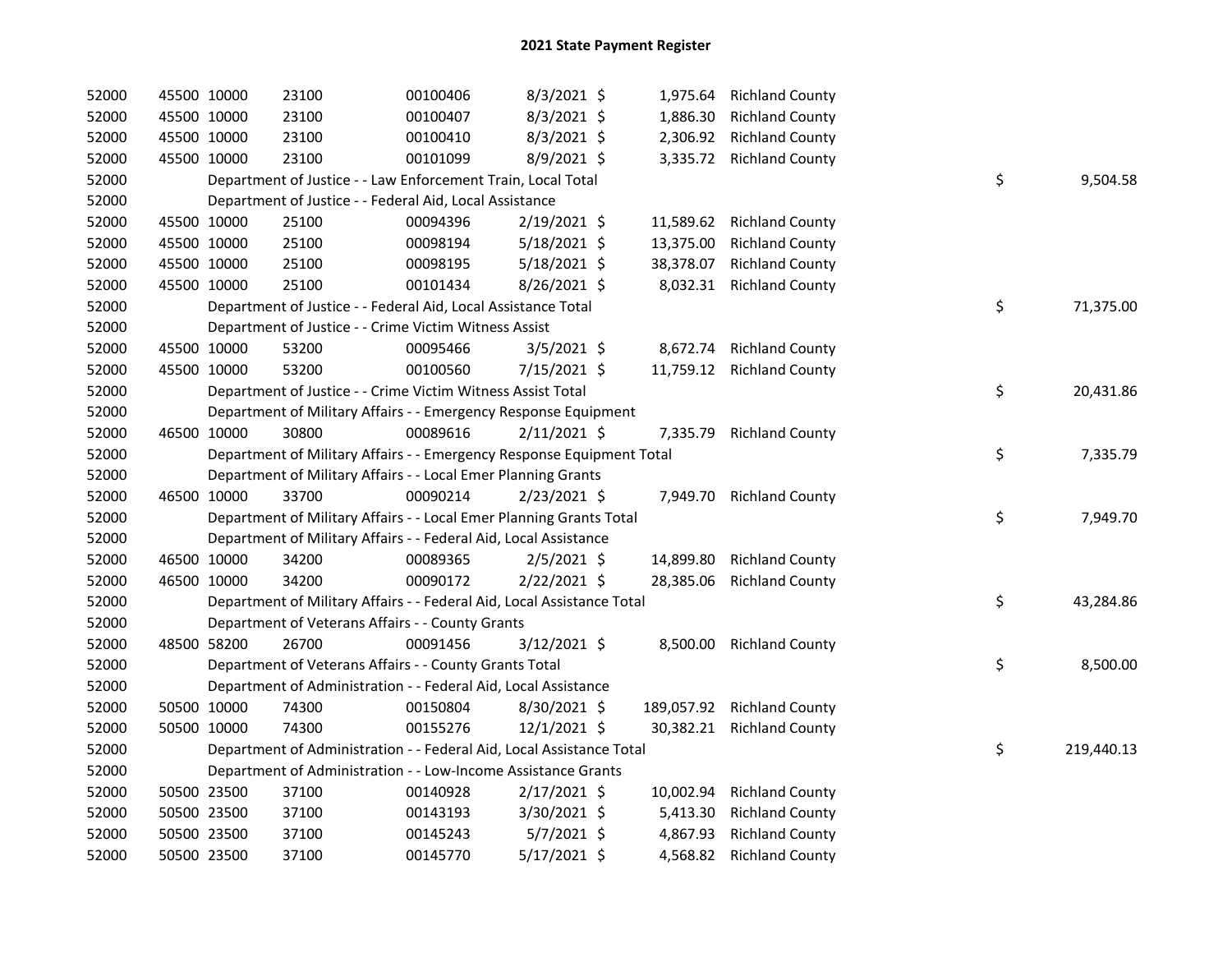# 2021 State Payment Register

| | | | | | | | | | |
|---|---|---|---|---|---|---|---|---|---|
| 52000 | 45500 | 10000 | 23100 | 00100406 | 8/3/2021 | $ 1,975.64 | Richland County | | |
| 52000 | 45500 | 10000 | 23100 | 00100407 | 8/3/2021 | $ 1,886.30 | Richland County | | |
| 52000 | 45500 | 10000 | 23100 | 00100410 | 8/3/2021 | $ 2,306.92 | Richland County | | |
| 52000 | 45500 | 10000 | 23100 | 00101099 | 8/9/2021 | $ 3,335.72 | Richland County | | |
| 52000 | | Department of Justice - - Law Enforcement Train, Local Total | | | | | | $ | 9,504.58 |
| 52000 | | Department of Justice - - Federal Aid, Local Assistance | | | | | | | |
| 52000 | 45500 | 10000 | 25100 | 00094396 | 2/19/2021 | $ 11,589.62 | Richland County | | |
| 52000 | 45500 | 10000 | 25100 | 00098194 | 5/18/2021 | $ 13,375.00 | Richland County | | |
| 52000 | 45500 | 10000 | 25100 | 00098195 | 5/18/2021 | $ 38,378.07 | Richland County | | |
| 52000 | 45500 | 10000 | 25100 | 00101434 | 8/26/2021 | $ 8,032.31 | Richland County | | |
| 52000 | | Department of Justice - - Federal Aid, Local Assistance Total | | | | | | $ | 71,375.00 |
| 52000 | | Department of Justice - - Crime Victim Witness Assist | | | | | | | |
| 52000 | 45500 | 10000 | 53200 | 00095466 | 3/5/2021 | $ 8,672.74 | Richland County | | |
| 52000 | 45500 | 10000 | 53200 | 00100560 | 7/15/2021 | $ 11,759.12 | Richland County | | |
| 52000 | | Department of Justice - - Crime Victim Witness Assist Total | | | | | | $ | 20,431.86 |
| 52000 | | Department of Military Affairs - - Emergency Response Equipment | | | | | | | |
| 52000 | 46500 | 10000 | 30800 | 00089616 | 2/11/2021 | $ 7,335.79 | Richland County | | |
| 52000 | | Department of Military Affairs - - Emergency Response Equipment Total | | | | | | $ | 7,335.79 |
| 52000 | | Department of Military Affairs - - Local Emer Planning Grants | | | | | | | |
| 52000 | 46500 | 10000 | 33700 | 00090214 | 2/23/2021 | $ 7,949.70 | Richland County | | |
| 52000 | | Department of Military Affairs - - Local Emer Planning Grants Total | | | | | | $ | 7,949.70 |
| 52000 | | Department of Military Affairs - - Federal Aid, Local Assistance | | | | | | | |
| 52000 | 46500 | 10000 | 34200 | 00089365 | 2/5/2021 | $ 14,899.80 | Richland County | | |
| 52000 | 46500 | 10000 | 34200 | 00090172 | 2/22/2021 | $ 28,385.06 | Richland County | | |
| 52000 | | Department of Military Affairs - - Federal Aid, Local Assistance Total | | | | | | $ | 43,284.86 |
| 52000 | | Department of Veterans Affairs - - County Grants | | | | | | | |
| 52000 | 48500 | 58200 | 26700 | 00091456 | 3/12/2021 | $ 8,500.00 | Richland County | | |
| 52000 | | Department of Veterans Affairs - - County Grants Total | | | | | | $ | 8,500.00 |
| 52000 | | Department of Administration - - Federal Aid, Local Assistance | | | | | | | |
| 52000 | 50500 | 10000 | 74300 | 00150804 | 8/30/2021 | $ 189,057.92 | Richland County | | |
| 52000 | 50500 | 10000 | 74300 | 00155276 | 12/1/2021 | $ 30,382.21 | Richland County | | |
| 52000 | | Department of Administration - - Federal Aid, Local Assistance Total | | | | | | $ | 219,440.13 |
| 52000 | | Department of Administration - - Low-Income Assistance Grants | | | | | | | |
| 52000 | 50500 | 23500 | 37100 | 00140928 | 2/17/2021 | $ 10,002.94 | Richland County | | |
| 52000 | 50500 | 23500 | 37100 | 00143193 | 3/30/2021 | $ 5,413.30 | Richland County | | |
| 52000 | 50500 | 23500 | 37100 | 00145243 | 5/7/2021 | $ 4,867.93 | Richland County | | |
| 52000 | 50500 | 23500 | 37100 | 00145770 | 5/17/2021 | $ 4,568.82 | Richland County | | |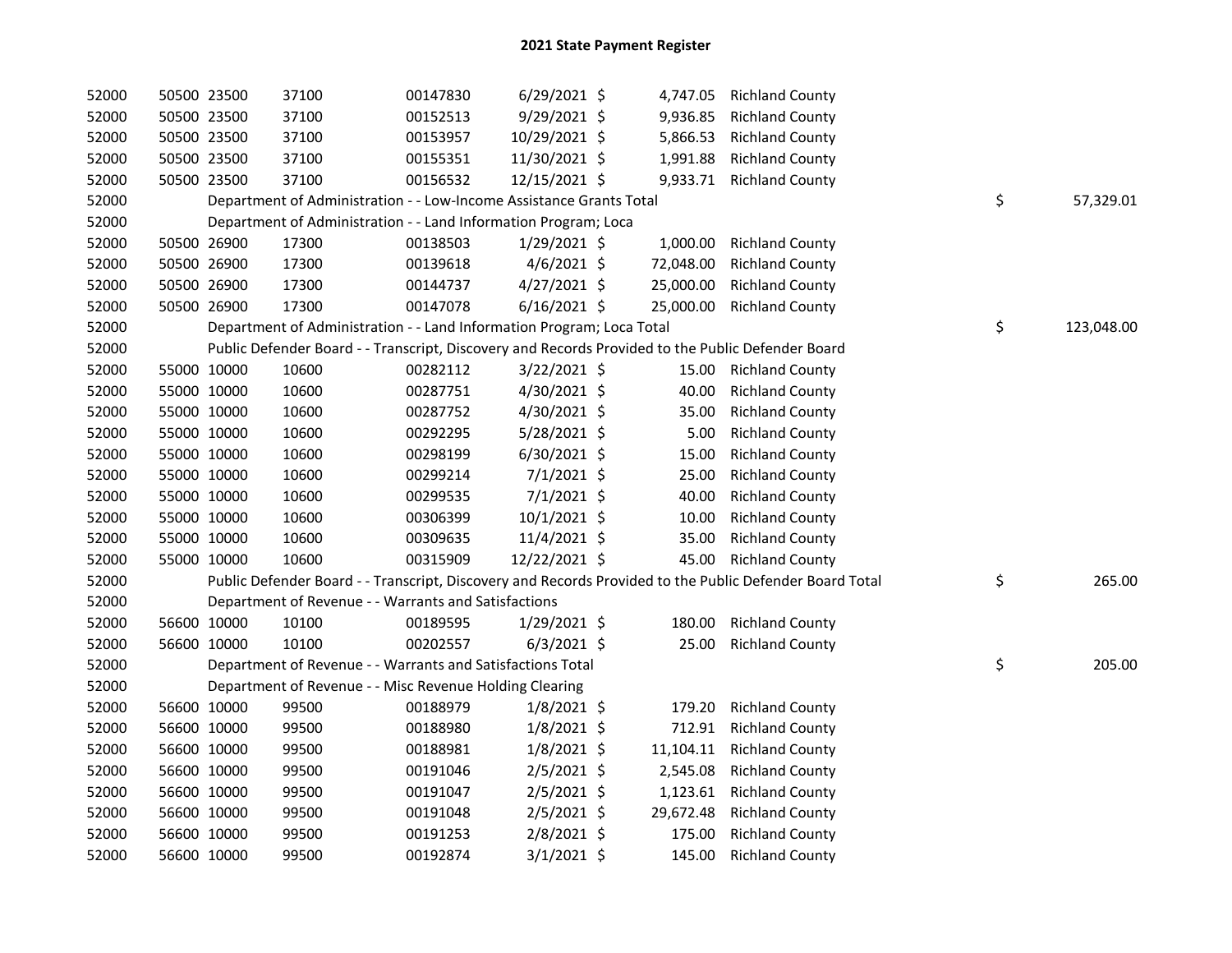# 2021 State Payment Register

| | | | | | | | | |
|---|---|---|---|---|---|---|---|---|
| 52000 | 50500 23500 | 37100 | 00147830 | 6/29/2021 | $ 4,747.05 | Richland County | | |
| 52000 | 50500 23500 | 37100 | 00152513 | 9/29/2021 | $ 9,936.85 | Richland County | | |
| 52000 | 50500 23500 | 37100 | 00153957 | 10/29/2021 | $ 5,866.53 | Richland County | | |
| 52000 | 50500 23500 | 37100 | 00155351 | 11/30/2021 | $ 1,991.88 | Richland County | | |
| 52000 | 50500 23500 | 37100 | 00156532 | 12/15/2021 | $ 9,933.71 | Richland County | | |
| 52000 | Department of Administration - - Low-Income Assistance Grants Total | | | | | | $ | 57,329.01 |
| 52000 | Department of Administration - - Land Information Program; Loca | | | | | | | |
| 52000 | 50500 26900 | 17300 | 00138503 | 1/29/2021 | $ 1,000.00 | Richland County | | |
| 52000 | 50500 26900 | 17300 | 00139618 | 4/6/2021 | $ 72,048.00 | Richland County | | |
| 52000 | 50500 26900 | 17300 | 00144737 | 4/27/2021 | $ 25,000.00 | Richland County | | |
| 52000 | 50500 26900 | 17300 | 00147078 | 6/16/2021 | $ 25,000.00 | Richland County | | |
| 52000 | Department of Administration - - Land Information Program; Loca Total | | | | | | $ | 123,048.00 |
| 52000 | Public Defender Board - - Transcript, Discovery and Records Provided to the Public Defender Board | | | | | | | |
| 52000 | 55000 10000 | 10600 | 00282112 | 3/22/2021 | $ 15.00 | Richland County | | |
| 52000 | 55000 10000 | 10600 | 00287751 | 4/30/2021 | $ 40.00 | Richland County | | |
| 52000 | 55000 10000 | 10600 | 00287752 | 4/30/2021 | $ 35.00 | Richland County | | |
| 52000 | 55000 10000 | 10600 | 00292295 | 5/28/2021 | $ 5.00 | Richland County | | |
| 52000 | 55000 10000 | 10600 | 00298199 | 6/30/2021 | $ 15.00 | Richland County | | |
| 52000 | 55000 10000 | 10600 | 00299214 | 7/1/2021 | $ 25.00 | Richland County | | |
| 52000 | 55000 10000 | 10600 | 00299535 | 7/1/2021 | $ 40.00 | Richland County | | |
| 52000 | 55000 10000 | 10600 | 00306399 | 10/1/2021 | $ 10.00 | Richland County | | |
| 52000 | 55000 10000 | 10600 | 00309635 | 11/4/2021 | $ 35.00 | Richland County | | |
| 52000 | 55000 10000 | 10600 | 00315909 | 12/22/2021 | $ 45.00 | Richland County | | |
| 52000 | Public Defender Board - - Transcript, Discovery and Records Provided to the Public Defender Board Total | | | | | | $ | 265.00 |
| 52000 | Department of Revenue - - Warrants and Satisfactions | | | | | | | |
| 52000 | 56600 10000 | 10100 | 00189595 | 1/29/2021 | $ 180.00 | Richland County | | |
| 52000 | 56600 10000 | 10100 | 00202557 | 6/3/2021 | $ 25.00 | Richland County | | |
| 52000 | Department of Revenue - - Warrants and Satisfactions Total | | | | | | $ | 205.00 |
| 52000 | Department of Revenue - - Misc Revenue Holding Clearing | | | | | | | |
| 52000 | 56600 10000 | 99500 | 00188979 | 1/8/2021 | $ 179.20 | Richland County | | |
| 52000 | 56600 10000 | 99500 | 00188980 | 1/8/2021 | $ 712.91 | Richland County | | |
| 52000 | 56600 10000 | 99500 | 00188981 | 1/8/2021 | $ 11,104.11 | Richland County | | |
| 52000 | 56600 10000 | 99500 | 00191046 | 2/5/2021 | $ 2,545.08 | Richland County | | |
| 52000 | 56600 10000 | 99500 | 00191047 | 2/5/2021 | $ 1,123.61 | Richland County | | |
| 52000 | 56600 10000 | 99500 | 00191048 | 2/5/2021 | $ 29,672.48 | Richland County | | |
| 52000 | 56600 10000 | 99500 | 00191253 | 2/8/2021 | $ 175.00 | Richland County | | |
| 52000 | 56600 10000 | 99500 | 00192874 | 3/1/2021 | $ 145.00 | Richland County | | |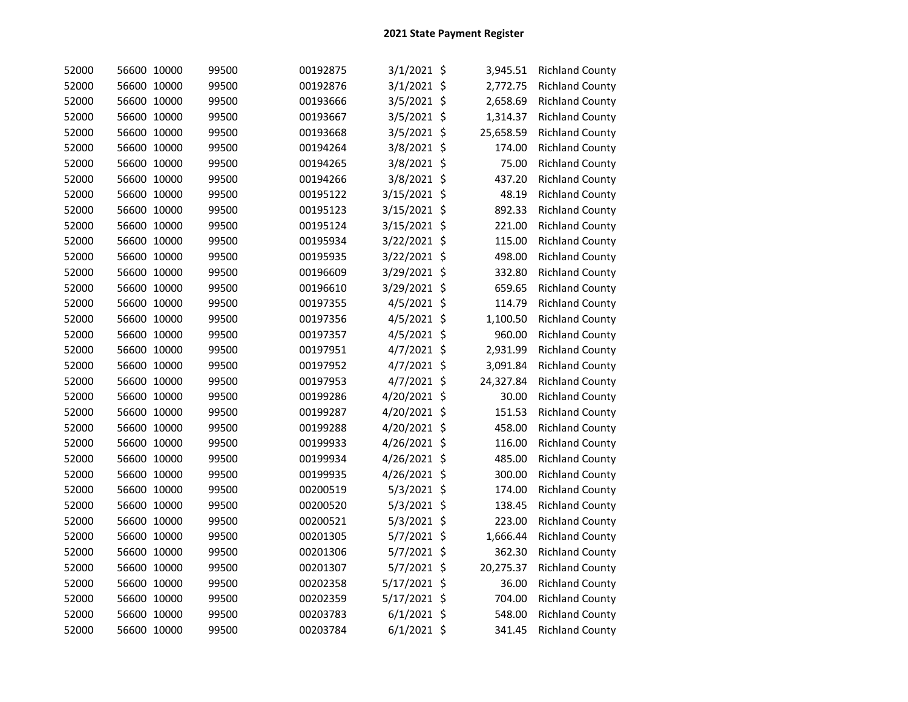## 2021 State Payment Register

| | | | | | | | | |
|---|---|---|---|---|---|---|---|---|
| 52000 | 56600 | 10000 | 99500 | 00192875 | 3/1/2021 | $ | 3,945.51 | Richland County |
| 52000 | 56600 | 10000 | 99500 | 00192876 | 3/1/2021 | $ | 2,772.75 | Richland County |
| 52000 | 56600 | 10000 | 99500 | 00193666 | 3/5/2021 | $ | 2,658.69 | Richland County |
| 52000 | 56600 | 10000 | 99500 | 00193667 | 3/5/2021 | $ | 1,314.37 | Richland County |
| 52000 | 56600 | 10000 | 99500 | 00193668 | 3/5/2021 | $ | 25,658.59 | Richland County |
| 52000 | 56600 | 10000 | 99500 | 00194264 | 3/8/2021 | $ | 174.00 | Richland County |
| 52000 | 56600 | 10000 | 99500 | 00194265 | 3/8/2021 | $ | 75.00 | Richland County |
| 52000 | 56600 | 10000 | 99500 | 00194266 | 3/8/2021 | $ | 437.20 | Richland County |
| 52000 | 56600 | 10000 | 99500 | 00195122 | 3/15/2021 | $ | 48.19 | Richland County |
| 52000 | 56600 | 10000 | 99500 | 00195123 | 3/15/2021 | $ | 892.33 | Richland County |
| 52000 | 56600 | 10000 | 99500 | 00195124 | 3/15/2021 | $ | 221.00 | Richland County |
| 52000 | 56600 | 10000 | 99500 | 00195934 | 3/22/2021 | $ | 115.00 | Richland County |
| 52000 | 56600 | 10000 | 99500 | 00195935 | 3/22/2021 | $ | 498.00 | Richland County |
| 52000 | 56600 | 10000 | 99500 | 00196609 | 3/29/2021 | $ | 332.80 | Richland County |
| 52000 | 56600 | 10000 | 99500 | 00196610 | 3/29/2021 | $ | 659.65 | Richland County |
| 52000 | 56600 | 10000 | 99500 | 00197355 | 4/5/2021 | $ | 114.79 | Richland County |
| 52000 | 56600 | 10000 | 99500 | 00197356 | 4/5/2021 | $ | 1,100.50 | Richland County |
| 52000 | 56600 | 10000 | 99500 | 00197357 | 4/5/2021 | $ | 960.00 | Richland County |
| 52000 | 56600 | 10000 | 99500 | 00197951 | 4/7/2021 | $ | 2,931.99 | Richland County |
| 52000 | 56600 | 10000 | 99500 | 00197952 | 4/7/2021 | $ | 3,091.84 | Richland County |
| 52000 | 56600 | 10000 | 99500 | 00197953 | 4/7/2021 | $ | 24,327.84 | Richland County |
| 52000 | 56600 | 10000 | 99500 | 00199286 | 4/20/2021 | $ | 30.00 | Richland County |
| 52000 | 56600 | 10000 | 99500 | 00199287 | 4/20/2021 | $ | 151.53 | Richland County |
| 52000 | 56600 | 10000 | 99500 | 00199288 | 4/20/2021 | $ | 458.00 | Richland County |
| 52000 | 56600 | 10000 | 99500 | 00199933 | 4/26/2021 | $ | 116.00 | Richland County |
| 52000 | 56600 | 10000 | 99500 | 00199934 | 4/26/2021 | $ | 485.00 | Richland County |
| 52000 | 56600 | 10000 | 99500 | 00199935 | 4/26/2021 | $ | 300.00 | Richland County |
| 52000 | 56600 | 10000 | 99500 | 00200519 | 5/3/2021 | $ | 174.00 | Richland County |
| 52000 | 56600 | 10000 | 99500 | 00200520 | 5/3/2021 | $ | 138.45 | Richland County |
| 52000 | 56600 | 10000 | 99500 | 00200521 | 5/3/2021 | $ | 223.00 | Richland County |
| 52000 | 56600 | 10000 | 99500 | 00201305 | 5/7/2021 | $ | 1,666.44 | Richland County |
| 52000 | 56600 | 10000 | 99500 | 00201306 | 5/7/2021 | $ | 362.30 | Richland County |
| 52000 | 56600 | 10000 | 99500 | 00201307 | 5/7/2021 | $ | 20,275.37 | Richland County |
| 52000 | 56600 | 10000 | 99500 | 00202358 | 5/17/2021 | $ | 36.00 | Richland County |
| 52000 | 56600 | 10000 | 99500 | 00202359 | 5/17/2021 | $ | 704.00 | Richland County |
| 52000 | 56600 | 10000 | 99500 | 00203783 | 6/1/2021 | $ | 548.00 | Richland County |
| 52000 | 56600 | 10000 | 99500 | 00203784 | 6/1/2021 | $ | 341.45 | Richland County |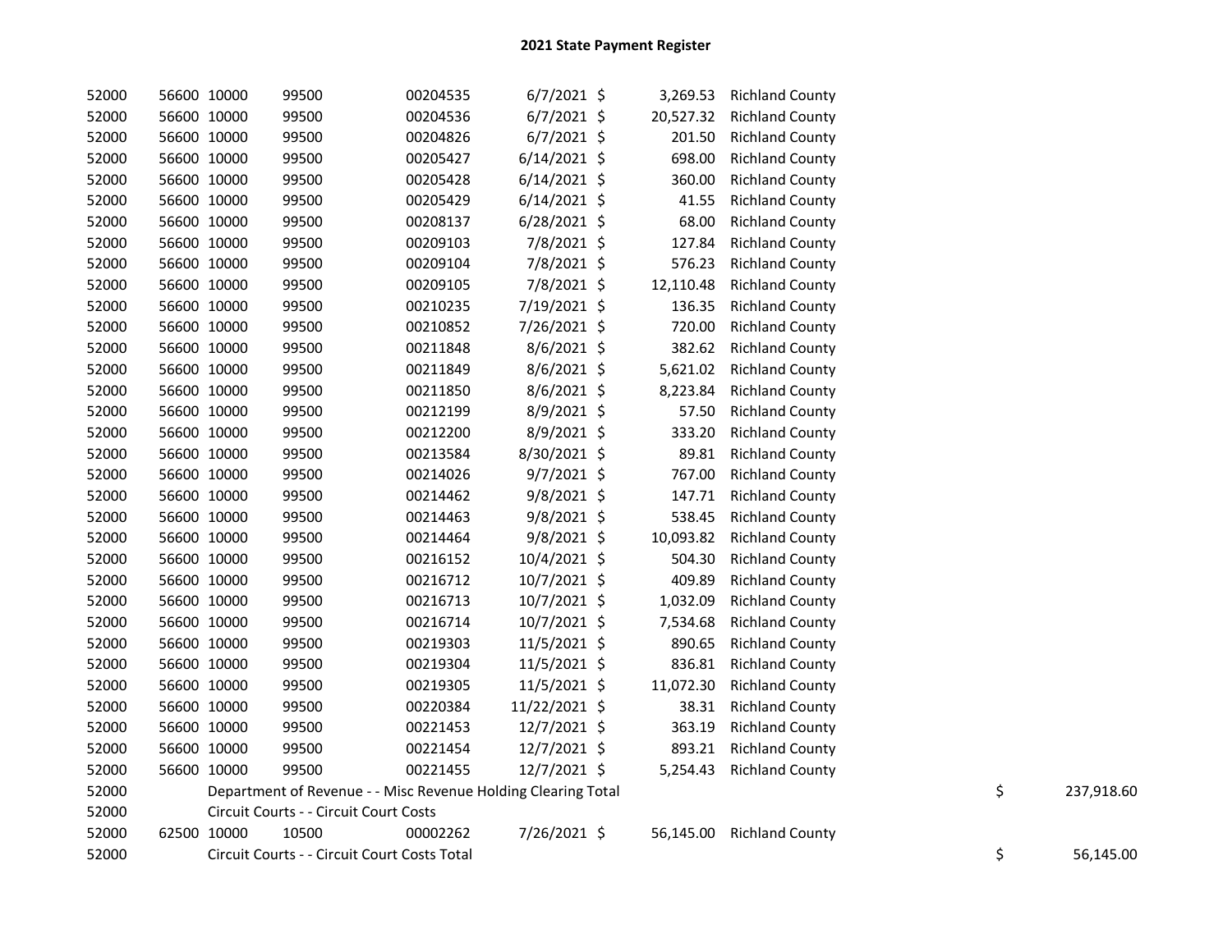# 2021 State Payment Register

| | | | | | | | | | | |
|---|---|---|---|---|---|---|---|---|---|---|
| 52000 | 56600 | 10000 | 99500 | 00204535 | 6/7/2021 | $ | 3,269.53 | Richland County | | |
| 52000 | 56600 | 10000 | 99500 | 00204536 | 6/7/2021 | $ | 20,527.32 | Richland County | | |
| 52000 | 56600 | 10000 | 99500 | 00204826 | 6/7/2021 | $ | 201.50 | Richland County | | |
| 52000 | 56600 | 10000 | 99500 | 00205427 | 6/14/2021 | $ | 698.00 | Richland County | | |
| 52000 | 56600 | 10000 | 99500 | 00205428 | 6/14/2021 | $ | 360.00 | Richland County | | |
| 52000 | 56600 | 10000 | 99500 | 00205429 | 6/14/2021 | $ | 41.55 | Richland County | | |
| 52000 | 56600 | 10000 | 99500 | 00208137 | 6/28/2021 | $ | 68.00 | Richland County | | |
| 52000 | 56600 | 10000 | 99500 | 00209103 | 7/8/2021 | $ | 127.84 | Richland County | | |
| 52000 | 56600 | 10000 | 99500 | 00209104 | 7/8/2021 | $ | 576.23 | Richland County | | |
| 52000 | 56600 | 10000 | 99500 | 00209105 | 7/8/2021 | $ | 12,110.48 | Richland County | | |
| 52000 | 56600 | 10000 | 99500 | 00210235 | 7/19/2021 | $ | 136.35 | Richland County | | |
| 52000 | 56600 | 10000 | 99500 | 00210852 | 7/26/2021 | $ | 720.00 | Richland County | | |
| 52000 | 56600 | 10000 | 99500 | 00211848 | 8/6/2021 | $ | 382.62 | Richland County | | |
| 52000 | 56600 | 10000 | 99500 | 00211849 | 8/6/2021 | $ | 5,621.02 | Richland County | | |
| 52000 | 56600 | 10000 | 99500 | 00211850 | 8/6/2021 | $ | 8,223.84 | Richland County | | |
| 52000 | 56600 | 10000 | 99500 | 00212199 | 8/9/2021 | $ | 57.50 | Richland County | | |
| 52000 | 56600 | 10000 | 99500 | 00212200 | 8/9/2021 | $ | 333.20 | Richland County | | |
| 52000 | 56600 | 10000 | 99500 | 00213584 | 8/30/2021 | $ | 89.81 | Richland County | | |
| 52000 | 56600 | 10000 | 99500 | 00214026 | 9/7/2021 | $ | 767.00 | Richland County | | |
| 52000 | 56600 | 10000 | 99500 | 00214462 | 9/8/2021 | $ | 147.71 | Richland County | | |
| 52000 | 56600 | 10000 | 99500 | 00214463 | 9/8/2021 | $ | 538.45 | Richland County | | |
| 52000 | 56600 | 10000 | 99500 | 00214464 | 9/8/2021 | $ | 10,093.82 | Richland County | | |
| 52000 | 56600 | 10000 | 99500 | 00216152 | 10/4/2021 | $ | 504.30 | Richland County | | |
| 52000 | 56600 | 10000 | 99500 | 00216712 | 10/7/2021 | $ | 409.89 | Richland County | | |
| 52000 | 56600 | 10000 | 99500 | 00216713 | 10/7/2021 | $ | 1,032.09 | Richland County | | |
| 52000 | 56600 | 10000 | 99500 | 00216714 | 10/7/2021 | $ | 7,534.68 | Richland County | | |
| 52000 | 56600 | 10000 | 99500 | 00219303 | 11/5/2021 | $ | 890.65 | Richland County | | |
| 52000 | 56600 | 10000 | 99500 | 00219304 | 11/5/2021 | $ | 836.81 | Richland County | | |
| 52000 | 56600 | 10000 | 99500 | 00219305 | 11/5/2021 | $ | 11,072.30 | Richland County | | |
| 52000 | 56600 | 10000 | 99500 | 00220384 | 11/22/2021 | $ | 38.31 | Richland County | | |
| 52000 | 56600 | 10000 | 99500 | 00221453 | 12/7/2021 | $ | 363.19 | Richland County | | |
| 52000 | 56600 | 10000 | 99500 | 00221454 | 12/7/2021 | $ | 893.21 | Richland County | | |
| 52000 | 56600 | 10000 | 99500 | 00221455 | 12/7/2021 | $ | 5,254.43 | Richland County | | |
| 52000 | | Department of Revenue - - Misc Revenue Holding Clearing Total | | | | | | | $ | 237,918.60 |
| 52000 | | Circuit Courts - - Circuit Court Costs | | | | | | | | |
| 52000 | 62500 | 10000 | 10500 | 00002262 | 7/26/2021 | $ | 56,145.00 | Richland County | | |
| 52000 | | Circuit Courts - - Circuit Court Costs Total | | | | | | | $ | 56,145.00 |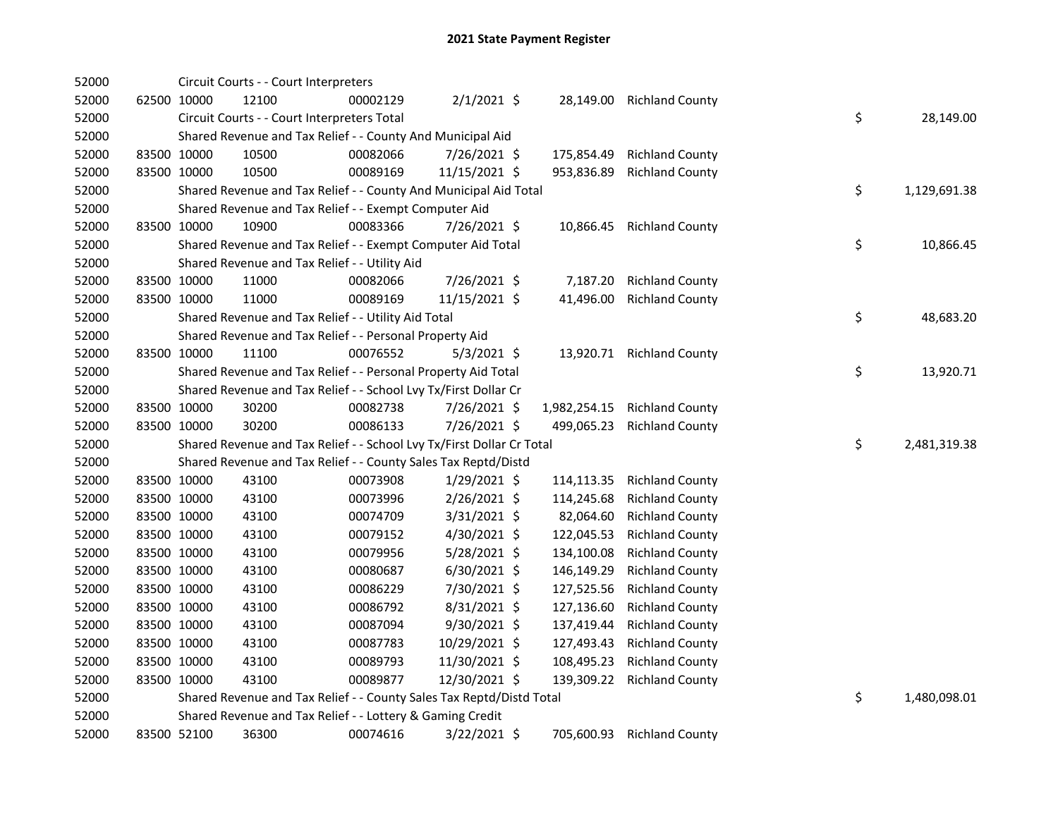# 2021 State Payment Register

| | | | | | | | | | |
|---|---|---|---|---|---|---|---|---|---|
| 52000 | | | Circuit Courts - - Court Interpreters | | | | | | |
| 52000 | 62500 | 10000 | 12100 | 00002129 | 2/1/2021 | $ 28,149.00 | Richland County | | |
| 52000 | | | Circuit Courts - - Court Interpreters Total | | | | | $ | 28,149.00 |
| 52000 | | | Shared Revenue and Tax Relief - - County And Municipal Aid | | | | | | |
| 52000 | 83500 | 10000 | 10500 | 00082066 | 7/26/2021 | $ 175,854.49 | Richland County | | |
| 52000 | 83500 | 10000 | 10500 | 00089169 | 11/15/2021 | $ 953,836.89 | Richland County | | |
| 52000 | | | Shared Revenue and Tax Relief - - County And Municipal Aid Total | | | | | $ | 1,129,691.38 |
| 52000 | | | Shared Revenue and Tax Relief - - Exempt Computer Aid | | | | | | |
| 52000 | 83500 | 10000 | 10900 | 00083366 | 7/26/2021 | $ 10,866.45 | Richland County | | |
| 52000 | | | Shared Revenue and Tax Relief - - Exempt Computer Aid Total | | | | | $ | 10,866.45 |
| 52000 | | | Shared Revenue and Tax Relief - - Utility Aid | | | | | | |
| 52000 | 83500 | 10000 | 11000 | 00082066 | 7/26/2021 | $ 7,187.20 | Richland County | | |
| 52000 | 83500 | 10000 | 11000 | 00089169 | 11/15/2021 | $ 41,496.00 | Richland County | | |
| 52000 | | | Shared Revenue and Tax Relief - - Utility Aid Total | | | | | $ | 48,683.20 |
| 52000 | | | Shared Revenue and Tax Relief - - Personal Property Aid | | | | | | |
| 52000 | 83500 | 10000 | 11100 | 00076552 | 5/3/2021 | $ 13,920.71 | Richland County | | |
| 52000 | | | Shared Revenue and Tax Relief - - Personal Property Aid Total | | | | | $ | 13,920.71 |
| 52000 | | | Shared Revenue and Tax Relief - - School Lvy Tx/First Dollar Cr | | | | | | |
| 52000 | 83500 | 10000 | 30200 | 00082738 | 7/26/2021 | $ 1,982,254.15 | Richland County | | |
| 52000 | 83500 | 10000 | 30200 | 00086133 | 7/26/2021 | $ 499,065.23 | Richland County | | |
| 52000 | | | Shared Revenue and Tax Relief - - School Lvy Tx/First Dollar Cr Total | | | | | $ | 2,481,319.38 |
| 52000 | | | Shared Revenue and Tax Relief - - County Sales Tax Reptd/Distd | | | | | | |
| 52000 | 83500 | 10000 | 43100 | 00073908 | 1/29/2021 | $ 114,113.35 | Richland County | | |
| 52000 | 83500 | 10000 | 43100 | 00073996 | 2/26/2021 | $ 114,245.68 | Richland County | | |
| 52000 | 83500 | 10000 | 43100 | 00074709 | 3/31/2021 | $ 82,064.60 | Richland County | | |
| 52000 | 83500 | 10000 | 43100 | 00079152 | 4/30/2021 | $ 122,045.53 | Richland County | | |
| 52000 | 83500 | 10000 | 43100 | 00079956 | 5/28/2021 | $ 134,100.08 | Richland County | | |
| 52000 | 83500 | 10000 | 43100 | 00080687 | 6/30/2021 | $ 146,149.29 | Richland County | | |
| 52000 | 83500 | 10000 | 43100 | 00086229 | 7/30/2021 | $ 127,525.56 | Richland County | | |
| 52000 | 83500 | 10000 | 43100 | 00086792 | 8/31/2021 | $ 127,136.60 | Richland County | | |
| 52000 | 83500 | 10000 | 43100 | 00087094 | 9/30/2021 | $ 137,419.44 | Richland County | | |
| 52000 | 83500 | 10000 | 43100 | 00087783 | 10/29/2021 | $ 127,493.43 | Richland County | | |
| 52000 | 83500 | 10000 | 43100 | 00089793 | 11/30/2021 | $ 108,495.23 | Richland County | | |
| 52000 | 83500 | 10000 | 43100 | 00089877 | 12/30/2021 | $ 139,309.22 | Richland County | | |
| 52000 | | | Shared Revenue and Tax Relief - - County Sales Tax Reptd/Distd Total | | | | | $ | 1,480,098.01 |
| 52000 | | | Shared Revenue and Tax Relief - - Lottery & Gaming Credit | | | | | | |
| 52000 | 83500 | 52100 | 36300 | 00074616 | 3/22/2021 | $ 705,600.93 | Richland County | | |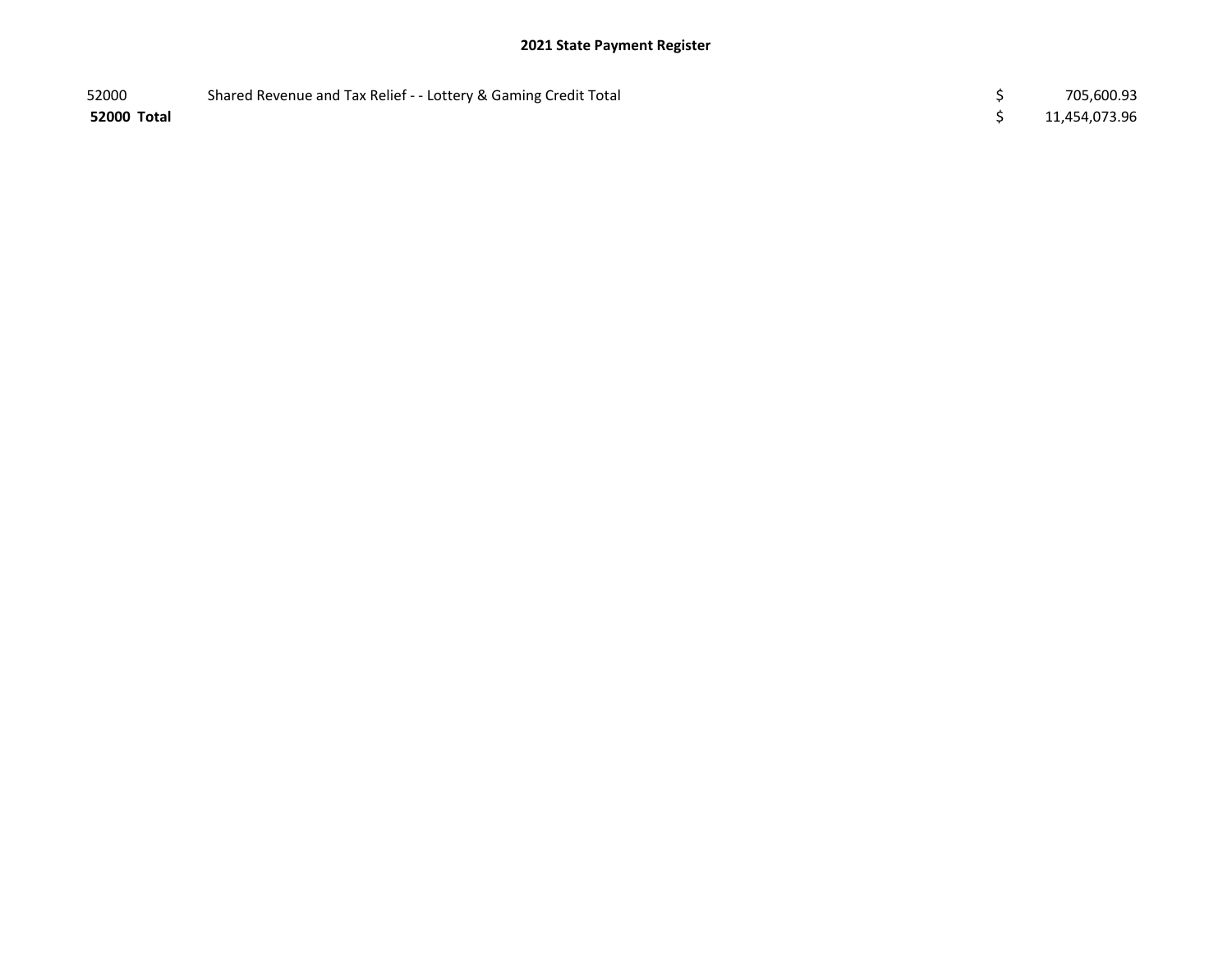## 2021 State Payment Register

| | | | |
|---|---|---|---|
| 52000 | Shared Revenue and Tax Relief - - Lottery & Gaming Credit Total | $ | 705,600.93 |
| **52000 Total** | | $ | 11,454,073.96 |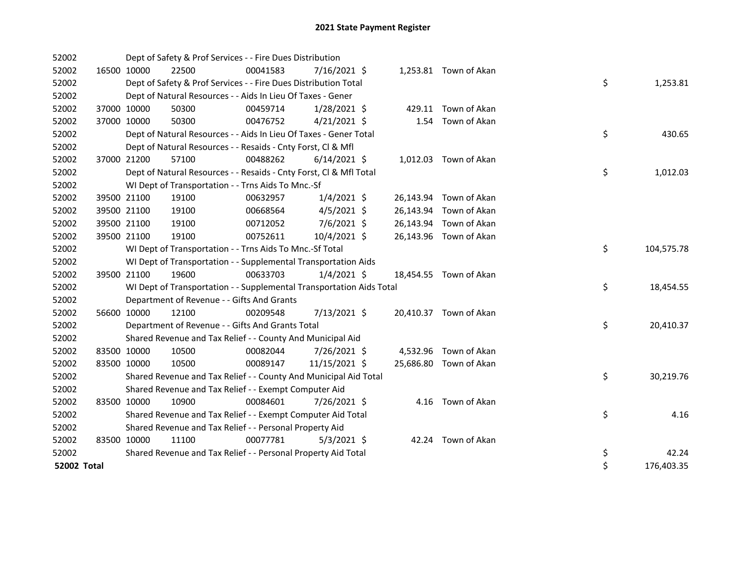# 2021 State Payment Register

| | | | | | | | | | |
|---|---|---|---|---|---|---|---|---|---|
| 52002 | | Dept of Safety & Prof Services - - Fire Dues Distribution | | | | | | | |
| 52002 | 16500 | 10000 | 22500 | 00041583 | 7/16/2021 | $ | 1,253.81 | Town of Akan | |
| 52002 | | Dept of Safety & Prof Services - - Fire Dues Distribution Total | | | | | | | $ 1,253.81 |
| 52002 | | Dept of Natural Resources - - Aids In Lieu Of Taxes - Gener | | | | | | | |
| 52002 | 37000 | 10000 | 50300 | 00459714 | 1/28/2021 | $ | 429.11 | Town of Akan | |
| 52002 | 37000 | 10000 | 50300 | 00476752 | 4/21/2021 | $ | 1.54 | Town of Akan | |
| 52002 | | Dept of Natural Resources - - Aids In Lieu Of Taxes - Gener Total | | | | | | | $ 430.65 |
| 52002 | | Dept of Natural Resources - - Resaids - Cnty Forst, Cl & Mfl | | | | | | | |
| 52002 | 37000 | 21200 | 57100 | 00488262 | 6/14/2021 | $ | 1,012.03 | Town of Akan | |
| 52002 | | Dept of Natural Resources - - Resaids - Cnty Forst, Cl & Mfl Total | | | | | | | $ 1,012.03 |
| 52002 | | WI Dept of Transportation - - Trns Aids To Mnc.-Sf | | | | | | | |
| 52002 | 39500 | 21100 | 19100 | 00632957 | 1/4/2021 | $ | 26,143.94 | Town of Akan | |
| 52002 | 39500 | 21100 | 19100 | 00668564 | 4/5/2021 | $ | 26,143.94 | Town of Akan | |
| 52002 | 39500 | 21100 | 19100 | 00712052 | 7/6/2021 | $ | 26,143.94 | Town of Akan | |
| 52002 | 39500 | 21100 | 19100 | 00752611 | 10/4/2021 | $ | 26,143.96 | Town of Akan | |
| 52002 | | WI Dept of Transportation - - Trns Aids To Mnc.-Sf Total | | | | | | | $ 104,575.78 |
| 52002 | | WI Dept of Transportation - - Supplemental Transportation Aids | | | | | | | |
| 52002 | 39500 | 21100 | 19600 | 00633703 | 1/4/2021 | $ | 18,454.55 | Town of Akan | |
| 52002 | | WI Dept of Transportation - - Supplemental Transportation Aids Total | | | | | | | $ 18,454.55 |
| 52002 | | Department of Revenue - - Gifts And Grants | | | | | | | |
| 52002 | 56600 | 10000 | 12100 | 00209548 | 7/13/2021 | $ | 20,410.37 | Town of Akan | |
| 52002 | | Department of Revenue - - Gifts And Grants Total | | | | | | | $ 20,410.37 |
| 52002 | | Shared Revenue and Tax Relief - - County And Municipal Aid | | | | | | | |
| 52002 | 83500 | 10000 | 10500 | 00082044 | 7/26/2021 | $ | 4,532.96 | Town of Akan | |
| 52002 | 83500 | 10000 | 10500 | 00089147 | 11/15/2021 | $ | 25,686.80 | Town of Akan | |
| 52002 | | Shared Revenue and Tax Relief - - County And Municipal Aid Total | | | | | | | $ 30,219.76 |
| 52002 | | Shared Revenue and Tax Relief - - Exempt Computer Aid | | | | | | | |
| 52002 | 83500 | 10000 | 10900 | 00084601 | 7/26/2021 | $ | 4.16 | Town of Akan | |
| 52002 | | Shared Revenue and Tax Relief - - Exempt Computer Aid Total | | | | | | | $ 4.16 |
| 52002 | | Shared Revenue and Tax Relief - - Personal Property Aid | | | | | | | |
| 52002 | 83500 | 10000 | 11100 | 00077781 | 5/3/2021 | $ | 42.24 | Town of Akan | |
| 52002 | | Shared Revenue and Tax Relief - - Personal Property Aid Total | | | | | | | $ 42.24 |
| **52002 Total** | | | | | | | | | $ 176,403.35 |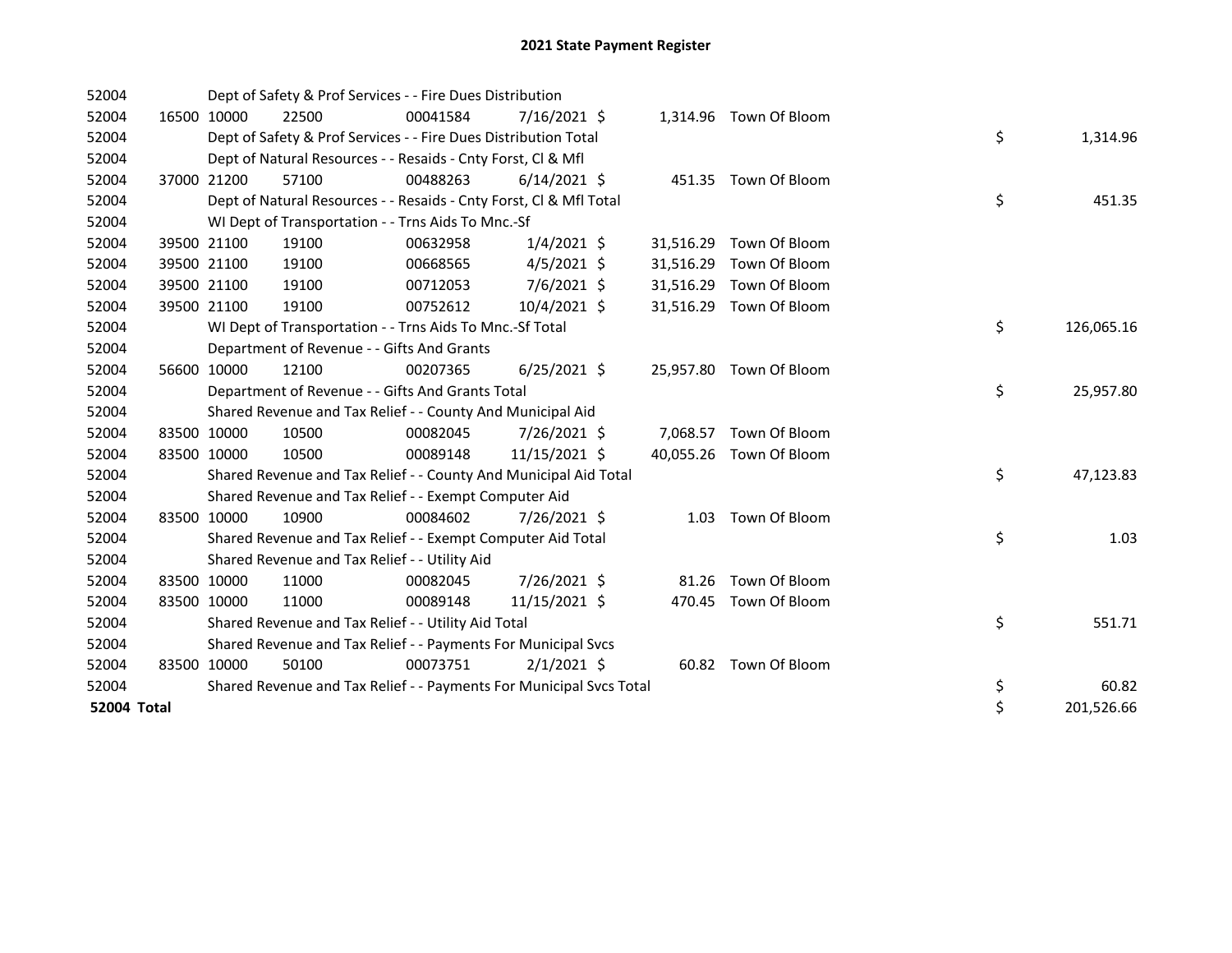# 2021 State Payment Register

| | | | | | | | | | |
|---|---|---|---|---|---|---|---|---|---|
| 52004 | | Dept of Safety & Prof Services - - Fire Dues Distribution | | | | | | | |
| 52004 | 16500 | 10000 | 22500 | 00041584 | 7/16/2021 | $ 1,314.96 | Town Of Bloom | | |
| 52004 | | Dept of Safety & Prof Services - - Fire Dues Distribution Total | | | | | | $ | 1,314.96 |
| 52004 | | Dept of Natural Resources - - Resaids - Cnty Forst, Cl & Mfl | | | | | | | |
| 52004 | 37000 | 21200 | 57100 | 00488263 | 6/14/2021 | $ 451.35 | Town Of Bloom | | |
| 52004 | | Dept of Natural Resources - - Resaids - Cnty Forst, Cl & Mfl Total | | | | | | $ | 451.35 |
| 52004 | | WI Dept of Transportation - - Trns Aids To Mnc.-Sf | | | | | | | |
| 52004 | 39500 | 21100 | 19100 | 00632958 | 1/4/2021 | $ 31,516.29 | Town Of Bloom | | |
| 52004 | 39500 | 21100 | 19100 | 00668565 | 4/5/2021 | $ 31,516.29 | Town Of Bloom | | |
| 52004 | 39500 | 21100 | 19100 | 00712053 | 7/6/2021 | $ 31,516.29 | Town Of Bloom | | |
| 52004 | 39500 | 21100 | 19100 | 00752612 | 10/4/2021 | $ 31,516.29 | Town Of Bloom | | |
| 52004 | | WI Dept of Transportation - - Trns Aids To Mnc.-Sf Total | | | | | | $ | 126,065.16 |
| 52004 | | Department of Revenue - - Gifts And Grants | | | | | | | |
| 52004 | 56600 | 10000 | 12100 | 00207365 | 6/25/2021 | $ 25,957.80 | Town Of Bloom | | |
| 52004 | | Department of Revenue - - Gifts And Grants Total | | | | | | $ | 25,957.80 |
| 52004 | | Shared Revenue and Tax Relief - - County And Municipal Aid | | | | | | | |
| 52004 | 83500 | 10000 | 10500 | 00082045 | 7/26/2021 | $ 7,068.57 | Town Of Bloom | | |
| 52004 | 83500 | 10000 | 10500 | 00089148 | 11/15/2021 | $ 40,055.26 | Town Of Bloom | | |
| 52004 | | Shared Revenue and Tax Relief - - County And Municipal Aid Total | | | | | | $ | 47,123.83 |
| 52004 | | Shared Revenue and Tax Relief - - Exempt Computer Aid | | | | | | | |
| 52004 | 83500 | 10000 | 10900 | 00084602 | 7/26/2021 | $ 1.03 | Town Of Bloom | | |
| 52004 | | Shared Revenue and Tax Relief - - Exempt Computer Aid Total | | | | | | $ | 1.03 |
| 52004 | | Shared Revenue and Tax Relief - - Utility Aid | | | | | | | |
| 52004 | 83500 | 10000 | 11000 | 00082045 | 7/26/2021 | $ 81.26 | Town Of Bloom | | |
| 52004 | 83500 | 10000 | 11000 | 00089148 | 11/15/2021 | $ 470.45 | Town Of Bloom | | |
| 52004 | | Shared Revenue and Tax Relief - - Utility Aid Total | | | | | | $ | 551.71 |
| 52004 | | Shared Revenue and Tax Relief - - Payments For Municipal Svcs | | | | | | | |
| 52004 | 83500 | 10000 | 50100 | 00073751 | 2/1/2021 | $ 60.82 | Town Of Bloom | | |
| 52004 | | Shared Revenue and Tax Relief - - Payments For Municipal Svcs Total | | | | | | $ | 60.82 |
| **52004 Total** | | | | | | | | $ | 201,526.66 |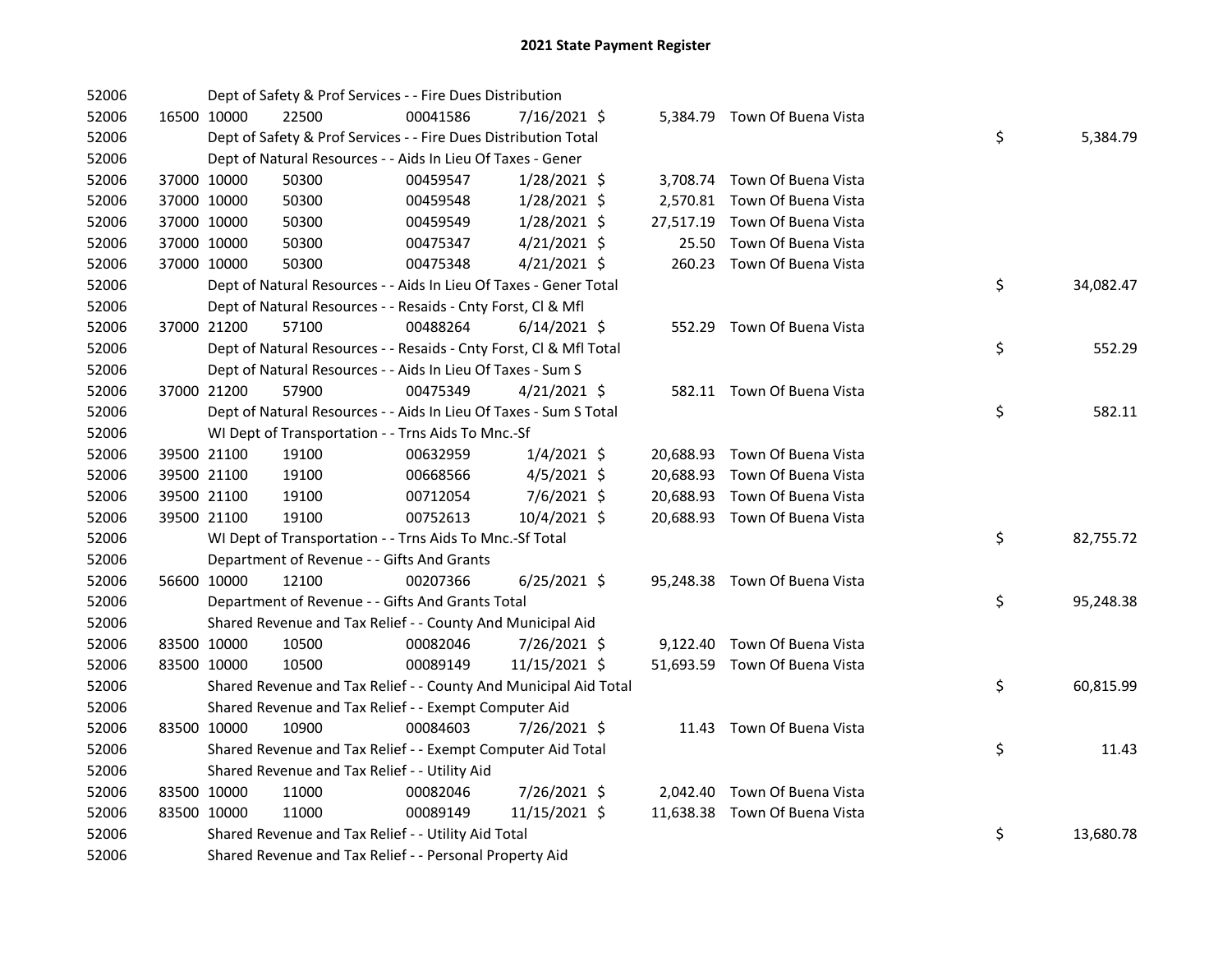# 2021 State Payment Register

| | | | | | | | | | |
|---|---|---|---|---|---|---|---|---|---|
| 52006 | | Dept of Safety & Prof Services - - Fire Dues Distribution | | | | | | | |
| 52006 | 16500 | 10000 | 22500 | 00041586 | 7/16/2021 $ | 5,384.79 | Town Of Buena Vista | | |
| 52006 | | Dept of Safety & Prof Services - - Fire Dues Distribution Total | | | | | | $ | 5,384.79 |
| 52006 | | Dept of Natural Resources - - Aids In Lieu Of Taxes - Gener | | | | | | | |
| 52006 | 37000 | 10000 | 50300 | 00459547 | 1/28/2021 $ | 3,708.74 | Town Of Buena Vista | | |
| 52006 | 37000 | 10000 | 50300 | 00459548 | 1/28/2021 $ | 2,570.81 | Town Of Buena Vista | | |
| 52006 | 37000 | 10000 | 50300 | 00459549 | 1/28/2021 $ | 27,517.19 | Town Of Buena Vista | | |
| 52006 | 37000 | 10000 | 50300 | 00475347 | 4/21/2021 $ | 25.50 | Town Of Buena Vista | | |
| 52006 | 37000 | 10000 | 50300 | 00475348 | 4/21/2021 $ | 260.23 | Town Of Buena Vista | | |
| 52006 | | Dept of Natural Resources - - Aids In Lieu Of Taxes - Gener Total | | | | | | $ | 34,082.47 |
| 52006 | | Dept of Natural Resources - - Resaids - Cnty Forst, Cl & Mfl | | | | | | | |
| 52006 | 37000 | 21200 | 57100 | 00488264 | 6/14/2021 $ | 552.29 | Town Of Buena Vista | | |
| 52006 | | Dept of Natural Resources - - Resaids - Cnty Forst, Cl & Mfl Total | | | | | | $ | 552.29 |
| 52006 | | Dept of Natural Resources - - Aids In Lieu Of Taxes - Sum S | | | | | | | |
| 52006 | 37000 | 21200 | 57900 | 00475349 | 4/21/2021 $ | 582.11 | Town Of Buena Vista | | |
| 52006 | | Dept of Natural Resources - - Aids In Lieu Of Taxes - Sum S Total | | | | | | $ | 582.11 |
| 52006 | | WI Dept of Transportation - - Trns Aids To Mnc.-Sf | | | | | | | |
| 52006 | 39500 | 21100 | 19100 | 00632959 | 1/4/2021 $ | 20,688.93 | Town Of Buena Vista | | |
| 52006 | 39500 | 21100 | 19100 | 00668566 | 4/5/2021 $ | 20,688.93 | Town Of Buena Vista | | |
| 52006 | 39500 | 21100 | 19100 | 00712054 | 7/6/2021 $ | 20,688.93 | Town Of Buena Vista | | |
| 52006 | 39500 | 21100 | 19100 | 00752613 | 10/4/2021 $ | 20,688.93 | Town Of Buena Vista | | |
| 52006 | | WI Dept of Transportation - - Trns Aids To Mnc.-Sf Total | | | | | | $ | 82,755.72 |
| 52006 | | Department of Revenue - - Gifts And Grants | | | | | | | |
| 52006 | 56600 | 10000 | 12100 | 00207366 | 6/25/2021 $ | 95,248.38 | Town Of Buena Vista | | |
| 52006 | | Department of Revenue - - Gifts And Grants Total | | | | | | $ | 95,248.38 |
| 52006 | | Shared Revenue and Tax Relief - - County And Municipal Aid | | | | | | | |
| 52006 | 83500 | 10000 | 10500 | 00082046 | 7/26/2021 $ | 9,122.40 | Town Of Buena Vista | | |
| 52006 | 83500 | 10000 | 10500 | 00089149 | 11/15/2021 $ | 51,693.59 | Town Of Buena Vista | | |
| 52006 | | Shared Revenue and Tax Relief - - County And Municipal Aid Total | | | | | | $ | 60,815.99 |
| 52006 | | Shared Revenue and Tax Relief - - Exempt Computer Aid | | | | | | | |
| 52006 | 83500 | 10000 | 10900 | 00084603 | 7/26/2021 $ | 11.43 | Town Of Buena Vista | | |
| 52006 | | Shared Revenue and Tax Relief - - Exempt Computer Aid Total | | | | | | $ | 11.43 |
| 52006 | | Shared Revenue and Tax Relief - - Utility Aid | | | | | | | |
| 52006 | 83500 | 10000 | 11000 | 00082046 | 7/26/2021 $ | 2,042.40 | Town Of Buena Vista | | |
| 52006 | 83500 | 10000 | 11000 | 00089149 | 11/15/2021 $ | 11,638.38 | Town Of Buena Vista | | |
| 52006 | | Shared Revenue and Tax Relief - - Utility Aid Total | | | | | | $ | 13,680.78 |
| 52006 | | Shared Revenue and Tax Relief - - Personal Property Aid | | | | | | | |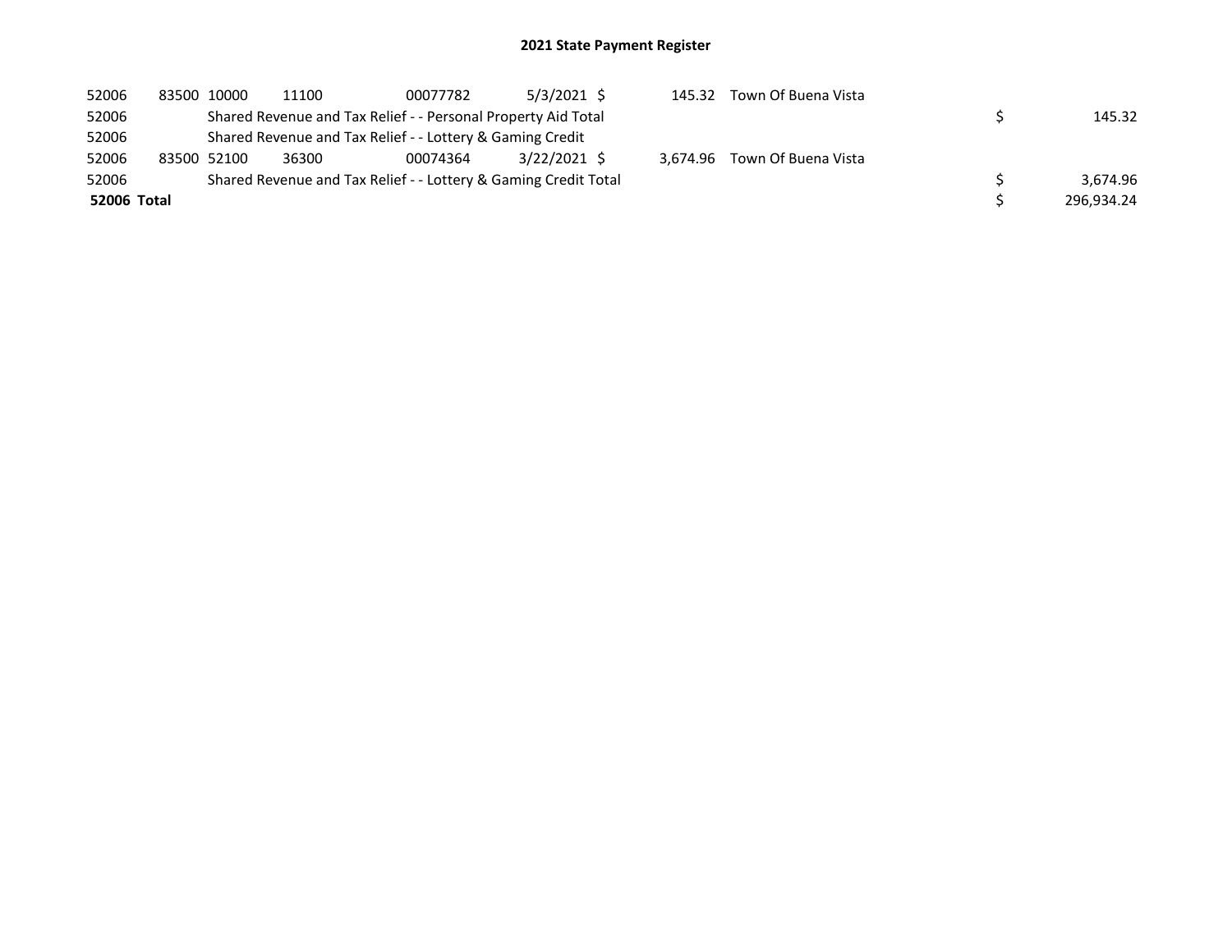## 2021 State Payment Register

| | | | | | | | | | |
|---|---|---|---|---|---|---|---|---|---|
| 52006 | 83500 | 10000 | 11100 | 00077782 | 5/3/2021 | $ | 145.32 | Town Of Buena Vista | |
| 52006 | | Shared Revenue and Tax Relief - - Personal Property Aid Total | | | | | | | $ 145.32 |
| 52006 | | Shared Revenue and Tax Relief - - Lottery & Gaming Credit | | | | | | | |
| 52006 | 83500 | 52100 | 36300 | 00074364 | 3/22/2021 | $ | 3,674.96 | Town Of Buena Vista | |
| 52006 | | Shared Revenue and Tax Relief - - Lottery & Gaming Credit Total | | | | | | | $ 3,674.96 |
| **52006 Total** | | | | | | | | | $ 296,934.24 |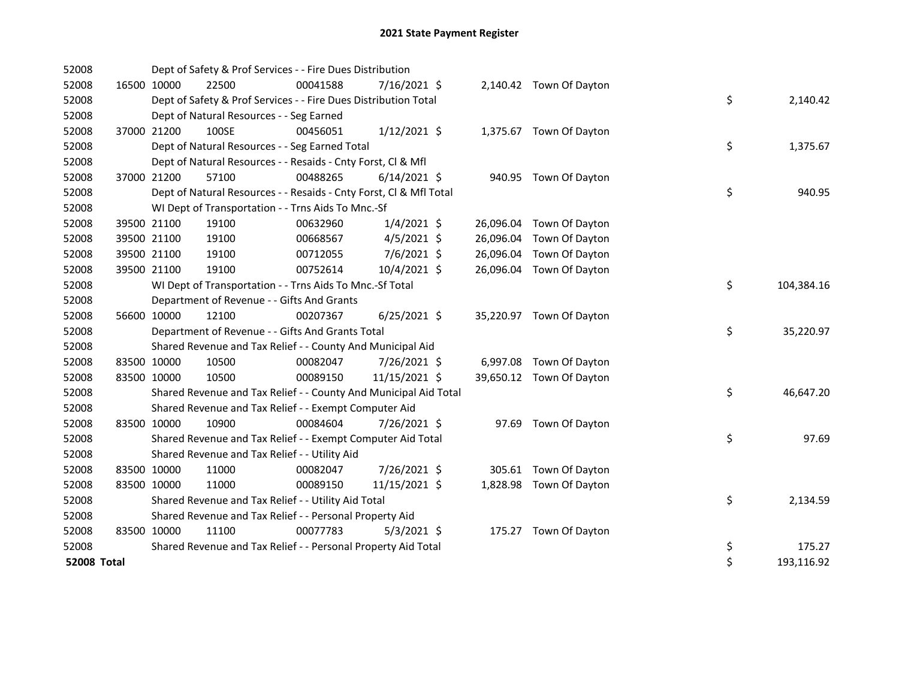# 2021 State Payment Register

| | | | | | | | | | |
|---|---|---|---|---|---|---|---|---|---|
| 52008 | | Dept of Safety & Prof Services - - Fire Dues Distribution | | | | | | | |
| 52008 | 16500 | 10000 | 22500 | 00041588 | 7/16/2021 | $ 2,140.42 | Town Of Dayton | | |
| 52008 | | Dept of Safety & Prof Services - - Fire Dues Distribution Total | | | | | | $ | 2,140.42 |
| 52008 | | Dept of Natural Resources - - Seg Earned | | | | | | | |
| 52008 | 37000 | 21200 | 100SE | 00456051 | 1/12/2021 | $ 1,375.67 | Town Of Dayton | | |
| 52008 | | Dept of Natural Resources - - Seg Earned Total | | | | | | $ | 1,375.67 |
| 52008 | | Dept of Natural Resources - - Resaids - Cnty Forst, Cl & Mfl | | | | | | | |
| 52008 | 37000 | 21200 | 57100 | 00488265 | 6/14/2021 | $ 940.95 | Town Of Dayton | | |
| 52008 | | Dept of Natural Resources - - Resaids - Cnty Forst, Cl & Mfl Total | | | | | | $ | 940.95 |
| 52008 | | WI Dept of Transportation - - Trns Aids To Mnc.-Sf | | | | | | | |
| 52008 | 39500 | 21100 | 19100 | 00632960 | 1/4/2021 | $ 26,096.04 | Town Of Dayton | | |
| 52008 | 39500 | 21100 | 19100 | 00668567 | 4/5/2021 | $ 26,096.04 | Town Of Dayton | | |
| 52008 | 39500 | 21100 | 19100 | 00712055 | 7/6/2021 | $ 26,096.04 | Town Of Dayton | | |
| 52008 | 39500 | 21100 | 19100 | 00752614 | 10/4/2021 | $ 26,096.04 | Town Of Dayton | | |
| 52008 | | WI Dept of Transportation - - Trns Aids To Mnc.-Sf Total | | | | | | $ | 104,384.16 |
| 52008 | | Department of Revenue - - Gifts And Grants | | | | | | | |
| 52008 | 56600 | 10000 | 12100 | 00207367 | 6/25/2021 | $ 35,220.97 | Town Of Dayton | | |
| 52008 | | Department of Revenue - - Gifts And Grants Total | | | | | | $ | 35,220.97 |
| 52008 | | Shared Revenue and Tax Relief - - County And Municipal Aid | | | | | | | |
| 52008 | 83500 | 10000 | 10500 | 00082047 | 7/26/2021 | $ 6,997.08 | Town Of Dayton | | |
| 52008 | 83500 | 10000 | 10500 | 00089150 | 11/15/2021 | $ 39,650.12 | Town Of Dayton | | |
| 52008 | | Shared Revenue and Tax Relief - - County And Municipal Aid Total | | | | | | $ | 46,647.20 |
| 52008 | | Shared Revenue and Tax Relief - - Exempt Computer Aid | | | | | | | |
| 52008 | 83500 | 10000 | 10900 | 00084604 | 7/26/2021 | $ 97.69 | Town Of Dayton | | |
| 52008 | | Shared Revenue and Tax Relief - - Exempt Computer Aid Total | | | | | | $ | 97.69 |
| 52008 | | Shared Revenue and Tax Relief - - Utility Aid | | | | | | | |
| 52008 | 83500 | 10000 | 11000 | 00082047 | 7/26/2021 | $ 305.61 | Town Of Dayton | | |
| 52008 | 83500 | 10000 | 11000 | 00089150 | 11/15/2021 | $ 1,828.98 | Town Of Dayton | | |
| 52008 | | Shared Revenue and Tax Relief - - Utility Aid Total | | | | | | $ | 2,134.59 |
| 52008 | | Shared Revenue and Tax Relief - - Personal Property Aid | | | | | | | |
| 52008 | 83500 | 10000 | 11100 | 00077783 | 5/3/2021 | $ 175.27 | Town Of Dayton | | |
| 52008 | | Shared Revenue and Tax Relief - - Personal Property Aid Total | | | | | | $ | 175.27 |
| **52008 Total** | | | | | | | | $ | 193,116.92 |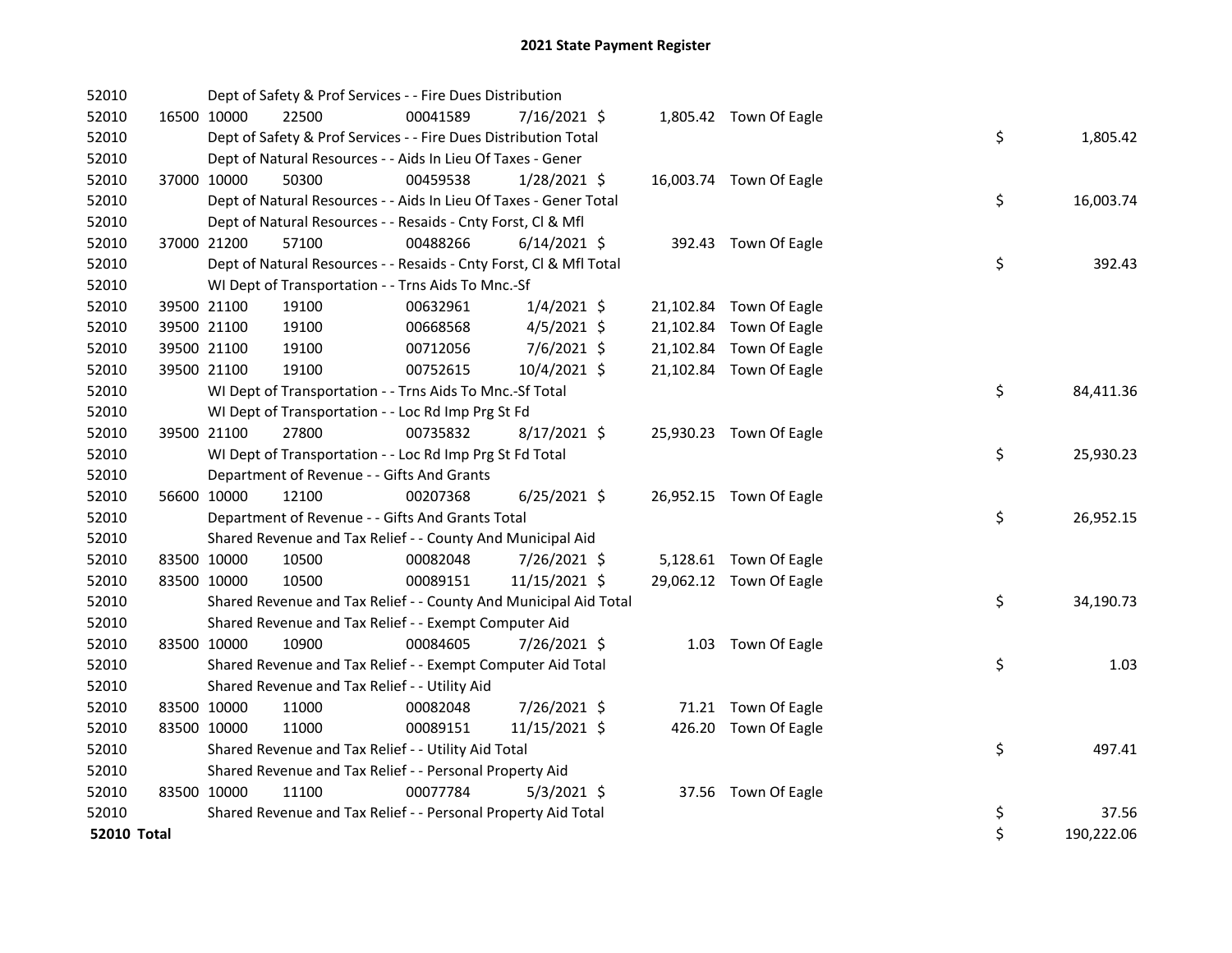# 2021 State Payment Register

| | | | | | | | | | |
|---|---|---|---|---|---|---|---|---|---|
| 52010 | | Dept of Safety & Prof Services - - Fire Dues Distribution | | | | | | | |
| 52010 | 16500 | 10000 | 22500 | 00041589 | 7/16/2021 | $ 1,805.42 | Town Of Eagle | | |
| 52010 | | Dept of Safety & Prof Services - - Fire Dues Distribution Total | | | | | | $ | 1,805.42 |
| 52010 | | Dept of Natural Resources - - Aids In Lieu Of Taxes - Gener | | | | | | | |
| 52010 | 37000 | 10000 | 50300 | 00459538 | 1/28/2021 | $ 16,003.74 | Town Of Eagle | | |
| 52010 | | Dept of Natural Resources - - Aids In Lieu Of Taxes - Gener Total | | | | | | $ | 16,003.74 |
| 52010 | | Dept of Natural Resources - - Resaids - Cnty Forst, Cl & Mfl | | | | | | | |
| 52010 | 37000 | 21200 | 57100 | 00488266 | 6/14/2021 | $ 392.43 | Town Of Eagle | | |
| 52010 | | Dept of Natural Resources - - Resaids - Cnty Forst, Cl & Mfl Total | | | | | | $ | 392.43 |
| 52010 | | WI Dept of Transportation - - Trns Aids To Mnc.-Sf | | | | | | | |
| 52010 | 39500 | 21100 | 19100 | 00632961 | 1/4/2021 | $ 21,102.84 | Town Of Eagle | | |
| 52010 | 39500 | 21100 | 19100 | 00668568 | 4/5/2021 | $ 21,102.84 | Town Of Eagle | | |
| 52010 | 39500 | 21100 | 19100 | 00712056 | 7/6/2021 | $ 21,102.84 | Town Of Eagle | | |
| 52010 | 39500 | 21100 | 19100 | 00752615 | 10/4/2021 | $ 21,102.84 | Town Of Eagle | | |
| 52010 | | WI Dept of Transportation - - Trns Aids To Mnc.-Sf Total | | | | | | $ | 84,411.36 |
| 52010 | | WI Dept of Transportation - - Loc Rd Imp Prg St Fd | | | | | | | |
| 52010 | 39500 | 21100 | 27800 | 00735832 | 8/17/2021 | $ 25,930.23 | Town Of Eagle | | |
| 52010 | | WI Dept of Transportation - - Loc Rd Imp Prg St Fd Total | | | | | | $ | 25,930.23 |
| 52010 | | Department of Revenue - - Gifts And Grants | | | | | | | |
| 52010 | 56600 | 10000 | 12100 | 00207368 | 6/25/2021 | $ 26,952.15 | Town Of Eagle | | |
| 52010 | | Department of Revenue - - Gifts And Grants Total | | | | | | $ | 26,952.15 |
| 52010 | | Shared Revenue and Tax Relief - - County And Municipal Aid | | | | | | | |
| 52010 | 83500 | 10000 | 10500 | 00082048 | 7/26/2021 | $ 5,128.61 | Town Of Eagle | | |
| 52010 | 83500 | 10000 | 10500 | 00089151 | 11/15/2021 | $ 29,062.12 | Town Of Eagle | | |
| 52010 | | Shared Revenue and Tax Relief - - County And Municipal Aid Total | | | | | | $ | 34,190.73 |
| 52010 | | Shared Revenue and Tax Relief - - Exempt Computer Aid | | | | | | | |
| 52010 | 83500 | 10000 | 10900 | 00084605 | 7/26/2021 | $ 1.03 | Town Of Eagle | | |
| 52010 | | Shared Revenue and Tax Relief - - Exempt Computer Aid Total | | | | | | $ | 1.03 |
| 52010 | | Shared Revenue and Tax Relief - - Utility Aid | | | | | | | |
| 52010 | 83500 | 10000 | 11000 | 00082048 | 7/26/2021 | $ 71.21 | Town Of Eagle | | |
| 52010 | 83500 | 10000 | 11000 | 00089151 | 11/15/2021 | $ 426.20 | Town Of Eagle | | |
| 52010 | | Shared Revenue and Tax Relief - - Utility Aid Total | | | | | | $ | 497.41 |
| 52010 | | Shared Revenue and Tax Relief - - Personal Property Aid | | | | | | | |
| 52010 | 83500 | 10000 | 11100 | 00077784 | 5/3/2021 | $ 37.56 | Town Of Eagle | | |
| 52010 | | Shared Revenue and Tax Relief - - Personal Property Aid Total | | | | | | $ | 37.56 |
| **52010 Total** | | | | | | | | $ | 190,222.06 |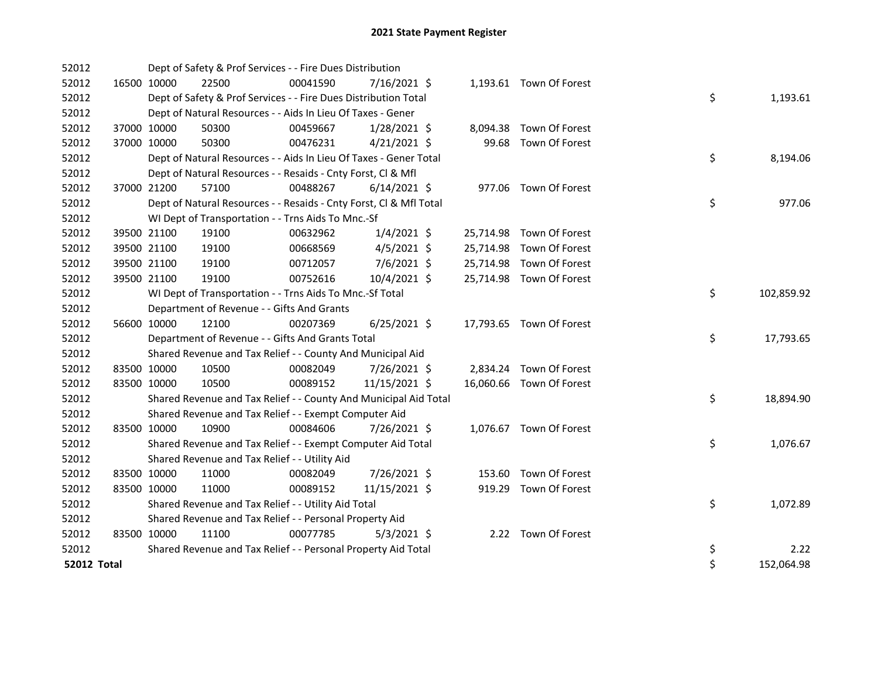# 2021 State Payment Register

| | | | | | | | | | |
|---|---|---|---|---|---|---|---|---|---|
| 52012 | | Dept of Safety & Prof Services - - Fire Dues Distribution | | | | | | | |
| 52012 | 16500 | 10000 | 22500 | 00041590 | 7/16/2021 | $ | 1,193.61 | Town Of Forest | |
| 52012 | | Dept of Safety & Prof Services - - Fire Dues Distribution Total | | | | | | | $ 1,193.61 |
| 52012 | | Dept of Natural Resources - - Aids In Lieu Of Taxes - Gener | | | | | | | |
| 52012 | 37000 | 10000 | 50300 | 00459667 | 1/28/2021 | $ | 8,094.38 | Town Of Forest | |
| 52012 | 37000 | 10000 | 50300 | 00476231 | 4/21/2021 | $ | 99.68 | Town Of Forest | |
| 52012 | | Dept of Natural Resources - - Aids In Lieu Of Taxes - Gener Total | | | | | | | $ 8,194.06 |
| 52012 | | Dept of Natural Resources - - Resaids - Cnty Forst, Cl & Mfl | | | | | | | |
| 52012 | 37000 | 21200 | 57100 | 00488267 | 6/14/2021 | $ | 977.06 | Town Of Forest | |
| 52012 | | Dept of Natural Resources - - Resaids - Cnty Forst, Cl & Mfl Total | | | | | | | $ 977.06 |
| 52012 | | WI Dept of Transportation - - Trns Aids To Mnc.-Sf | | | | | | | |
| 52012 | 39500 | 21100 | 19100 | 00632962 | 1/4/2021 | $ | 25,714.98 | Town Of Forest | |
| 52012 | 39500 | 21100 | 19100 | 00668569 | 4/5/2021 | $ | 25,714.98 | Town Of Forest | |
| 52012 | 39500 | 21100 | 19100 | 00712057 | 7/6/2021 | $ | 25,714.98 | Town Of Forest | |
| 52012 | 39500 | 21100 | 19100 | 00752616 | 10/4/2021 | $ | 25,714.98 | Town Of Forest | |
| 52012 | | WI Dept of Transportation - - Trns Aids To Mnc.-Sf Total | | | | | | | $ 102,859.92 |
| 52012 | | Department of Revenue - - Gifts And Grants | | | | | | | |
| 52012 | 56600 | 10000 | 12100 | 00207369 | 6/25/2021 | $ | 17,793.65 | Town Of Forest | |
| 52012 | | Department of Revenue - - Gifts And Grants Total | | | | | | | $ 17,793.65 |
| 52012 | | Shared Revenue and Tax Relief - - County And Municipal Aid | | | | | | | |
| 52012 | 83500 | 10000 | 10500 | 00082049 | 7/26/2021 | $ | 2,834.24 | Town Of Forest | |
| 52012 | 83500 | 10000 | 10500 | 00089152 | 11/15/2021 | $ | 16,060.66 | Town Of Forest | |
| 52012 | | Shared Revenue and Tax Relief - - County And Municipal Aid Total | | | | | | | $ 18,894.90 |
| 52012 | | Shared Revenue and Tax Relief - - Exempt Computer Aid | | | | | | | |
| 52012 | 83500 | 10000 | 10900 | 00084606 | 7/26/2021 | $ | 1,076.67 | Town Of Forest | |
| 52012 | | Shared Revenue and Tax Relief - - Exempt Computer Aid Total | | | | | | | $ 1,076.67 |
| 52012 | | Shared Revenue and Tax Relief - - Utility Aid | | | | | | | |
| 52012 | 83500 | 10000 | 11000 | 00082049 | 7/26/2021 | $ | 153.60 | Town Of Forest | |
| 52012 | 83500 | 10000 | 11000 | 00089152 | 11/15/2021 | $ | 919.29 | Town Of Forest | |
| 52012 | | Shared Revenue and Tax Relief - - Utility Aid Total | | | | | | | $ 1,072.89 |
| 52012 | | Shared Revenue and Tax Relief - - Personal Property Aid | | | | | | | |
| 52012 | 83500 | 10000 | 11100 | 00077785 | 5/3/2021 | $ | 2.22 | Town Of Forest | |
| 52012 | | Shared Revenue and Tax Relief - - Personal Property Aid Total | | | | | | | $ 2.22 |
| **52012 Total** | | | | | | | | | $ 152,064.98 |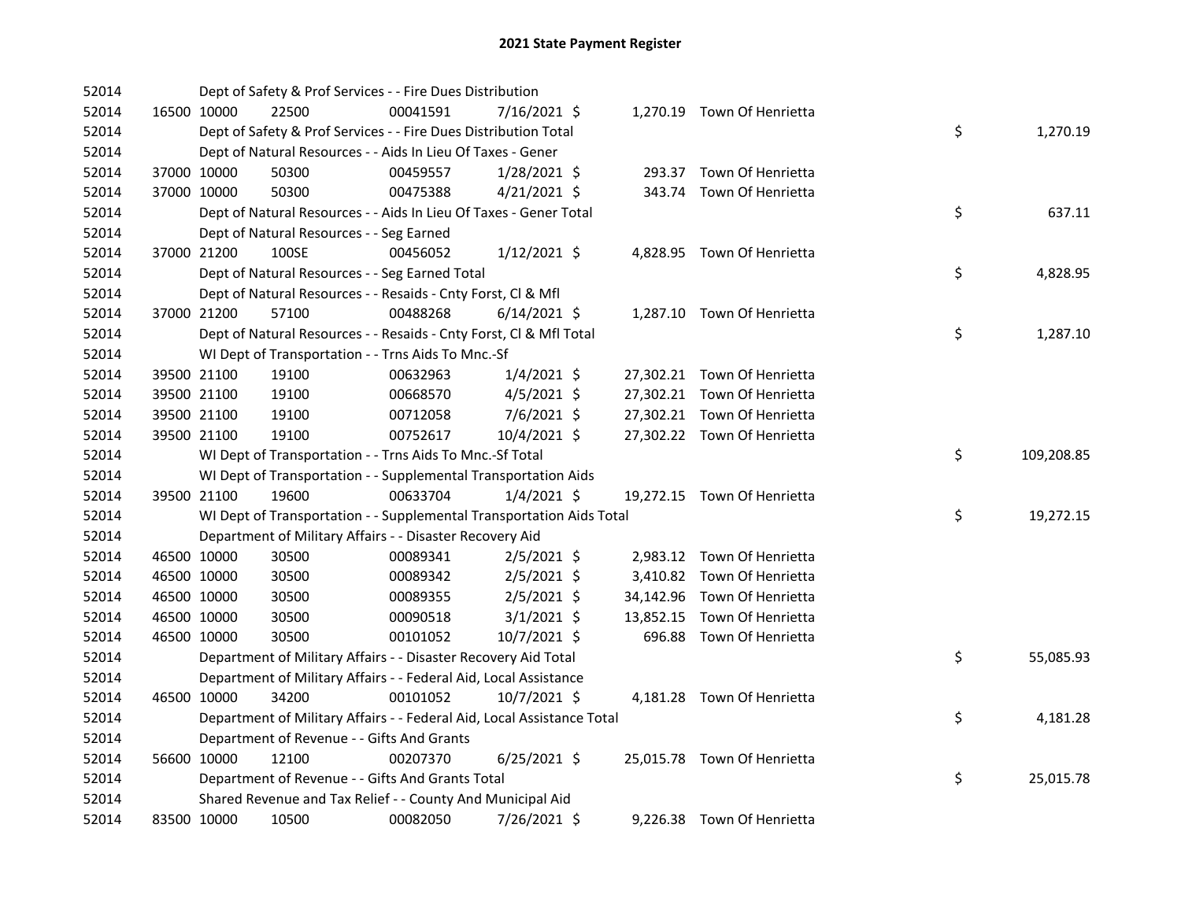# 2021 State Payment Register

| | | | | | | | | | |
|---|---|---|---|---|---|---|---|---|---|
| 52014 | | | Dept of Safety & Prof Services - - Fire Dues Distribution | | | | | | |
| 52014 | 16500 | 10000 | 22500 | 00041591 | 7/16/2021 | $ 1,270.19 | Town Of Henrietta | | |
| 52014 | | | Dept of Safety & Prof Services - - Fire Dues Distribution Total | | | | | $ | 1,270.19 |
| 52014 | | | Dept of Natural Resources - - Aids In Lieu Of Taxes - Gener | | | | | | |
| 52014 | 37000 | 10000 | 50300 | 00459557 | 1/28/2021 | $ 293.37 | Town Of Henrietta | | |
| 52014 | 37000 | 10000 | 50300 | 00475388 | 4/21/2021 | $ 343.74 | Town Of Henrietta | | |
| 52014 | | | Dept of Natural Resources - - Aids In Lieu Of Taxes - Gener Total | | | | | $ | 637.11 |
| 52014 | | | Dept of Natural Resources - - Seg Earned | | | | | | |
| 52014 | 37000 | 21200 | 100SE | 00456052 | 1/12/2021 | $ 4,828.95 | Town Of Henrietta | | |
| 52014 | | | Dept of Natural Resources - - Seg Earned Total | | | | | $ | 4,828.95 |
| 52014 | | | Dept of Natural Resources - - Resaids - Cnty Forst, Cl & Mfl | | | | | | |
| 52014 | 37000 | 21200 | 57100 | 00488268 | 6/14/2021 | $ 1,287.10 | Town Of Henrietta | | |
| 52014 | | | Dept of Natural Resources - - Resaids - Cnty Forst, Cl & Mfl Total | | | | | $ | 1,287.10 |
| 52014 | | | WI Dept of Transportation - - Trns Aids To Mnc.-Sf | | | | | | |
| 52014 | 39500 | 21100 | 19100 | 00632963 | 1/4/2021 | $ 27,302.21 | Town Of Henrietta | | |
| 52014 | 39500 | 21100 | 19100 | 00668570 | 4/5/2021 | $ 27,302.21 | Town Of Henrietta | | |
| 52014 | 39500 | 21100 | 19100 | 00712058 | 7/6/2021 | $ 27,302.21 | Town Of Henrietta | | |
| 52014 | 39500 | 21100 | 19100 | 00752617 | 10/4/2021 | $ 27,302.22 | Town Of Henrietta | | |
| 52014 | | | WI Dept of Transportation - - Trns Aids To Mnc.-Sf Total | | | | | $ | 109,208.85 |
| 52014 | | | WI Dept of Transportation - - Supplemental Transportation Aids | | | | | | |
| 52014 | 39500 | 21100 | 19600 | 00633704 | 1/4/2021 | $ 19,272.15 | Town Of Henrietta | | |
| 52014 | | | WI Dept of Transportation - - Supplemental Transportation Aids Total | | | | | $ | 19,272.15 |
| 52014 | | | Department of Military Affairs - - Disaster Recovery Aid | | | | | | |
| 52014 | 46500 | 10000 | 30500 | 00089341 | 2/5/2021 | $ 2,983.12 | Town Of Henrietta | | |
| 52014 | 46500 | 10000 | 30500 | 00089342 | 2/5/2021 | $ 3,410.82 | Town Of Henrietta | | |
| 52014 | 46500 | 10000 | 30500 | 00089355 | 2/5/2021 | $ 34,142.96 | Town Of Henrietta | | |
| 52014 | 46500 | 10000 | 30500 | 00090518 | 3/1/2021 | $ 13,852.15 | Town Of Henrietta | | |
| 52014 | 46500 | 10000 | 30500 | 00101052 | 10/7/2021 | $ 696.88 | Town Of Henrietta | | |
| 52014 | | | Department of Military Affairs - - Disaster Recovery Aid Total | | | | | $ | 55,085.93 |
| 52014 | | | Department of Military Affairs - - Federal Aid, Local Assistance | | | | | | |
| 52014 | 46500 | 10000 | 34200 | 00101052 | 10/7/2021 | $ 4,181.28 | Town Of Henrietta | | |
| 52014 | | | Department of Military Affairs - - Federal Aid, Local Assistance Total | | | | | $ | 4,181.28 |
| 52014 | | | Department of Revenue - - Gifts And Grants | | | | | | |
| 52014 | 56600 | 10000 | 12100 | 00207370 | 6/25/2021 | $ 25,015.78 | Town Of Henrietta | | |
| 52014 | | | Department of Revenue - - Gifts And Grants Total | | | | | $ | 25,015.78 |
| 52014 | | | Shared Revenue and Tax Relief - - County And Municipal Aid | | | | | | |
| 52014 | 83500 | 10000 | 10500 | 00082050 | 7/26/2021 | $ 9,226.38 | Town Of Henrietta | | |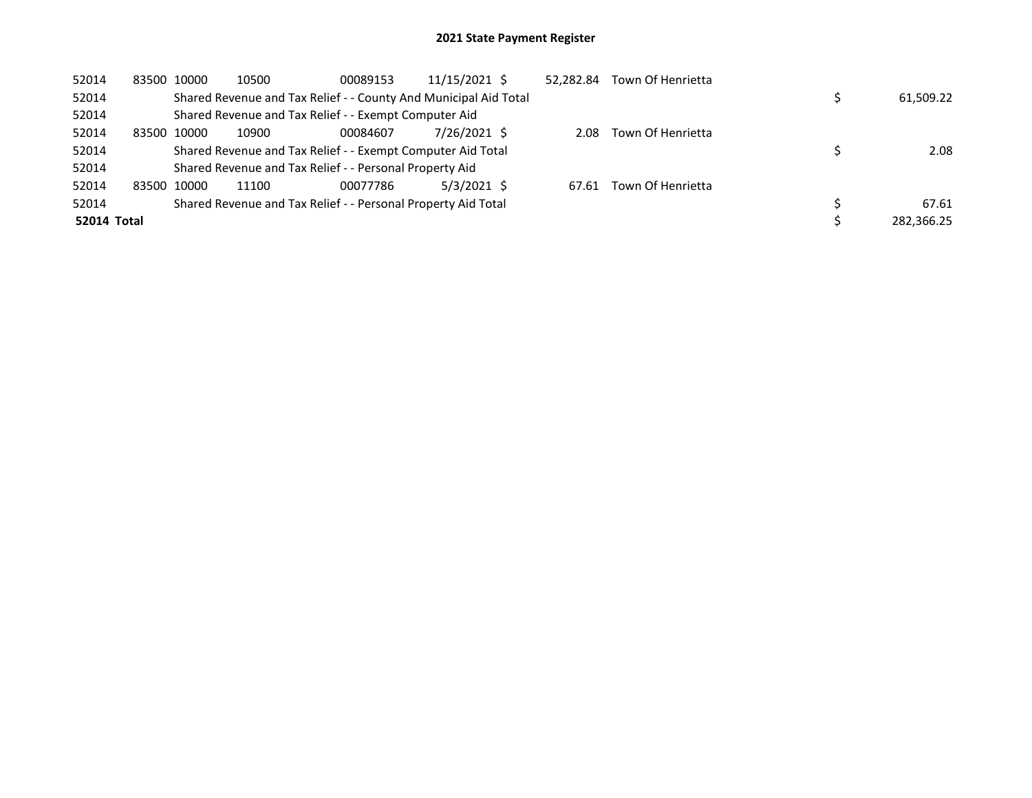## 2021 State Payment Register

| | | | | | | | | | |
|---|---|---|---|---|---|---|---|---|---|
| 52014 | 83500 | 10000 | 10500 | 00089153 | 11/15/2021 | $ 52,282.84 | Town Of Henrietta | | |
| 52014 | | Shared Revenue and Tax Relief - - County And Municipal Aid Total | | | | | | $ | 61,509.22 |
| 52014 | | Shared Revenue and Tax Relief - - Exempt Computer Aid | | | | | | | |
| 52014 | 83500 | 10000 | 10900 | 00084607 | 7/26/2021 | $ 2.08 | Town Of Henrietta | | |
| 52014 | | Shared Revenue and Tax Relief - - Exempt Computer Aid Total | | | | | | $ | 2.08 |
| 52014 | | Shared Revenue and Tax Relief - - Personal Property Aid | | | | | | | |
| 52014 | 83500 | 10000 | 11100 | 00077786 | 5/3/2021 | $ 67.61 | Town Of Henrietta | | |
| 52014 | | Shared Revenue and Tax Relief - - Personal Property Aid Total | | | | | | $ | 67.61 |
| **52014 Total** | | | | | | | | $ | 282,366.25 |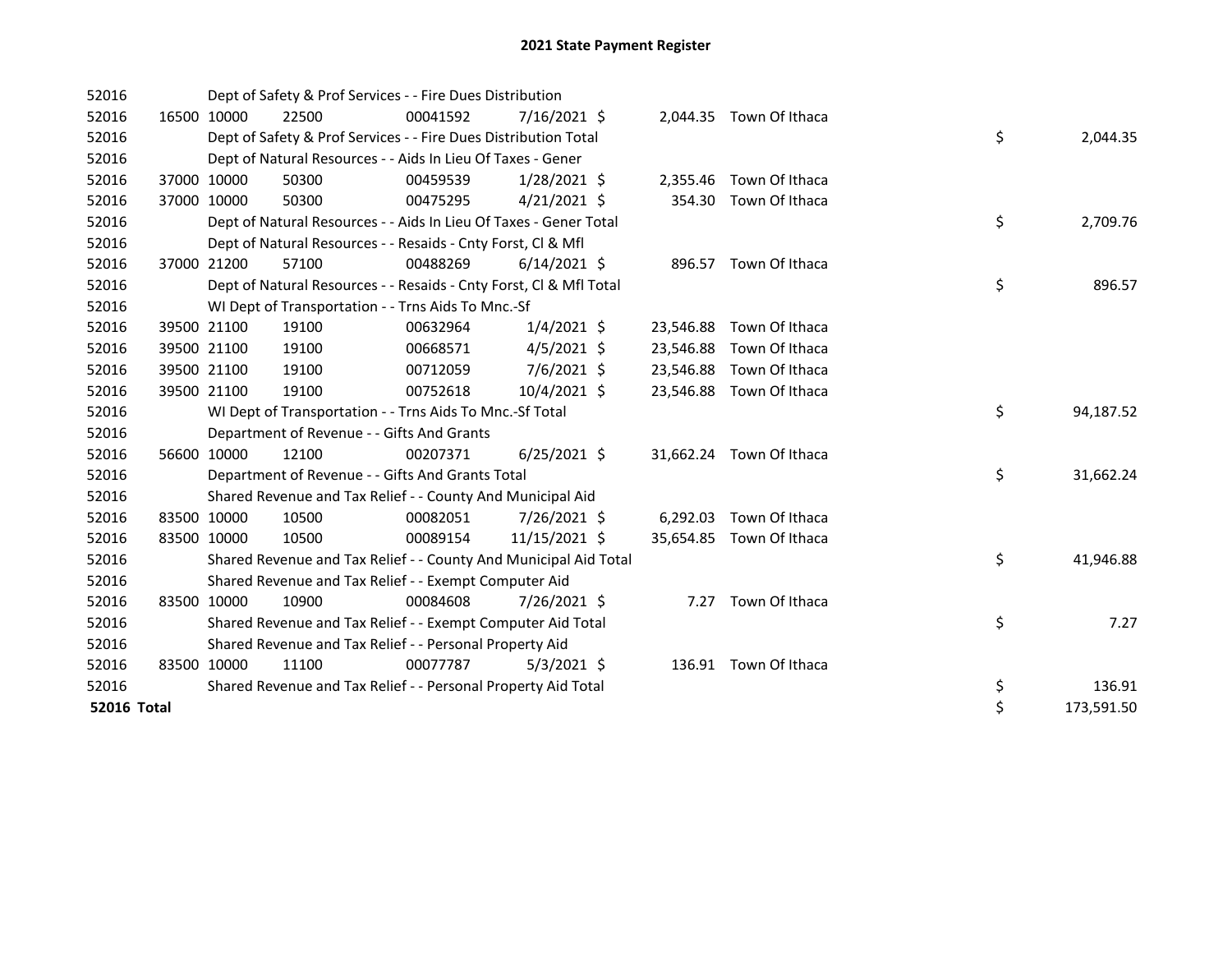# 2021 State Payment Register

| | | | | | | | | | |
|---|---|---|---|---|---|---|---|---|---|
| 52016 | | | Dept of Safety & Prof Services - - Fire Dues Distribution | | | | | | |
| 52016 | 16500 | 10000 | 22500 | 00041592 | 7/16/2021 | $ 2,044.35 | Town Of Ithaca | | |
| 52016 | | | Dept of Safety & Prof Services - - Fire Dues Distribution Total | | | | | $ | 2,044.35 |
| 52016 | | | Dept of Natural Resources - - Aids In Lieu Of Taxes - Gener | | | | | | |
| 52016 | 37000 | 10000 | 50300 | 00459539 | 1/28/2021 | $ 2,355.46 | Town Of Ithaca | | |
| 52016 | 37000 | 10000 | 50300 | 00475295 | 4/21/2021 | $ 354.30 | Town Of Ithaca | | |
| 52016 | | | Dept of Natural Resources - - Aids In Lieu Of Taxes - Gener Total | | | | | $ | 2,709.76 |
| 52016 | | | Dept of Natural Resources - - Resaids - Cnty Forst, Cl & Mfl | | | | | | |
| 52016 | 37000 | 21200 | 57100 | 00488269 | 6/14/2021 | $ 896.57 | Town Of Ithaca | | |
| 52016 | | | Dept of Natural Resources - - Resaids - Cnty Forst, Cl & Mfl Total | | | | | $ | 896.57 |
| 52016 | | | WI Dept of Transportation - - Trns Aids To Mnc.-Sf | | | | | | |
| 52016 | 39500 | 21100 | 19100 | 00632964 | 1/4/2021 | $ 23,546.88 | Town Of Ithaca | | |
| 52016 | 39500 | 21100 | 19100 | 00668571 | 4/5/2021 | $ 23,546.88 | Town Of Ithaca | | |
| 52016 | 39500 | 21100 | 19100 | 00712059 | 7/6/2021 | $ 23,546.88 | Town Of Ithaca | | |
| 52016 | 39500 | 21100 | 19100 | 00752618 | 10/4/2021 | $ 23,546.88 | Town Of Ithaca | | |
| 52016 | | | WI Dept of Transportation - - Trns Aids To Mnc.-Sf Total | | | | | $ | 94,187.52 |
| 52016 | | | Department of Revenue - - Gifts And Grants | | | | | | |
| 52016 | 56600 | 10000 | 12100 | 00207371 | 6/25/2021 | $ 31,662.24 | Town Of Ithaca | | |
| 52016 | | | Department of Revenue - - Gifts And Grants Total | | | | | $ | 31,662.24 |
| 52016 | | | Shared Revenue and Tax Relief - - County And Municipal Aid | | | | | | |
| 52016 | 83500 | 10000 | 10500 | 00082051 | 7/26/2021 | $ 6,292.03 | Town Of Ithaca | | |
| 52016 | 83500 | 10000 | 10500 | 00089154 | 11/15/2021 | $ 35,654.85 | Town Of Ithaca | | |
| 52016 | | | Shared Revenue and Tax Relief - - County And Municipal Aid Total | | | | | $ | 41,946.88 |
| 52016 | | | Shared Revenue and Tax Relief - - Exempt Computer Aid | | | | | | |
| 52016 | 83500 | 10000 | 10900 | 00084608 | 7/26/2021 | $ 7.27 | Town Of Ithaca | | |
| 52016 | | | Shared Revenue and Tax Relief - - Exempt Computer Aid Total | | | | | $ | 7.27 |
| 52016 | | | Shared Revenue and Tax Relief - - Personal Property Aid | | | | | | |
| 52016 | 83500 | 10000 | 11100 | 00077787 | 5/3/2021 | $ 136.91 | Town Of Ithaca | | |
| 52016 | | | Shared Revenue and Tax Relief - - Personal Property Aid Total | | | | | $ | 136.91 |
| **52016 Total** | | | | | | | | $ | 173,591.50 |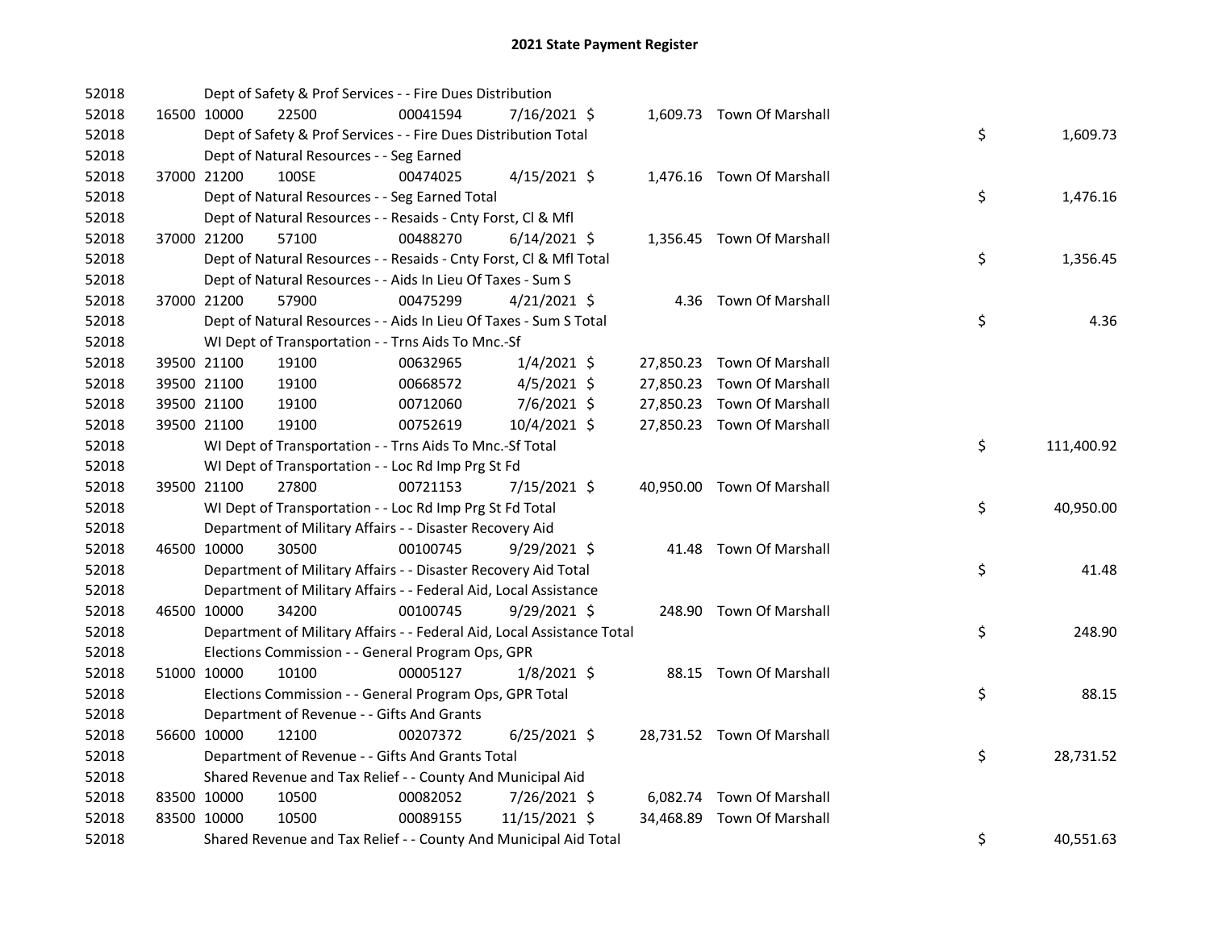# 2021 State Payment Register

| | | | | | | | | | |
|---|---|---|---|---|---|---|---|---|---|
| 52018 | | Dept of Safety & Prof Services - - Fire Dues Distribution | | | | | | | |
| 52018 | 16500 | 10000 | 22500 | 00041594 | 7/16/2021 | $ 1,609.73 | Town Of Marshall | | |
| 52018 | | Dept of Safety & Prof Services - - Fire Dues Distribution Total | | | | | | $ | 1,609.73 |
| 52018 | | Dept of Natural Resources - - Seg Earned | | | | | | | |
| 52018 | 37000 | 21200 | 100SE | 00474025 | 4/15/2021 | $ 1,476.16 | Town Of Marshall | | |
| 52018 | | Dept of Natural Resources - - Seg Earned Total | | | | | | $ | 1,476.16 |
| 52018 | | Dept of Natural Resources - - Resaids - Cnty Forst, Cl & Mfl | | | | | | | |
| 52018 | 37000 | 21200 | 57100 | 00488270 | 6/14/2021 | $ 1,356.45 | Town Of Marshall | | |
| 52018 | | Dept of Natural Resources - - Resaids - Cnty Forst, Cl & Mfl Total | | | | | | $ | 1,356.45 |
| 52018 | | Dept of Natural Resources - - Aids In Lieu Of Taxes - Sum S | | | | | | | |
| 52018 | 37000 | 21200 | 57900 | 00475299 | 4/21/2021 | $ 4.36 | Town Of Marshall | | |
| 52018 | | Dept of Natural Resources - - Aids In Lieu Of Taxes - Sum S Total | | | | | | $ | 4.36 |
| 52018 | | WI Dept of Transportation - - Trns Aids To Mnc.-Sf | | | | | | | |
| 52018 | 39500 | 21100 | 19100 | 00632965 | 1/4/2021 | $ 27,850.23 | Town Of Marshall | | |
| 52018 | 39500 | 21100 | 19100 | 00668572 | 4/5/2021 | $ 27,850.23 | Town Of Marshall | | |
| 52018 | 39500 | 21100 | 19100 | 00712060 | 7/6/2021 | $ 27,850.23 | Town Of Marshall | | |
| 52018 | 39500 | 21100 | 19100 | 00752619 | 10/4/2021 | $ 27,850.23 | Town Of Marshall | | |
| 52018 | | WI Dept of Transportation - - Trns Aids To Mnc.-Sf Total | | | | | | $ | 111,400.92 |
| 52018 | | WI Dept of Transportation - - Loc Rd Imp Prg St Fd | | | | | | | |
| 52018 | 39500 | 21100 | 27800 | 00721153 | 7/15/2021 | $ 40,950.00 | Town Of Marshall | | |
| 52018 | | WI Dept of Transportation - - Loc Rd Imp Prg St Fd Total | | | | | | $ | 40,950.00 |
| 52018 | | Department of Military Affairs - - Disaster Recovery Aid | | | | | | | |
| 52018 | 46500 | 10000 | 30500 | 00100745 | 9/29/2021 | $ 41.48 | Town Of Marshall | | |
| 52018 | | Department of Military Affairs - - Disaster Recovery Aid Total | | | | | | $ | 41.48 |
| 52018 | | Department of Military Affairs - - Federal Aid, Local Assistance | | | | | | | |
| 52018 | 46500 | 10000 | 34200 | 00100745 | 9/29/2021 | $ 248.90 | Town Of Marshall | | |
| 52018 | | Department of Military Affairs - - Federal Aid, Local Assistance Total | | | | | | $ | 248.90 |
| 52018 | | Elections Commission - - General Program Ops, GPR | | | | | | | |
| 52018 | 51000 | 10000 | 10100 | 00005127 | 1/8/2021 | $ 88.15 | Town Of Marshall | | |
| 52018 | | Elections Commission - - General Program Ops, GPR Total | | | | | | $ | 88.15 |
| 52018 | | Department of Revenue - - Gifts And Grants | | | | | | | |
| 52018 | 56600 | 10000 | 12100 | 00207372 | 6/25/2021 | $ 28,731.52 | Town Of Marshall | | |
| 52018 | | Department of Revenue - - Gifts And Grants Total | | | | | | $ | 28,731.52 |
| 52018 | | Shared Revenue and Tax Relief - - County And Municipal Aid | | | | | | | |
| 52018 | 83500 | 10000 | 10500 | 00082052 | 7/26/2021 | $ 6,082.74 | Town Of Marshall | | |
| 52018 | 83500 | 10000 | 10500 | 00089155 | 11/15/2021 | $ 34,468.89 | Town Of Marshall | | |
| 52018 | | Shared Revenue and Tax Relief - - County And Municipal Aid Total | | | | | | $ | 40,551.63 |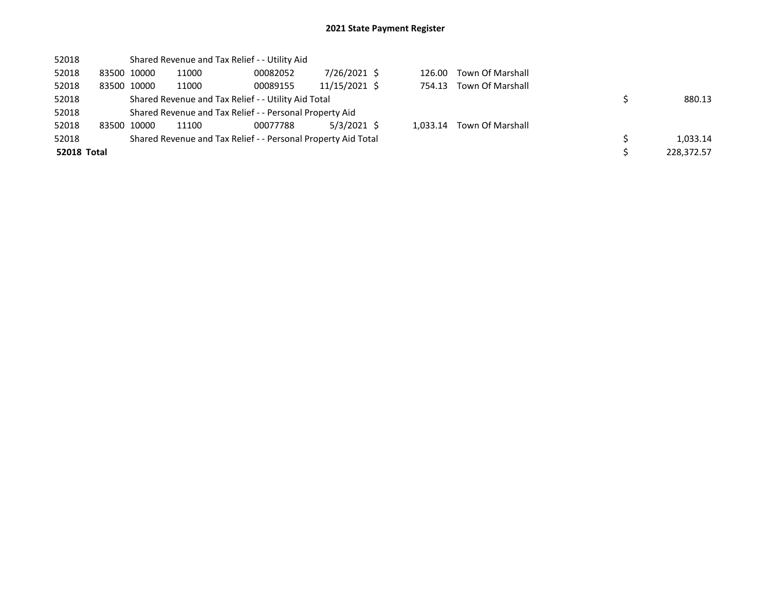# 2021 State Payment Register

| | | | | | | | | | |
|---|---|---|---|---|---|---|---|---|---|
| 52018 | | Shared Revenue and Tax Relief - - Utility Aid | | | | | | | |
| 52018 | 83500 | 10000 | 11000 | 00082052 | 7/26/2021 | $ 126.00 | Town Of Marshall | | |
| 52018 | 83500 | 10000 | 11000 | 00089155 | 11/15/2021 | $ 754.13 | Town Of Marshall | | |
| 52018 | | Shared Revenue and Tax Relief - - Utility Aid Total | | | | | | $ | 880.13 |
| 52018 | | Shared Revenue and Tax Relief - - Personal Property Aid | | | | | | | |
| 52018 | 83500 | 10000 | 11100 | 00077788 | 5/3/2021 | $ 1,033.14 | Town Of Marshall | | |
| 52018 | | Shared Revenue and Tax Relief - - Personal Property Aid Total | | | | | | $ | 1,033.14 |
| **52018 Total** | | | | | | | | $ | 228,372.57 |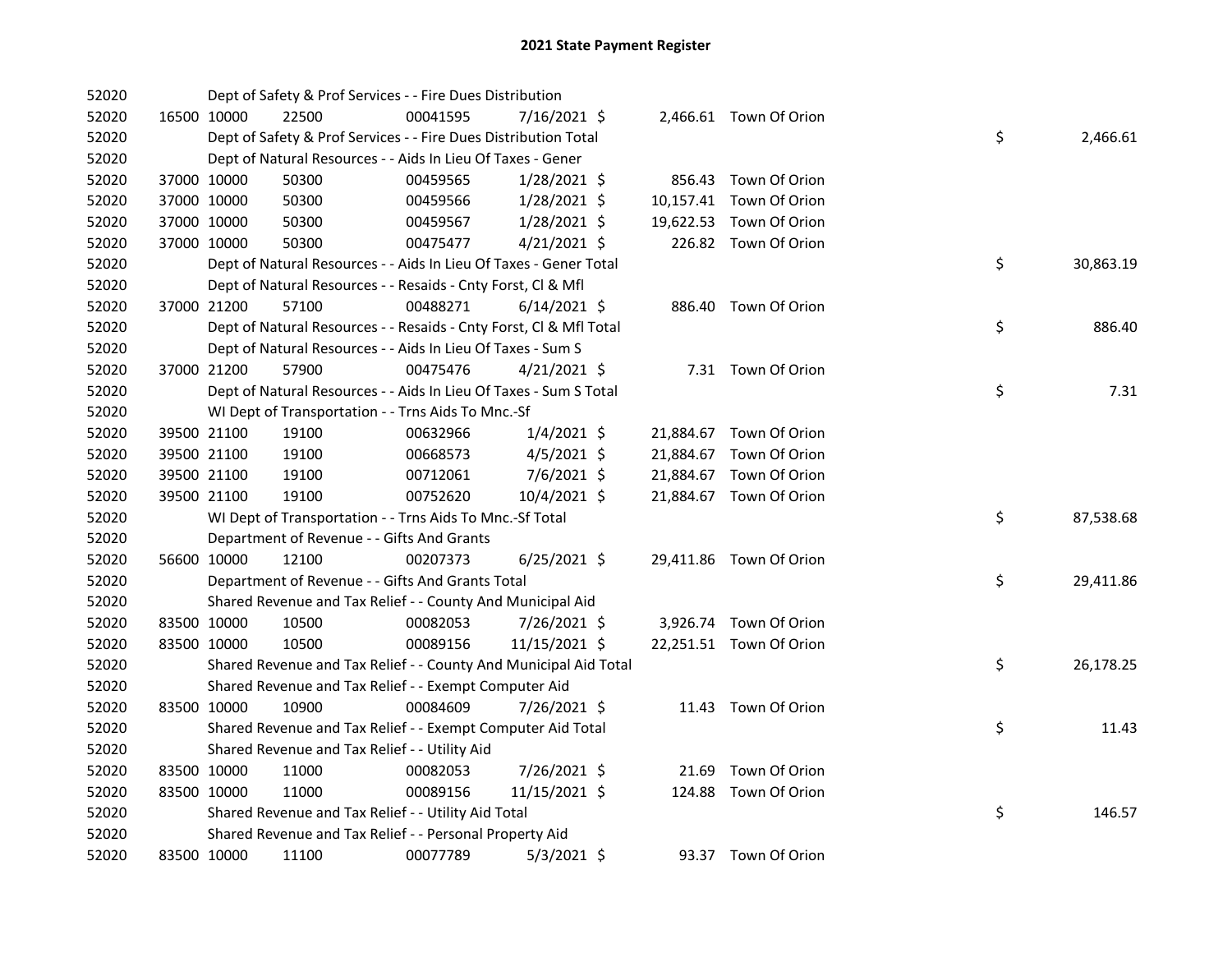# 2021 State Payment Register

| | | | | | | | | |
|---|---|---|---|---|---|---|---|---|
| 52020 | | | Dept of Safety & Prof Services - - Fire Dues Distribution | | | | | |
| 52020 | 16500 | 10000 | 22500 | 00041595 | 7/16/2021 $ | 2,466.61 | Town Of Orion | |
| 52020 | | | Dept of Safety & Prof Services - - Fire Dues Distribution Total | | | | | $ 2,466.61 |
| 52020 | | | Dept of Natural Resources - - Aids In Lieu Of Taxes - Gener | | | | | |
| 52020 | 37000 | 10000 | 50300 | 00459565 | 1/28/2021 $ | 856.43 | Town Of Orion | |
| 52020 | 37000 | 10000 | 50300 | 00459566 | 1/28/2021 $ | 10,157.41 | Town Of Orion | |
| 52020 | 37000 | 10000 | 50300 | 00459567 | 1/28/2021 $ | 19,622.53 | Town Of Orion | |
| 52020 | 37000 | 10000 | 50300 | 00475477 | 4/21/2021 $ | 226.82 | Town Of Orion | |
| 52020 | | | Dept of Natural Resources - - Aids In Lieu Of Taxes - Gener Total | | | | | $ 30,863.19 |
| 52020 | | | Dept of Natural Resources - - Resaids - Cnty Forst, Cl & Mfl | | | | | |
| 52020 | 37000 | 21200 | 57100 | 00488271 | 6/14/2021 $ | 886.40 | Town Of Orion | |
| 52020 | | | Dept of Natural Resources - - Resaids - Cnty Forst, Cl & Mfl Total | | | | | $ 886.40 |
| 52020 | | | Dept of Natural Resources - - Aids In Lieu Of Taxes - Sum S | | | | | |
| 52020 | 37000 | 21200 | 57900 | 00475476 | 4/21/2021 $ | 7.31 | Town Of Orion | |
| 52020 | | | Dept of Natural Resources - - Aids In Lieu Of Taxes - Sum S Total | | | | | $ 7.31 |
| 52020 | | | WI Dept of Transportation - - Trns Aids To Mnc.-Sf | | | | | |
| 52020 | 39500 | 21100 | 19100 | 00632966 | 1/4/2021 $ | 21,884.67 | Town Of Orion | |
| 52020 | 39500 | 21100 | 19100 | 00668573 | 4/5/2021 $ | 21,884.67 | Town Of Orion | |
| 52020 | 39500 | 21100 | 19100 | 00712061 | 7/6/2021 $ | 21,884.67 | Town Of Orion | |
| 52020 | 39500 | 21100 | 19100 | 00752620 | 10/4/2021 $ | 21,884.67 | Town Of Orion | |
| 52020 | | | WI Dept of Transportation - - Trns Aids To Mnc.-Sf Total | | | | | $ 87,538.68 |
| 52020 | | | Department of Revenue - - Gifts And Grants | | | | | |
| 52020 | 56600 | 10000 | 12100 | 00207373 | 6/25/2021 $ | 29,411.86 | Town Of Orion | |
| 52020 | | | Department of Revenue - - Gifts And Grants Total | | | | | $ 29,411.86 |
| 52020 | | | Shared Revenue and Tax Relief - - County And Municipal Aid | | | | | |
| 52020 | 83500 | 10000 | 10500 | 00082053 | 7/26/2021 $ | 3,926.74 | Town Of Orion | |
| 52020 | 83500 | 10000 | 10500 | 00089156 | 11/15/2021 $ | 22,251.51 | Town Of Orion | |
| 52020 | | | Shared Revenue and Tax Relief - - County And Municipal Aid Total | | | | | $ 26,178.25 |
| 52020 | | | Shared Revenue and Tax Relief - - Exempt Computer Aid | | | | | |
| 52020 | 83500 | 10000 | 10900 | 00084609 | 7/26/2021 $ | 11.43 | Town Of Orion | |
| 52020 | | | Shared Revenue and Tax Relief - - Exempt Computer Aid Total | | | | | $ 11.43 |
| 52020 | | | Shared Revenue and Tax Relief - - Utility Aid | | | | | |
| 52020 | 83500 | 10000 | 11000 | 00082053 | 7/26/2021 $ | 21.69 | Town Of Orion | |
| 52020 | 83500 | 10000 | 11000 | 00089156 | 11/15/2021 $ | 124.88 | Town Of Orion | |
| 52020 | | | Shared Revenue and Tax Relief - - Utility Aid Total | | | | | $ 146.57 |
| 52020 | | | Shared Revenue and Tax Relief - - Personal Property Aid | | | | | |
| 52020 | 83500 | 10000 | 11100 | 00077789 | 5/3/2021 $ | 93.37 | Town Of Orion | |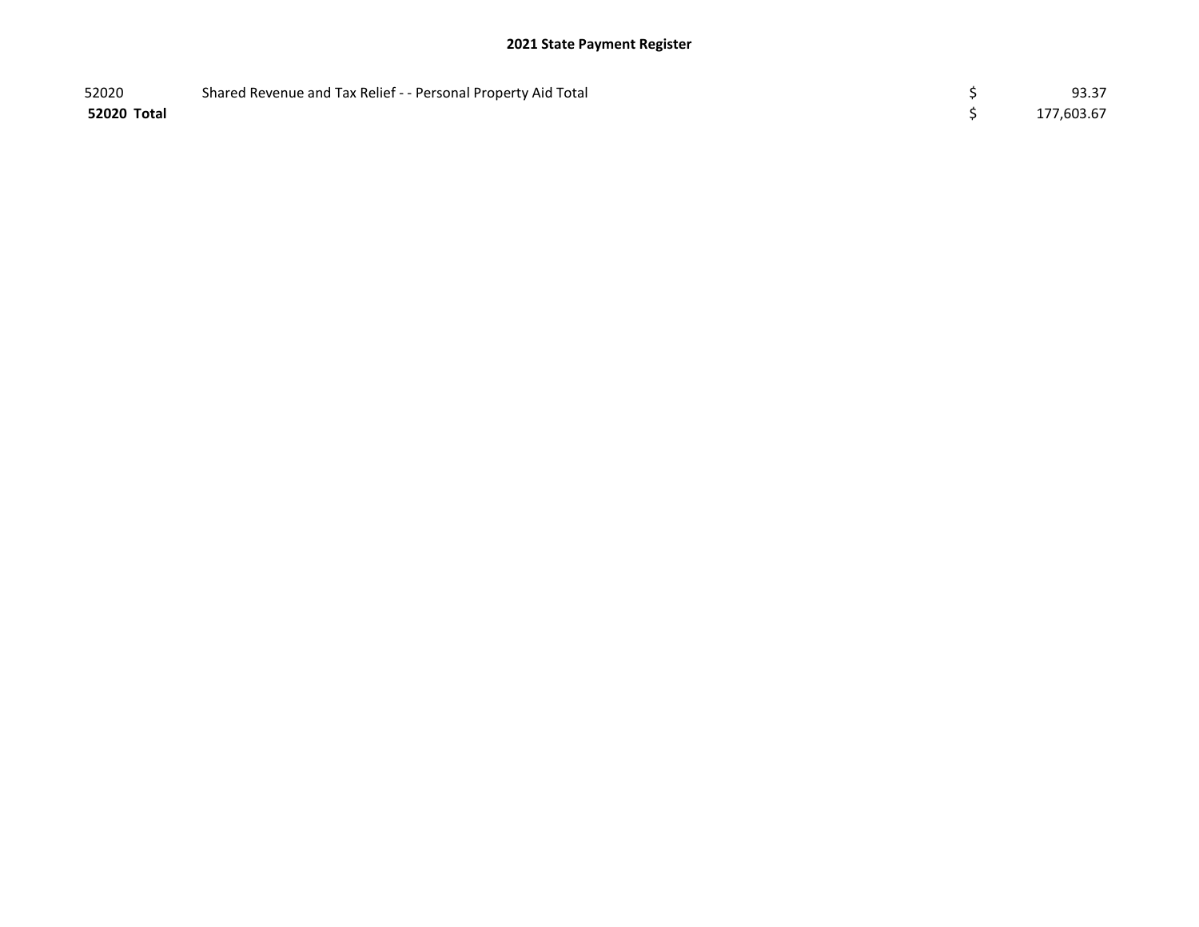## 2021 State Payment Register

| | | | |
|---|---|---|---|
| 52020 | Shared Revenue and Tax Relief - - Personal Property Aid Total | $ | 93.37 |
| **52020 Total** | | $ | 177,603.67 |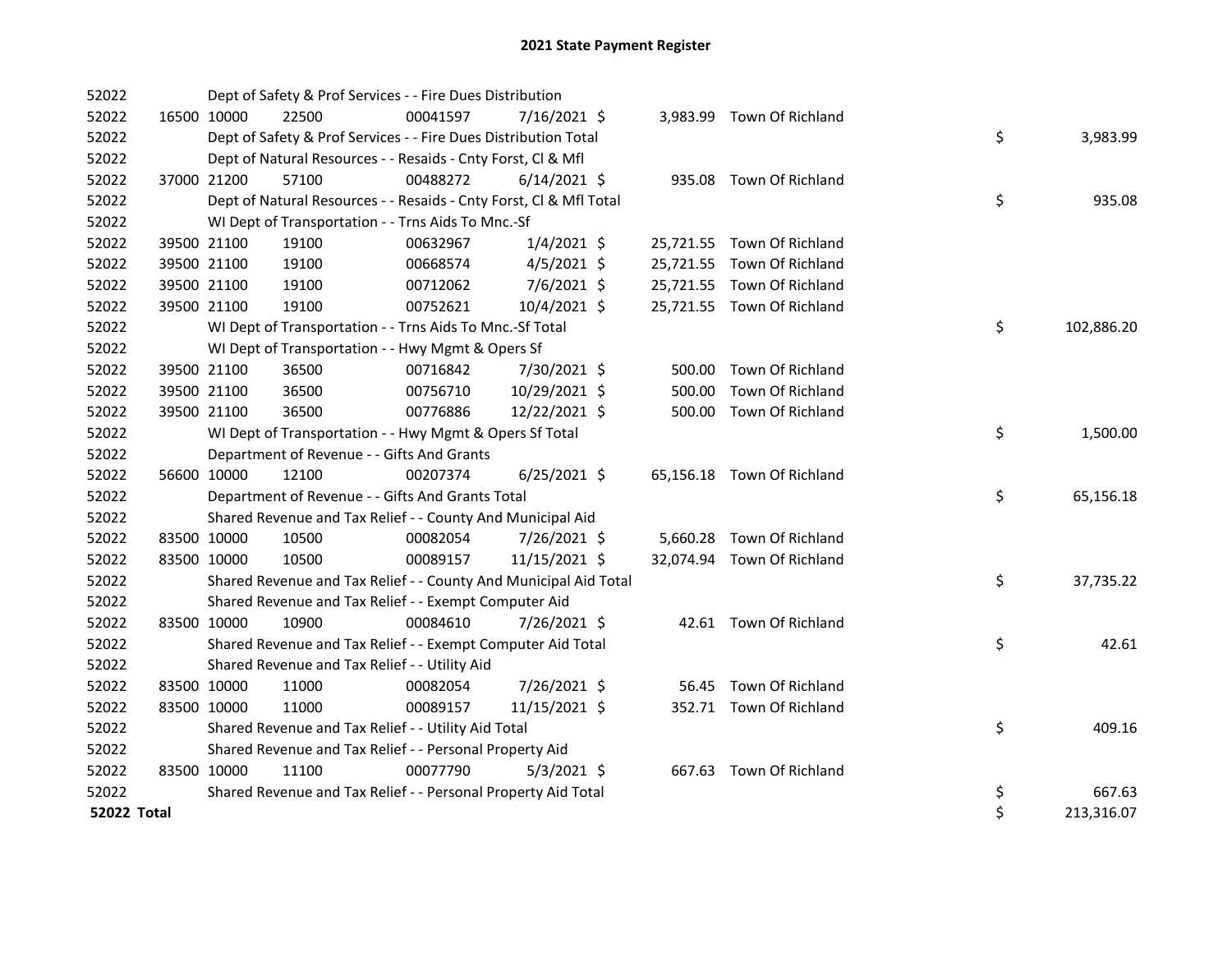# 2021 State Payment Register

| | | | | | | | | | |
|---|---|---|---|---|---|---|---|---|---|
| 52022 | | | Dept of Safety & Prof Services - - Fire Dues Distribution | | | | | | |
| 52022 | 16500 | 10000 | 22500 | 00041597 | 7/16/2021 | $ 3,983.99 | Town Of Richland | | |
| 52022 | | | Dept of Safety & Prof Services - - Fire Dues Distribution Total | | | | | $ | 3,983.99 |
| 52022 | | | Dept of Natural Resources - - Resaids - Cnty Forst, Cl & Mfl | | | | | | |
| 52022 | 37000 | 21200 | 57100 | 00488272 | 6/14/2021 | $ 935.08 | Town Of Richland | | |
| 52022 | | | Dept of Natural Resources - - Resaids - Cnty Forst, Cl & Mfl Total | | | | | $ | 935.08 |
| 52022 | | | WI Dept of Transportation - - Trns Aids To Mnc.-Sf | | | | | | |
| 52022 | 39500 | 21100 | 19100 | 00632967 | 1/4/2021 | $ 25,721.55 | Town Of Richland | | |
| 52022 | 39500 | 21100 | 19100 | 00668574 | 4/5/2021 | $ 25,721.55 | Town Of Richland | | |
| 52022 | 39500 | 21100 | 19100 | 00712062 | 7/6/2021 | $ 25,721.55 | Town Of Richland | | |
| 52022 | 39500 | 21100 | 19100 | 00752621 | 10/4/2021 | $ 25,721.55 | Town Of Richland | | |
| 52022 | | | WI Dept of Transportation - - Trns Aids To Mnc.-Sf Total | | | | | $ | 102,886.20 |
| 52022 | | | WI Dept of Transportation - - Hwy Mgmt & Opers Sf | | | | | | |
| 52022 | 39500 | 21100 | 36500 | 00716842 | 7/30/2021 | $ 500.00 | Town Of Richland | | |
| 52022 | 39500 | 21100 | 36500 | 00756710 | 10/29/2021 | $ 500.00 | Town Of Richland | | |
| 52022 | 39500 | 21100 | 36500 | 00776886 | 12/22/2021 | $ 500.00 | Town Of Richland | | |
| 52022 | | | WI Dept of Transportation - - Hwy Mgmt & Opers Sf Total | | | | | $ | 1,500.00 |
| 52022 | | | Department of Revenue - - Gifts And Grants | | | | | | |
| 52022 | 56600 | 10000 | 12100 | 00207374 | 6/25/2021 | $ 65,156.18 | Town Of Richland | | |
| 52022 | | | Department of Revenue - - Gifts And Grants Total | | | | | $ | 65,156.18 |
| 52022 | | | Shared Revenue and Tax Relief - - County And Municipal Aid | | | | | | |
| 52022 | 83500 | 10000 | 10500 | 00082054 | 7/26/2021 | $ 5,660.28 | Town Of Richland | | |
| 52022 | 83500 | 10000 | 10500 | 00089157 | 11/15/2021 | $ 32,074.94 | Town Of Richland | | |
| 52022 | | | Shared Revenue and Tax Relief - - County And Municipal Aid Total | | | | | $ | 37,735.22 |
| 52022 | | | Shared Revenue and Tax Relief - - Exempt Computer Aid | | | | | | |
| 52022 | 83500 | 10000 | 10900 | 00084610 | 7/26/2021 | $ 42.61 | Town Of Richland | | |
| 52022 | | | Shared Revenue and Tax Relief - - Exempt Computer Aid Total | | | | | $ | 42.61 |
| 52022 | | | Shared Revenue and Tax Relief - - Utility Aid | | | | | | |
| 52022 | 83500 | 10000 | 11000 | 00082054 | 7/26/2021 | $ 56.45 | Town Of Richland | | |
| 52022 | 83500 | 10000 | 11000 | 00089157 | 11/15/2021 | $ 352.71 | Town Of Richland | | |
| 52022 | | | Shared Revenue and Tax Relief - - Utility Aid Total | | | | | $ | 409.16 |
| 52022 | | | Shared Revenue and Tax Relief - - Personal Property Aid | | | | | | |
| 52022 | 83500 | 10000 | 11100 | 00077790 | 5/3/2021 | $ 667.63 | Town Of Richland | | |
| 52022 | | | Shared Revenue and Tax Relief - - Personal Property Aid Total | | | | | $ | 667.63 |
| **52022 Total** | | | | | | | | $ | 213,316.07 |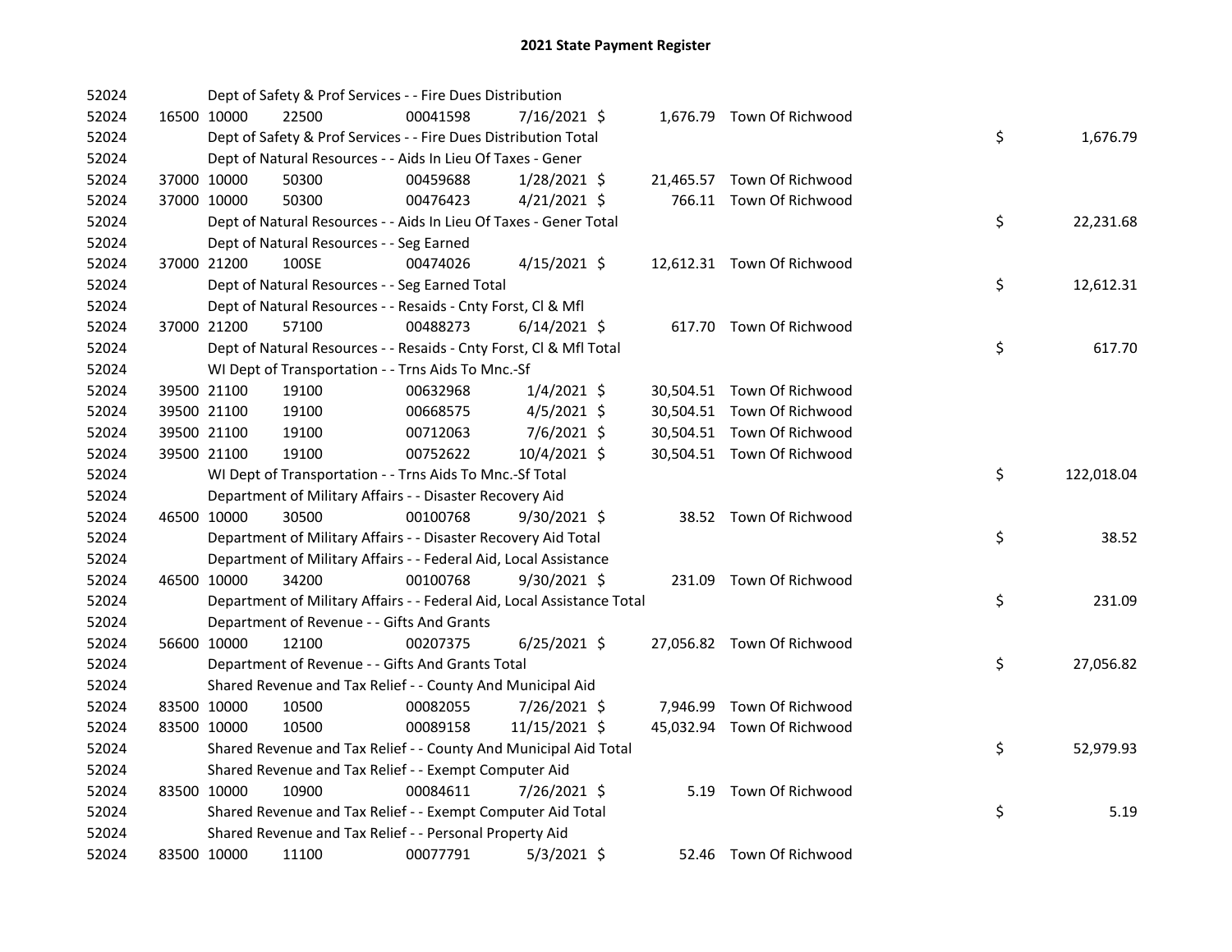# 2021 State Payment Register

| | | | | | | | | | |
|---|---|---|---|---|---|---|---|---|---|
| 52024 | | | Dept of Safety & Prof Services - - Fire Dues Distribution | | | | | | |
| 52024 | 16500 | 10000 | 22500 | 00041598 | 7/16/2021 | $ 1,676.79 | Town Of Richwood | | |
| 52024 | | | Dept of Safety & Prof Services - - Fire Dues Distribution Total | | | | | $ | 1,676.79 |
| 52024 | | | Dept of Natural Resources - - Aids In Lieu Of Taxes - Gener | | | | | | |
| 52024 | 37000 | 10000 | 50300 | 00459688 | 1/28/2021 | $ 21,465.57 | Town Of Richwood | | |
| 52024 | 37000 | 10000 | 50300 | 00476423 | 4/21/2021 | $ 766.11 | Town Of Richwood | | |
| 52024 | | | Dept of Natural Resources - - Aids In Lieu Of Taxes - Gener Total | | | | | $ | 22,231.68 |
| 52024 | | | Dept of Natural Resources - - Seg Earned | | | | | | |
| 52024 | 37000 | 21200 | 100SE | 00474026 | 4/15/2021 | $ 12,612.31 | Town Of Richwood | | |
| 52024 | | | Dept of Natural Resources - - Seg Earned Total | | | | | $ | 12,612.31 |
| 52024 | | | Dept of Natural Resources - - Resaids - Cnty Forst, Cl & Mfl | | | | | | |
| 52024 | 37000 | 21200 | 57100 | 00488273 | 6/14/2021 | $ 617.70 | Town Of Richwood | | |
| 52024 | | | Dept of Natural Resources - - Resaids - Cnty Forst, Cl & Mfl Total | | | | | $ | 617.70 |
| 52024 | | | WI Dept of Transportation - - Trns Aids To Mnc.-Sf | | | | | | |
| 52024 | 39500 | 21100 | 19100 | 00632968 | 1/4/2021 | $ 30,504.51 | Town Of Richwood | | |
| 52024 | 39500 | 21100 | 19100 | 00668575 | 4/5/2021 | $ 30,504.51 | Town Of Richwood | | |
| 52024 | 39500 | 21100 | 19100 | 00712063 | 7/6/2021 | $ 30,504.51 | Town Of Richwood | | |
| 52024 | 39500 | 21100 | 19100 | 00752622 | 10/4/2021 | $ 30,504.51 | Town Of Richwood | | |
| 52024 | | | WI Dept of Transportation - - Trns Aids To Mnc.-Sf Total | | | | | $ | 122,018.04 |
| 52024 | | | Department of Military Affairs - - Disaster Recovery Aid | | | | | | |
| 52024 | 46500 | 10000 | 30500 | 00100768 | 9/30/2021 | $ 38.52 | Town Of Richwood | | |
| 52024 | | | Department of Military Affairs - - Disaster Recovery Aid Total | | | | | $ | 38.52 |
| 52024 | | | Department of Military Affairs - - Federal Aid, Local Assistance | | | | | | |
| 52024 | 46500 | 10000 | 34200 | 00100768 | 9/30/2021 | $ 231.09 | Town Of Richwood | | |
| 52024 | | | Department of Military Affairs - - Federal Aid, Local Assistance Total | | | | | $ | 231.09 |
| 52024 | | | Department of Revenue - - Gifts And Grants | | | | | | |
| 52024 | 56600 | 10000 | 12100 | 00207375 | 6/25/2021 | $ 27,056.82 | Town Of Richwood | | |
| 52024 | | | Department of Revenue - - Gifts And Grants Total | | | | | $ | 27,056.82 |
| 52024 | | | Shared Revenue and Tax Relief - - County And Municipal Aid | | | | | | |
| 52024 | 83500 | 10000 | 10500 | 00082055 | 7/26/2021 | $ 7,946.99 | Town Of Richwood | | |
| 52024 | 83500 | 10000 | 10500 | 00089158 | 11/15/2021 | $ 45,032.94 | Town Of Richwood | | |
| 52024 | | | Shared Revenue and Tax Relief - - County And Municipal Aid Total | | | | | $ | 52,979.93 |
| 52024 | | | Shared Revenue and Tax Relief - - Exempt Computer Aid | | | | | | |
| 52024 | 83500 | 10000 | 10900 | 00084611 | 7/26/2021 | $ 5.19 | Town Of Richwood | | |
| 52024 | | | Shared Revenue and Tax Relief - - Exempt Computer Aid Total | | | | | $ | 5.19 |
| 52024 | | | Shared Revenue and Tax Relief - - Personal Property Aid | | | | | | |
| 52024 | 83500 | 10000 | 11100 | 00077791 | 5/3/2021 | $ 52.46 | Town Of Richwood | | |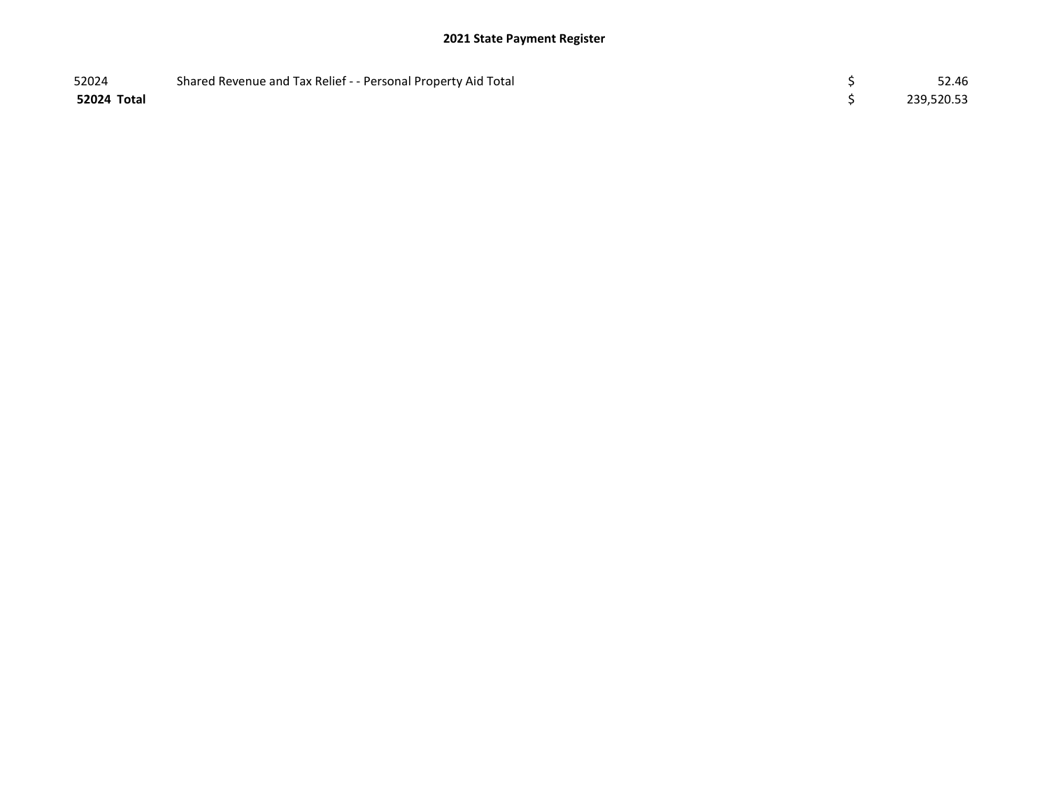**2021 State Payment Register**

| | | | |
|---|---|---|---|
| 52024 | Shared Revenue and Tax Relief - - Personal Property Aid Total | $ | 52.46 |
| **52024 Total** | | $ | 239,520.53 |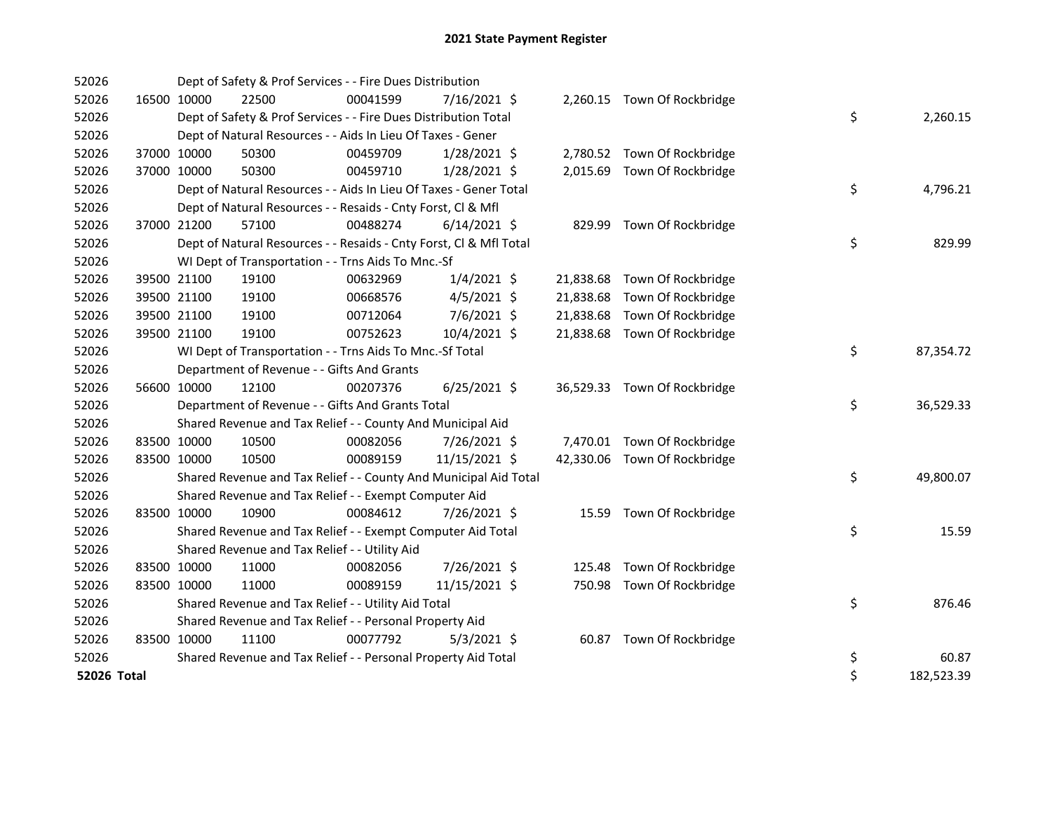# 2021 State Payment Register

| | | | | | | | | | |
|---|---|---|---|---|---|---|---|---|---|
| 52026 | | Dept of Safety & Prof Services - - Fire Dues Distribution | | | | | | | |
| 52026 | 16500 | 10000 | 22500 | 00041599 | 7/16/2021 | $ 2,260.15 | Town Of Rockbridge | | |
| 52026 | | Dept of Safety & Prof Services - - Fire Dues Distribution Total | | | | | | $ | 2,260.15 |
| 52026 | | Dept of Natural Resources - - Aids In Lieu Of Taxes - Gener | | | | | | | |
| 52026 | 37000 | 10000 | 50300 | 00459709 | 1/28/2021 | $ 2,780.52 | Town Of Rockbridge | | |
| 52026 | 37000 | 10000 | 50300 | 00459710 | 1/28/2021 | $ 2,015.69 | Town Of Rockbridge | | |
| 52026 | | Dept of Natural Resources - - Aids In Lieu Of Taxes - Gener Total | | | | | | $ | 4,796.21 |
| 52026 | | Dept of Natural Resources - - Resaids - Cnty Forst, Cl & Mfl | | | | | | | |
| 52026 | 37000 | 21200 | 57100 | 00488274 | 6/14/2021 | $ 829.99 | Town Of Rockbridge | | |
| 52026 | | Dept of Natural Resources - - Resaids - Cnty Forst, Cl & Mfl Total | | | | | | $ | 829.99 |
| 52026 | | WI Dept of Transportation - - Trns Aids To Mnc.-Sf | | | | | | | |
| 52026 | 39500 | 21100 | 19100 | 00632969 | 1/4/2021 | $ 21,838.68 | Town Of Rockbridge | | |
| 52026 | 39500 | 21100 | 19100 | 00668576 | 4/5/2021 | $ 21,838.68 | Town Of Rockbridge | | |
| 52026 | 39500 | 21100 | 19100 | 00712064 | 7/6/2021 | $ 21,838.68 | Town Of Rockbridge | | |
| 52026 | 39500 | 21100 | 19100 | 00752623 | 10/4/2021 | $ 21,838.68 | Town Of Rockbridge | | |
| 52026 | | WI Dept of Transportation - - Trns Aids To Mnc.-Sf Total | | | | | | $ | 87,354.72 |
| 52026 | | Department of Revenue - - Gifts And Grants | | | | | | | |
| 52026 | 56600 | 10000 | 12100 | 00207376 | 6/25/2021 | $ 36,529.33 | Town Of Rockbridge | | |
| 52026 | | Department of Revenue - - Gifts And Grants Total | | | | | | $ | 36,529.33 |
| 52026 | | Shared Revenue and Tax Relief - - County And Municipal Aid | | | | | | | |
| 52026 | 83500 | 10000 | 10500 | 00082056 | 7/26/2021 | $ 7,470.01 | Town Of Rockbridge | | |
| 52026 | 83500 | 10000 | 10500 | 00089159 | 11/15/2021 | $ 42,330.06 | Town Of Rockbridge | | |
| 52026 | | Shared Revenue and Tax Relief - - County And Municipal Aid Total | | | | | | $ | 49,800.07 |
| 52026 | | Shared Revenue and Tax Relief - - Exempt Computer Aid | | | | | | | |
| 52026 | 83500 | 10000 | 10900 | 00084612 | 7/26/2021 | $ 15.59 | Town Of Rockbridge | | |
| 52026 | | Shared Revenue and Tax Relief - - Exempt Computer Aid Total | | | | | | $ | 15.59 |
| 52026 | | Shared Revenue and Tax Relief - - Utility Aid | | | | | | | |
| 52026 | 83500 | 10000 | 11000 | 00082056 | 7/26/2021 | $ 125.48 | Town Of Rockbridge | | |
| 52026 | 83500 | 10000 | 11000 | 00089159 | 11/15/2021 | $ 750.98 | Town Of Rockbridge | | |
| 52026 | | Shared Revenue and Tax Relief - - Utility Aid Total | | | | | | $ | 876.46 |
| 52026 | | Shared Revenue and Tax Relief - - Personal Property Aid | | | | | | | |
| 52026 | 83500 | 10000 | 11100 | 00077792 | 5/3/2021 | $ 60.87 | Town Of Rockbridge | | |
| 52026 | | Shared Revenue and Tax Relief - - Personal Property Aid Total | | | | | | $ | 60.87 |
| **52026 Total** | | | | | | | | $ | 182,523.39 |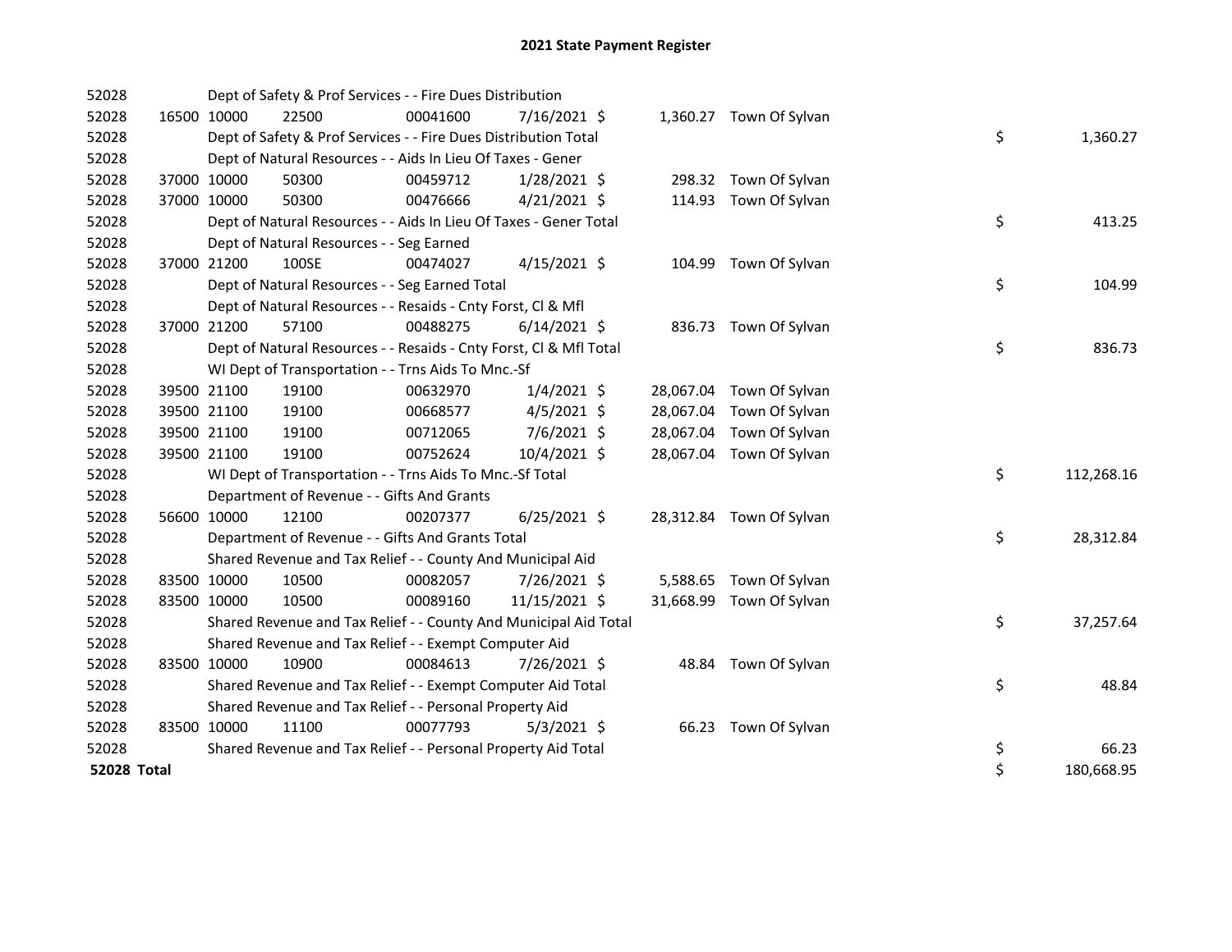# 2021 State Payment Register

| | | | | | | | | | |
|---|---|---|---|---|---|---|---|---|---|
| 52028 | | Dept of Safety & Prof Services - - Fire Dues Distribution | | | | | | | |
| 52028 | 16500 | 10000 | 22500 | 00041600 | 7/16/2021 | $ 1,360.27 | Town Of Sylvan | | |
| 52028 | | Dept of Safety & Prof Services - - Fire Dues Distribution Total | | | | | | $ | 1,360.27 |
| 52028 | | Dept of Natural Resources - - Aids In Lieu Of Taxes - Gener | | | | | | | |
| 52028 | 37000 | 10000 | 50300 | 00459712 | 1/28/2021 | $ 298.32 | Town Of Sylvan | | |
| 52028 | 37000 | 10000 | 50300 | 00476666 | 4/21/2021 | $ 114.93 | Town Of Sylvan | | |
| 52028 | | Dept of Natural Resources - - Aids In Lieu Of Taxes - Gener Total | | | | | | $ | 413.25 |
| 52028 | | Dept of Natural Resources - - Seg Earned | | | | | | | |
| 52028 | 37000 | 21200 | 100SE | 00474027 | 4/15/2021 | $ 104.99 | Town Of Sylvan | | |
| 52028 | | Dept of Natural Resources - - Seg Earned Total | | | | | | $ | 104.99 |
| 52028 | | Dept of Natural Resources - - Resaids - Cnty Forst, Cl & Mfl | | | | | | | |
| 52028 | 37000 | 21200 | 57100 | 00488275 | 6/14/2021 | $ 836.73 | Town Of Sylvan | | |
| 52028 | | Dept of Natural Resources - - Resaids - Cnty Forst, Cl & Mfl Total | | | | | | $ | 836.73 |
| 52028 | | WI Dept of Transportation - - Trns Aids To Mnc.-Sf | | | | | | | |
| 52028 | 39500 | 21100 | 19100 | 00632970 | 1/4/2021 | $ 28,067.04 | Town Of Sylvan | | |
| 52028 | 39500 | 21100 | 19100 | 00668577 | 4/5/2021 | $ 28,067.04 | Town Of Sylvan | | |
| 52028 | 39500 | 21100 | 19100 | 00712065 | 7/6/2021 | $ 28,067.04 | Town Of Sylvan | | |
| 52028 | 39500 | 21100 | 19100 | 00752624 | 10/4/2021 | $ 28,067.04 | Town Of Sylvan | | |
| 52028 | | WI Dept of Transportation - - Trns Aids To Mnc.-Sf Total | | | | | | $ | 112,268.16 |
| 52028 | | Department of Revenue - - Gifts And Grants | | | | | | | |
| 52028 | 56600 | 10000 | 12100 | 00207377 | 6/25/2021 | $ 28,312.84 | Town Of Sylvan | | |
| 52028 | | Department of Revenue - - Gifts And Grants Total | | | | | | $ | 28,312.84 |
| 52028 | | Shared Revenue and Tax Relief - - County And Municipal Aid | | | | | | | |
| 52028 | 83500 | 10000 | 10500 | 00082057 | 7/26/2021 | $ 5,588.65 | Town Of Sylvan | | |
| 52028 | 83500 | 10000 | 10500 | 00089160 | 11/15/2021 | $ 31,668.99 | Town Of Sylvan | | |
| 52028 | | Shared Revenue and Tax Relief - - County And Municipal Aid Total | | | | | | $ | 37,257.64 |
| 52028 | | Shared Revenue and Tax Relief - - Exempt Computer Aid | | | | | | | |
| 52028 | 83500 | 10000 | 10900 | 00084613 | 7/26/2021 | $ 48.84 | Town Of Sylvan | | |
| 52028 | | Shared Revenue and Tax Relief - - Exempt Computer Aid Total | | | | | | $ | 48.84 |
| 52028 | | Shared Revenue and Tax Relief - - Personal Property Aid | | | | | | | |
| 52028 | 83500 | 10000 | 11100 | 00077793 | 5/3/2021 | $ 66.23 | Town Of Sylvan | | |
| 52028 | | Shared Revenue and Tax Relief - - Personal Property Aid Total | | | | | | $ | 66.23 |
| **52028 Total** | | | | | | | | $ | 180,668.95 |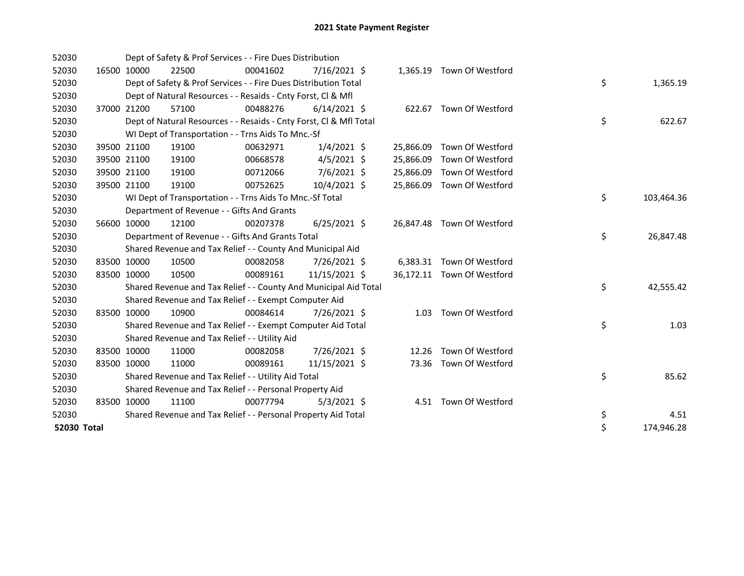# 2021 State Payment Register

| | | | | | | | | | |
|---|---|---|---|---|---|---|---|---|---|
| 52030 | | Dept of Safety & Prof Services - - Fire Dues Distribution | | | | | | | |
| 52030 | 16500 | 10000 | 22500 | 00041602 | 7/16/2021 $ | 1,365.19 | Town Of Westford | | |
| 52030 | | Dept of Safety & Prof Services - - Fire Dues Distribution Total | | | | | | $ | 1,365.19 |
| 52030 | | Dept of Natural Resources - - Resaids - Cnty Forst, Cl & Mfl | | | | | | | |
| 52030 | 37000 | 21200 | 57100 | 00488276 | 6/14/2021 $ | 622.67 | Town Of Westford | | |
| 52030 | | Dept of Natural Resources - - Resaids - Cnty Forst, Cl & Mfl Total | | | | | | $ | 622.67 |
| 52030 | | WI Dept of Transportation - - Trns Aids To Mnc.-Sf | | | | | | | |
| 52030 | 39500 | 21100 | 19100 | 00632971 | 1/4/2021 $ | 25,866.09 | Town Of Westford | | |
| 52030 | 39500 | 21100 | 19100 | 00668578 | 4/5/2021 $ | 25,866.09 | Town Of Westford | | |
| 52030 | 39500 | 21100 | 19100 | 00712066 | 7/6/2021 $ | 25,866.09 | Town Of Westford | | |
| 52030 | 39500 | 21100 | 19100 | 00752625 | 10/4/2021 $ | 25,866.09 | Town Of Westford | | |
| 52030 | | WI Dept of Transportation - - Trns Aids To Mnc.-Sf Total | | | | | | $ | 103,464.36 |
| 52030 | | Department of Revenue - - Gifts And Grants | | | | | | | |
| 52030 | 56600 | 10000 | 12100 | 00207378 | 6/25/2021 $ | 26,847.48 | Town Of Westford | | |
| 52030 | | Department of Revenue - - Gifts And Grants Total | | | | | | $ | 26,847.48 |
| 52030 | | Shared Revenue and Tax Relief - - County And Municipal Aid | | | | | | | |
| 52030 | 83500 | 10000 | 10500 | 00082058 | 7/26/2021 $ | 6,383.31 | Town Of Westford | | |
| 52030 | 83500 | 10000 | 10500 | 00089161 | 11/15/2021 $ | 36,172.11 | Town Of Westford | | |
| 52030 | | Shared Revenue and Tax Relief - - County And Municipal Aid Total | | | | | | $ | 42,555.42 |
| 52030 | | Shared Revenue and Tax Relief - - Exempt Computer Aid | | | | | | | |
| 52030 | 83500 | 10000 | 10900 | 00084614 | 7/26/2021 $ | 1.03 | Town Of Westford | | |
| 52030 | | Shared Revenue and Tax Relief - - Exempt Computer Aid Total | | | | | | $ | 1.03 |
| 52030 | | Shared Revenue and Tax Relief - - Utility Aid | | | | | | | |
| 52030 | 83500 | 10000 | 11000 | 00082058 | 7/26/2021 $ | 12.26 | Town Of Westford | | |
| 52030 | 83500 | 10000 | 11000 | 00089161 | 11/15/2021 $ | 73.36 | Town Of Westford | | |
| 52030 | | Shared Revenue and Tax Relief - - Utility Aid Total | | | | | | $ | 85.62 |
| 52030 | | Shared Revenue and Tax Relief - - Personal Property Aid | | | | | | | |
| 52030 | 83500 | 10000 | 11100 | 00077794 | 5/3/2021 $ | 4.51 | Town Of Westford | | |
| 52030 | | Shared Revenue and Tax Relief - - Personal Property Aid Total | | | | | | $ | 4.51 |
| **52030 Total** | | | | | | | | $ | 174,946.28 |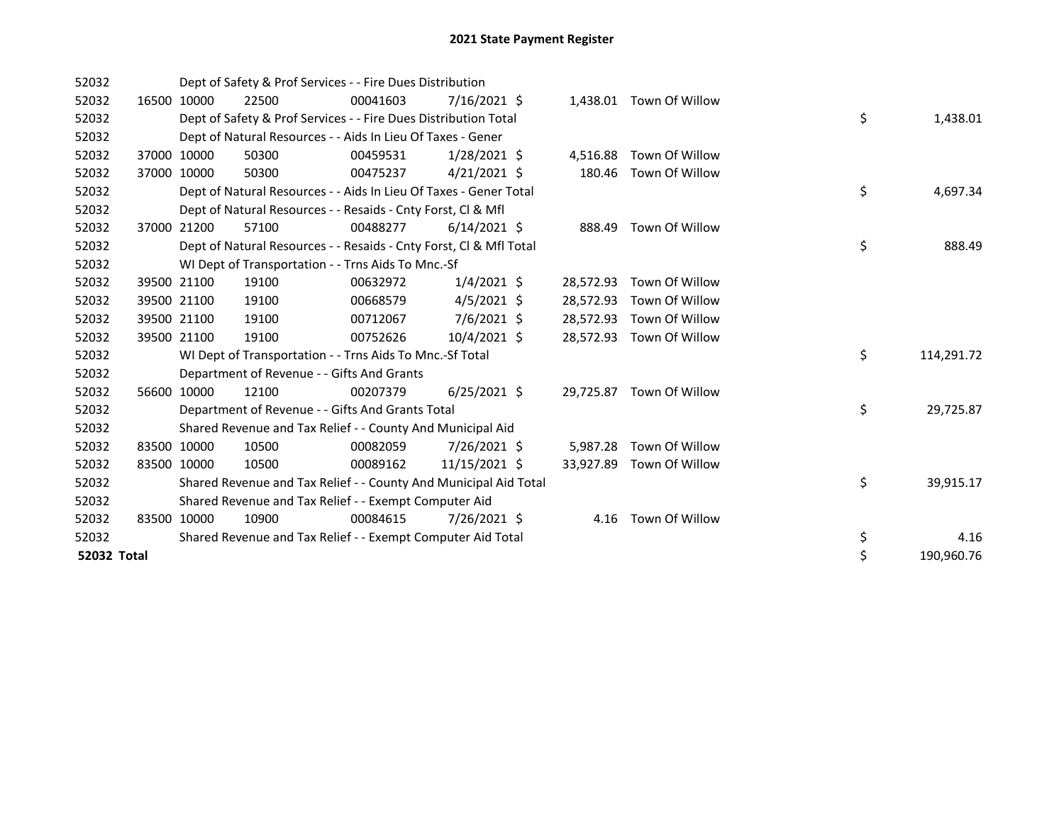# 2021 State Payment Register

| | | | | | | | | | |
|---|---|---|---|---|---|---|---|---|---|
| 52032 | | | Dept of Safety & Prof Services - - Fire Dues Distribution | | | | | | |
| 52032 | 16500 | 10000 | 22500 | 00041603 | 7/16/2021 | $ 1,438.01 | Town Of Willow | | |
| 52032 | | | Dept of Safety & Prof Services - - Fire Dues Distribution Total | | | | | $ | 1,438.01 |
| 52032 | | | Dept of Natural Resources - - Aids In Lieu Of Taxes - Gener | | | | | | |
| 52032 | 37000 | 10000 | 50300 | 00459531 | 1/28/2021 | $ 4,516.88 | Town Of Willow | | |
| 52032 | 37000 | 10000 | 50300 | 00475237 | 4/21/2021 | $ 180.46 | Town Of Willow | | |
| 52032 | | | Dept of Natural Resources - - Aids In Lieu Of Taxes - Gener Total | | | | | $ | 4,697.34 |
| 52032 | | | Dept of Natural Resources - - Resaids - Cnty Forst, Cl & Mfl | | | | | | |
| 52032 | 37000 | 21200 | 57100 | 00488277 | 6/14/2021 | $ 888.49 | Town Of Willow | | |
| 52032 | | | Dept of Natural Resources - - Resaids - Cnty Forst, Cl & Mfl Total | | | | | $ | 888.49 |
| 52032 | | | WI Dept of Transportation - - Trns Aids To Mnc.-Sf | | | | | | |
| 52032 | 39500 | 21100 | 19100 | 00632972 | 1/4/2021 | $ 28,572.93 | Town Of Willow | | |
| 52032 | 39500 | 21100 | 19100 | 00668579 | 4/5/2021 | $ 28,572.93 | Town Of Willow | | |
| 52032 | 39500 | 21100 | 19100 | 00712067 | 7/6/2021 | $ 28,572.93 | Town Of Willow | | |
| 52032 | 39500 | 21100 | 19100 | 00752626 | 10/4/2021 | $ 28,572.93 | Town Of Willow | | |
| 52032 | | | WI Dept of Transportation - - Trns Aids To Mnc.-Sf Total | | | | | $ | 114,291.72 |
| 52032 | | | Department of Revenue - - Gifts And Grants | | | | | | |
| 52032 | 56600 | 10000 | 12100 | 00207379 | 6/25/2021 | $ 29,725.87 | Town Of Willow | | |
| 52032 | | | Department of Revenue - - Gifts And Grants Total | | | | | $ | 29,725.87 |
| 52032 | | | Shared Revenue and Tax Relief - - County And Municipal Aid | | | | | | |
| 52032 | 83500 | 10000 | 10500 | 00082059 | 7/26/2021 | $ 5,987.28 | Town Of Willow | | |
| 52032 | 83500 | 10000 | 10500 | 00089162 | 11/15/2021 | $ 33,927.89 | Town Of Willow | | |
| 52032 | | | Shared Revenue and Tax Relief - - County And Municipal Aid Total | | | | | $ | 39,915.17 |
| 52032 | | | Shared Revenue and Tax Relief - - Exempt Computer Aid | | | | | | |
| 52032 | 83500 | 10000 | 10900 | 00084615 | 7/26/2021 | $ 4.16 | Town Of Willow | | |
| 52032 | | | Shared Revenue and Tax Relief - - Exempt Computer Aid Total | | | | | $ | 4.16 |
| **52032 Total** | | | | | | | | $ | 190,960.76 |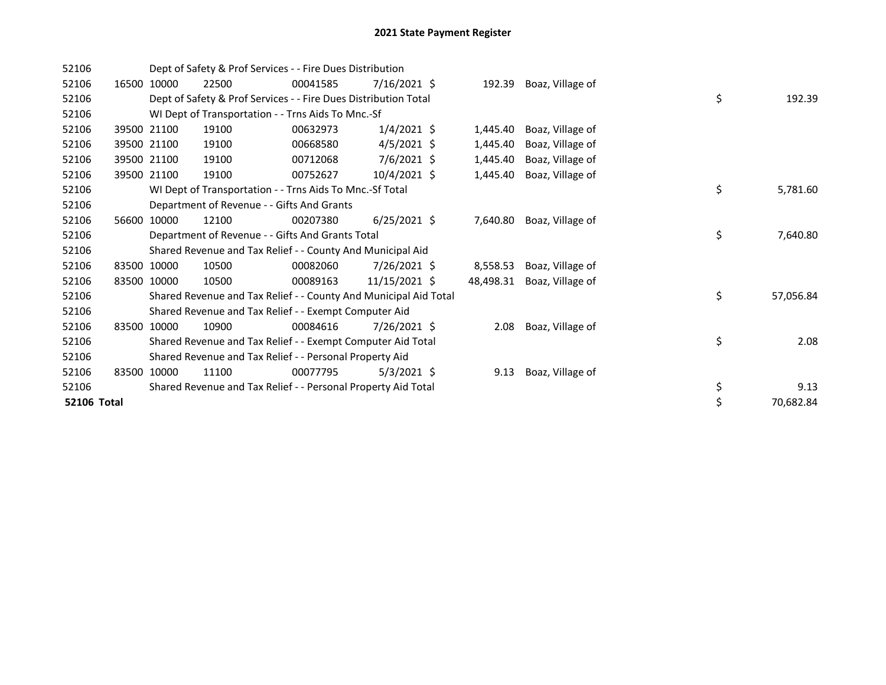# 2021 State Payment Register

| | | | | | | | | | |
|---|---|---|---|---|---|---|---|---|---|
| 52106 | | | Dept of Safety & Prof Services - - Fire Dues Distribution | | | | | | |
| 52106 | 16500 | 10000 | 22500 | 00041585 | 7/16/2021 | $ 192.39 | Boaz, Village of | | |
| 52106 | | | Dept of Safety & Prof Services - - Fire Dues Distribution Total | | | | | $ | 192.39 |
| 52106 | | | WI Dept of Transportation - - Trns Aids To Mnc.-Sf | | | | | | |
| 52106 | 39500 | 21100 | 19100 | 00632973 | 1/4/2021 | $ 1,445.40 | Boaz, Village of | | |
| 52106 | 39500 | 21100 | 19100 | 00668580 | 4/5/2021 | $ 1,445.40 | Boaz, Village of | | |
| 52106 | 39500 | 21100 | 19100 | 00712068 | 7/6/2021 | $ 1,445.40 | Boaz, Village of | | |
| 52106 | 39500 | 21100 | 19100 | 00752627 | 10/4/2021 | $ 1,445.40 | Boaz, Village of | | |
| 52106 | | | WI Dept of Transportation - - Trns Aids To Mnc.-Sf Total | | | | | $ | 5,781.60 |
| 52106 | | | Department of Revenue - - Gifts And Grants | | | | | | |
| 52106 | 56600 | 10000 | 12100 | 00207380 | 6/25/2021 | $ 7,640.80 | Boaz, Village of | | |
| 52106 | | | Department of Revenue - - Gifts And Grants Total | | | | | $ | 7,640.80 |
| 52106 | | | Shared Revenue and Tax Relief - - County And Municipal Aid | | | | | | |
| 52106 | 83500 | 10000 | 10500 | 00082060 | 7/26/2021 | $ 8,558.53 | Boaz, Village of | | |
| 52106 | 83500 | 10000 | 10500 | 00089163 | 11/15/2021 | $ 48,498.31 | Boaz, Village of | | |
| 52106 | | | Shared Revenue and Tax Relief - - County And Municipal Aid Total | | | | | $ | 57,056.84 |
| 52106 | | | Shared Revenue and Tax Relief - - Exempt Computer Aid | | | | | | |
| 52106 | 83500 | 10000 | 10900 | 00084616 | 7/26/2021 | $ 2.08 | Boaz, Village of | | |
| 52106 | | | Shared Revenue and Tax Relief - - Exempt Computer Aid Total | | | | | $ | 2.08 |
| 52106 | | | Shared Revenue and Tax Relief - - Personal Property Aid | | | | | | |
| 52106 | 83500 | 10000 | 11100 | 00077795 | 5/3/2021 | $ 9.13 | Boaz, Village of | | |
| 52106 | | | Shared Revenue and Tax Relief - - Personal Property Aid Total | | | | | $ | 9.13 |
| **52106 Total** | | | | | | | | $ | 70,682.84 |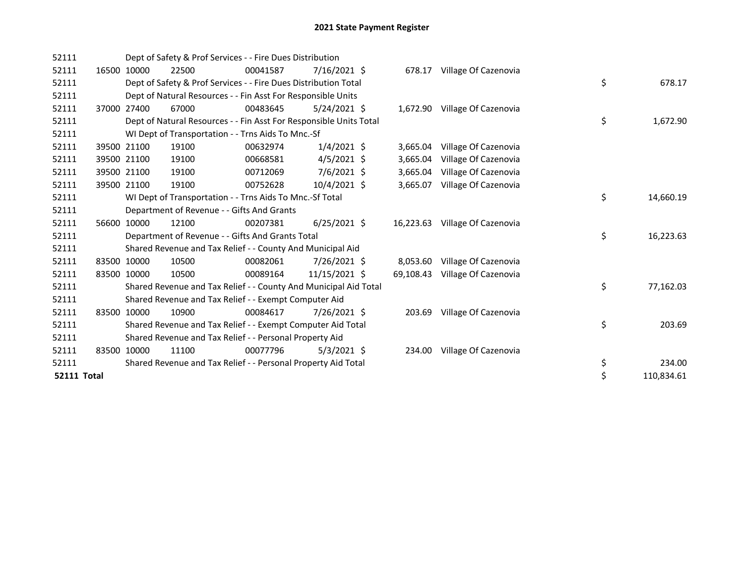# 2021 State Payment Register

| | | | | | | | | | |
|---|---|---|---|---|---|---|---|---|---|
| 52111 | | | Dept of Safety & Prof Services - - Fire Dues Distribution | | | | | | |
| 52111 | 16500 | 10000 | 22500 | 00041587 | 7/16/2021 | $ 678.17 | Village Of Cazenovia | | |
| 52111 | | | Dept of Safety & Prof Services - - Fire Dues Distribution Total | | | | | $ | 678.17 |
| 52111 | | | Dept of Natural Resources - - Fin Asst For Responsible Units | | | | | | |
| 52111 | 37000 | 27400 | 67000 | 00483645 | 5/24/2021 | $ 1,672.90 | Village Of Cazenovia | | |
| 52111 | | | Dept of Natural Resources - - Fin Asst For Responsible Units Total | | | | | $ | 1,672.90 |
| 52111 | | | WI Dept of Transportation - - Trns Aids To Mnc.-Sf | | | | | | |
| 52111 | 39500 | 21100 | 19100 | 00632974 | 1/4/2021 | $ 3,665.04 | Village Of Cazenovia | | |
| 52111 | 39500 | 21100 | 19100 | 00668581 | 4/5/2021 | $ 3,665.04 | Village Of Cazenovia | | |
| 52111 | 39500 | 21100 | 19100 | 00712069 | 7/6/2021 | $ 3,665.04 | Village Of Cazenovia | | |
| 52111 | 39500 | 21100 | 19100 | 00752628 | 10/4/2021 | $ 3,665.07 | Village Of Cazenovia | | |
| 52111 | | | WI Dept of Transportation - - Trns Aids To Mnc.-Sf Total | | | | | $ | 14,660.19 |
| 52111 | | | Department of Revenue - - Gifts And Grants | | | | | | |
| 52111 | 56600 | 10000 | 12100 | 00207381 | 6/25/2021 | $ 16,223.63 | Village Of Cazenovia | | |
| 52111 | | | Department of Revenue - - Gifts And Grants Total | | | | | $ | 16,223.63 |
| 52111 | | | Shared Revenue and Tax Relief - - County And Municipal Aid | | | | | | |
| 52111 | 83500 | 10000 | 10500 | 00082061 | 7/26/2021 | $ 8,053.60 | Village Of Cazenovia | | |
| 52111 | 83500 | 10000 | 10500 | 00089164 | 11/15/2021 | $ 69,108.43 | Village Of Cazenovia | | |
| 52111 | | | Shared Revenue and Tax Relief - - County And Municipal Aid Total | | | | | $ | 77,162.03 |
| 52111 | | | Shared Revenue and Tax Relief - - Exempt Computer Aid | | | | | | |
| 52111 | 83500 | 10000 | 10900 | 00084617 | 7/26/2021 | $ 203.69 | Village Of Cazenovia | | |
| 52111 | | | Shared Revenue and Tax Relief - - Exempt Computer Aid Total | | | | | $ | 203.69 |
| 52111 | | | Shared Revenue and Tax Relief - - Personal Property Aid | | | | | | |
| 52111 | 83500 | 10000 | 11100 | 00077796 | 5/3/2021 | $ 234.00 | Village Of Cazenovia | | |
| 52111 | | | Shared Revenue and Tax Relief - - Personal Property Aid Total | | | | | $ | 234.00 |
| **52111 Total** | | | | | | | | $ | 110,834.61 |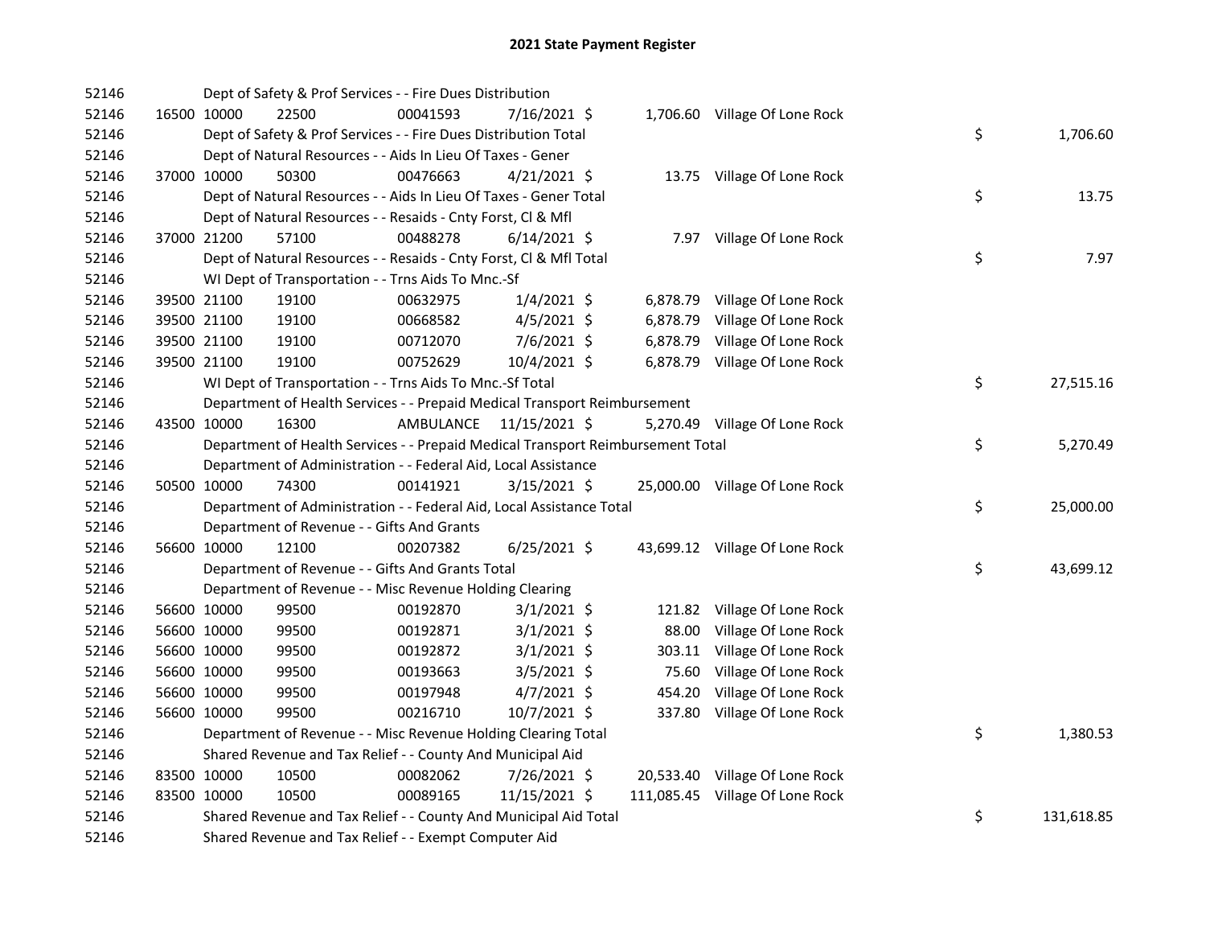# 2021 State Payment Register

| | | | | | | | | |
|---|---|---|---|---|---|---|---|---|
| 52146 | | Dept of Safety & Prof Services - - Fire Dues Distribution | | | | | | |
| 52146 | 16500 | 10000 | 22500 | 00041593 | 7/16/2021 $ | 1,706.60 | Village Of Lone Rock | |
| 52146 | | Dept of Safety & Prof Services - - Fire Dues Distribution Total | | | | | | $ 1,706.60 |
| 52146 | | Dept of Natural Resources - - Aids In Lieu Of Taxes - Gener | | | | | | |
| 52146 | 37000 | 10000 | 50300 | 00476663 | 4/21/2021 $ | 13.75 | Village Of Lone Rock | |
| 52146 | | Dept of Natural Resources - - Aids In Lieu Of Taxes - Gener Total | | | | | | $ 13.75 |
| 52146 | | Dept of Natural Resources - - Resaids - Cnty Forst, Cl & Mfl | | | | | | |
| 52146 | 37000 | 21200 | 57100 | 00488278 | 6/14/2021 $ | 7.97 | Village Of Lone Rock | |
| 52146 | | Dept of Natural Resources - - Resaids - Cnty Forst, Cl & Mfl Total | | | | | | $ 7.97 |
| 52146 | | WI Dept of Transportation - - Trns Aids To Mnc.-Sf | | | | | | |
| 52146 | 39500 | 21100 | 19100 | 00632975 | 1/4/2021 $ | 6,878.79 | Village Of Lone Rock | |
| 52146 | 39500 | 21100 | 19100 | 00668582 | 4/5/2021 $ | 6,878.79 | Village Of Lone Rock | |
| 52146 | 39500 | 21100 | 19100 | 00712070 | 7/6/2021 $ | 6,878.79 | Village Of Lone Rock | |
| 52146 | 39500 | 21100 | 19100 | 00752629 | 10/4/2021 $ | 6,878.79 | Village Of Lone Rock | |
| 52146 | | WI Dept of Transportation - - Trns Aids To Mnc.-Sf Total | | | | | | $ 27,515.16 |
| 52146 | | Department of Health Services - - Prepaid Medical Transport Reimbursement | | | | | | |
| 52146 | 43500 | 10000 | 16300 | AMBULANCE | 11/15/2021 $ | 5,270.49 | Village Of Lone Rock | |
| 52146 | | Department of Health Services - - Prepaid Medical Transport Reimbursement Total | | | | | | $ 5,270.49 |
| 52146 | | Department of Administration - - Federal Aid, Local Assistance | | | | | | |
| 52146 | 50500 | 10000 | 74300 | 00141921 | 3/15/2021 $ | 25,000.00 | Village Of Lone Rock | |
| 52146 | | Department of Administration - - Federal Aid, Local Assistance Total | | | | | | $ 25,000.00 |
| 52146 | | Department of Revenue - - Gifts And Grants | | | | | | |
| 52146 | 56600 | 10000 | 12100 | 00207382 | 6/25/2021 $ | 43,699.12 | Village Of Lone Rock | |
| 52146 | | Department of Revenue - - Gifts And Grants Total | | | | | | $ 43,699.12 |
| 52146 | | Department of Revenue - - Misc Revenue Holding Clearing | | | | | | |
| 52146 | 56600 | 10000 | 99500 | 00192870 | 3/1/2021 $ | 121.82 | Village Of Lone Rock | |
| 52146 | 56600 | 10000 | 99500 | 00192871 | 3/1/2021 $ | 88.00 | Village Of Lone Rock | |
| 52146 | 56600 | 10000 | 99500 | 00192872 | 3/1/2021 $ | 303.11 | Village Of Lone Rock | |
| 52146 | 56600 | 10000 | 99500 | 00193663 | 3/5/2021 $ | 75.60 | Village Of Lone Rock | |
| 52146 | 56600 | 10000 | 99500 | 00197948 | 4/7/2021 $ | 454.20 | Village Of Lone Rock | |
| 52146 | 56600 | 10000 | 99500 | 00216710 | 10/7/2021 $ | 337.80 | Village Of Lone Rock | |
| 52146 | | Department of Revenue - - Misc Revenue Holding Clearing Total | | | | | | $ 1,380.53 |
| 52146 | | Shared Revenue and Tax Relief - - County And Municipal Aid | | | | | | |
| 52146 | 83500 | 10000 | 10500 | 00082062 | 7/26/2021 $ | 20,533.40 | Village Of Lone Rock | |
| 52146 | 83500 | 10000 | 10500 | 00089165 | 11/15/2021 $ | 111,085.45 | Village Of Lone Rock | |
| 52146 | | Shared Revenue and Tax Relief - - County And Municipal Aid Total | | | | | | $ 131,618.85 |
| 52146 | | Shared Revenue and Tax Relief - - Exempt Computer Aid | | | | | | |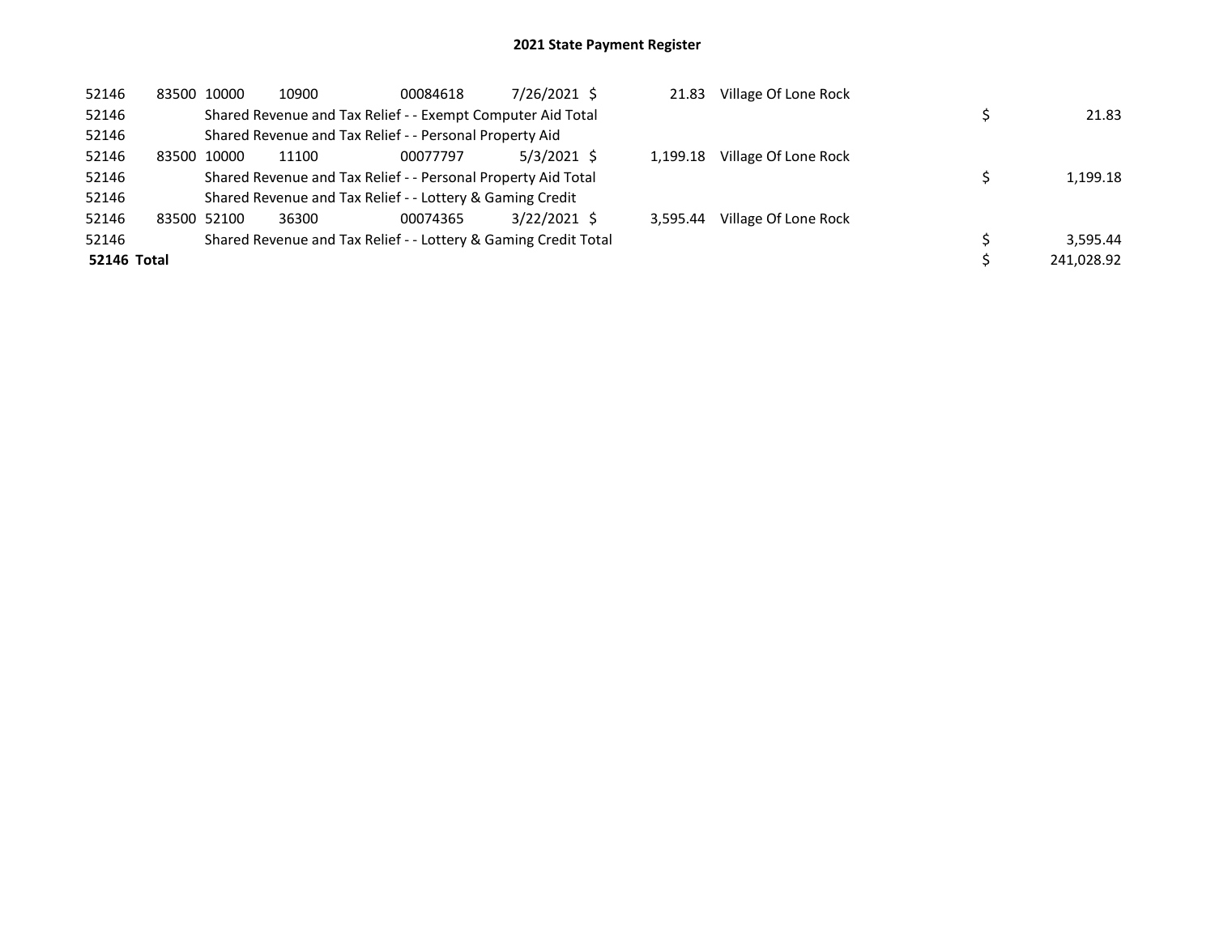# 2021 State Payment Register

| | | | | | | | | | |
|---|---|---|---|---|---|---|---|---|---|
| 52146 | 83500 | 10000 | 10900 | 00084618 | 7/26/2021 | $ 21.83 | Village Of Lone Rock | | |
| 52146 | | Shared Revenue and Tax Relief - - Exempt Computer Aid Total | | | | | | $ | 21.83 |
| 52146 | | Shared Revenue and Tax Relief - - Personal Property Aid | | | | | | | |
| 52146 | 83500 | 10000 | 11100 | 00077797 | 5/3/2021 | $ 1,199.18 | Village Of Lone Rock | | |
| 52146 | | Shared Revenue and Tax Relief - - Personal Property Aid Total | | | | | | $ | 1,199.18 |
| 52146 | | Shared Revenue and Tax Relief - - Lottery & Gaming Credit | | | | | | | |
| 52146 | 83500 | 52100 | 36300 | 00074365 | 3/22/2021 | $ 3,595.44 | Village Of Lone Rock | | |
| 52146 | | Shared Revenue and Tax Relief - - Lottery & Gaming Credit Total | | | | | | $ | 3,595.44 |
| **52146 Total** | | | | | | | | $ | 241,028.92 |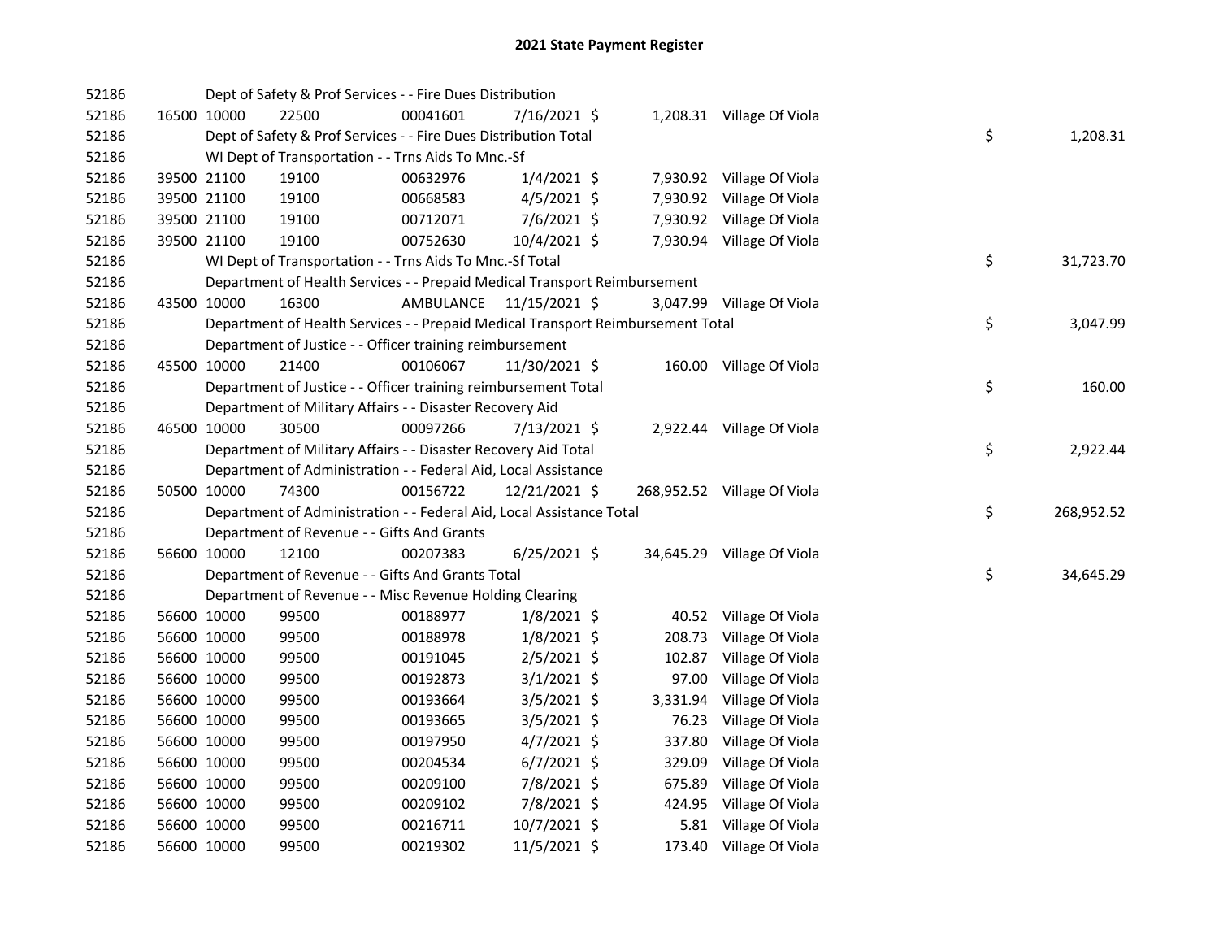# 2021 State Payment Register

| | | | | | | | | | |
|---|---|---|---|---|---|---|---|---|---|
| 52186 | | | Dept of Safety & Prof Services - - Fire Dues Distribution | | | | | | |
| 52186 | 16500 | 10000 | 22500 | 00041601 | 7/16/2021 | $ 1,208.31 | Village Of Viola | | |
| 52186 | | | Dept of Safety & Prof Services - - Fire Dues Distribution Total | | | | | $ | 1,208.31 |
| 52186 | | | WI Dept of Transportation - - Trns Aids To Mnc.-Sf | | | | | | |
| 52186 | 39500 | 21100 | 19100 | 00632976 | 1/4/2021 | $ 7,930.92 | Village Of Viola | | |
| 52186 | 39500 | 21100 | 19100 | 00668583 | 4/5/2021 | $ 7,930.92 | Village Of Viola | | |
| 52186 | 39500 | 21100 | 19100 | 00712071 | 7/6/2021 | $ 7,930.92 | Village Of Viola | | |
| 52186 | 39500 | 21100 | 19100 | 00752630 | 10/4/2021 | $ 7,930.94 | Village Of Viola | | |
| 52186 | | | WI Dept of Transportation - - Trns Aids To Mnc.-Sf Total | | | | | $ | 31,723.70 |
| 52186 | | | Department of Health Services - - Prepaid Medical Transport Reimbursement | | | | | | |
| 52186 | 43500 | 10000 | 16300 | AMBULANCE | 11/15/2021 | $ 3,047.99 | Village Of Viola | | |
| 52186 | | | Department of Health Services - - Prepaid Medical Transport Reimbursement Total | | | | | $ | 3,047.99 |
| 52186 | | | Department of Justice - - Officer training reimbursement | | | | | | |
| 52186 | 45500 | 10000 | 21400 | 00106067 | 11/30/2021 | $ 160.00 | Village Of Viola | | |
| 52186 | | | Department of Justice - - Officer training reimbursement Total | | | | | $ | 160.00 |
| 52186 | | | Department of Military Affairs - - Disaster Recovery Aid | | | | | | |
| 52186 | 46500 | 10000 | 30500 | 00097266 | 7/13/2021 | $ 2,922.44 | Village Of Viola | | |
| 52186 | | | Department of Military Affairs - - Disaster Recovery Aid Total | | | | | $ | 2,922.44 |
| 52186 | | | Department of Administration - - Federal Aid, Local Assistance | | | | | | |
| 52186 | 50500 | 10000 | 74300 | 00156722 | 12/21/2021 | $ 268,952.52 | Village Of Viola | | |
| 52186 | | | Department of Administration - - Federal Aid, Local Assistance Total | | | | | $ | 268,952.52 |
| 52186 | | | Department of Revenue - - Gifts And Grants | | | | | | |
| 52186 | 56600 | 10000 | 12100 | 00207383 | 6/25/2021 | $ 34,645.29 | Village Of Viola | | |
| 52186 | | | Department of Revenue - - Gifts And Grants Total | | | | | $ | 34,645.29 |
| 52186 | | | Department of Revenue - - Misc Revenue Holding Clearing | | | | | | |
| 52186 | 56600 | 10000 | 99500 | 00188977 | 1/8/2021 | $ 40.52 | Village Of Viola | | |
| 52186 | 56600 | 10000 | 99500 | 00188978 | 1/8/2021 | $ 208.73 | Village Of Viola | | |
| 52186 | 56600 | 10000 | 99500 | 00191045 | 2/5/2021 | $ 102.87 | Village Of Viola | | |
| 52186 | 56600 | 10000 | 99500 | 00192873 | 3/1/2021 | $ 97.00 | Village Of Viola | | |
| 52186 | 56600 | 10000 | 99500 | 00193664 | 3/5/2021 | $ 3,331.94 | Village Of Viola | | |
| 52186 | 56600 | 10000 | 99500 | 00193665 | 3/5/2021 | $ 76.23 | Village Of Viola | | |
| 52186 | 56600 | 10000 | 99500 | 00197950 | 4/7/2021 | $ 337.80 | Village Of Viola | | |
| 52186 | 56600 | 10000 | 99500 | 00204534 | 6/7/2021 | $ 329.09 | Village Of Viola | | |
| 52186 | 56600 | 10000 | 99500 | 00209100 | 7/8/2021 | $ 675.89 | Village Of Viola | | |
| 52186 | 56600 | 10000 | 99500 | 00209102 | 7/8/2021 | $ 424.95 | Village Of Viola | | |
| 52186 | 56600 | 10000 | 99500 | 00216711 | 10/7/2021 | $ 5.81 | Village Of Viola | | |
| 52186 | 56600 | 10000 | 99500 | 00219302 | 11/5/2021 | $ 173.40 | Village Of Viola | | |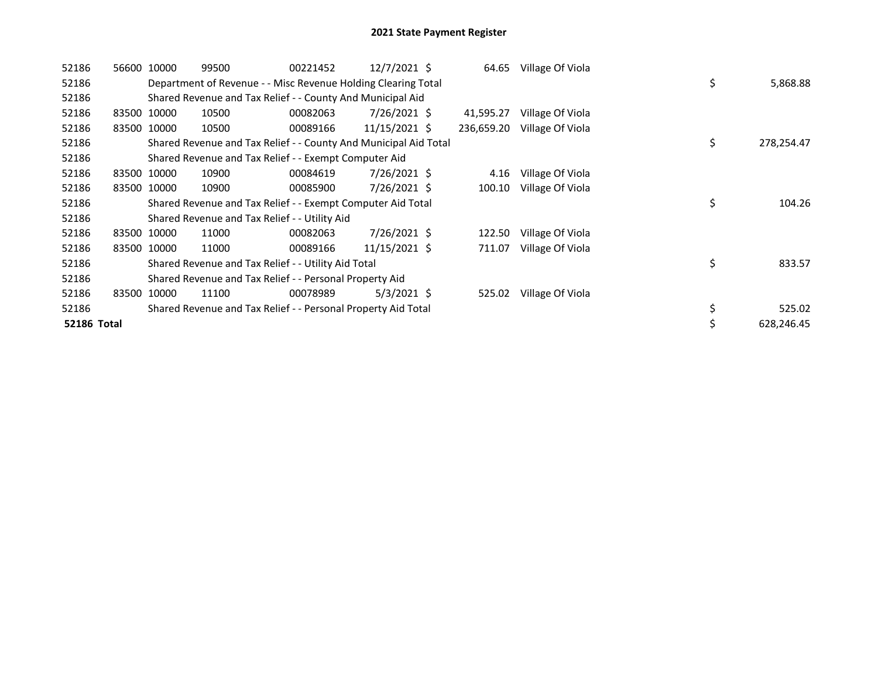# 2021 State Payment Register

| | | | | | | | | | |
|---|---|---|---|---|---|---|---|---|---|
| 52186 | 56600 | 10000 | 99500 | 00221452 | 12/7/2021 | $ 64.65 | Village Of Viola | | |
| 52186 | | Department of Revenue - - Misc Revenue Holding Clearing Total | | | | | | $ | 5,868.88 |
| 52186 | | Shared Revenue and Tax Relief - - County And Municipal Aid | | | | | | | |
| 52186 | 83500 | 10000 | 10500 | 00082063 | 7/26/2021 | $ 41,595.27 | Village Of Viola | | |
| 52186 | 83500 | 10000 | 10500 | 00089166 | 11/15/2021 | $ 236,659.20 | Village Of Viola | | |
| 52186 | | Shared Revenue and Tax Relief - - County And Municipal Aid Total | | | | | | $ | 278,254.47 |
| 52186 | | Shared Revenue and Tax Relief - - Exempt Computer Aid | | | | | | | |
| 52186 | 83500 | 10000 | 10900 | 00084619 | 7/26/2021 | $ 4.16 | Village Of Viola | | |
| 52186 | 83500 | 10000 | 10900 | 00085900 | 7/26/2021 | $ 100.10 | Village Of Viola | | |
| 52186 | | Shared Revenue and Tax Relief - - Exempt Computer Aid Total | | | | | | $ | 104.26 |
| 52186 | | Shared Revenue and Tax Relief - - Utility Aid | | | | | | | |
| 52186 | 83500 | 10000 | 11000 | 00082063 | 7/26/2021 | $ 122.50 | Village Of Viola | | |
| 52186 | 83500 | 10000 | 11000 | 00089166 | 11/15/2021 | $ 711.07 | Village Of Viola | | |
| 52186 | | Shared Revenue and Tax Relief - - Utility Aid Total | | | | | | $ | 833.57 |
| 52186 | | Shared Revenue and Tax Relief - - Personal Property Aid | | | | | | | |
| 52186 | 83500 | 10000 | 11100 | 00078989 | 5/3/2021 | $ 525.02 | Village Of Viola | | |
| 52186 | | Shared Revenue and Tax Relief - - Personal Property Aid Total | | | | | | $ | 525.02 |
| **52186 Total** | | | | | | | | $ | 628,246.45 |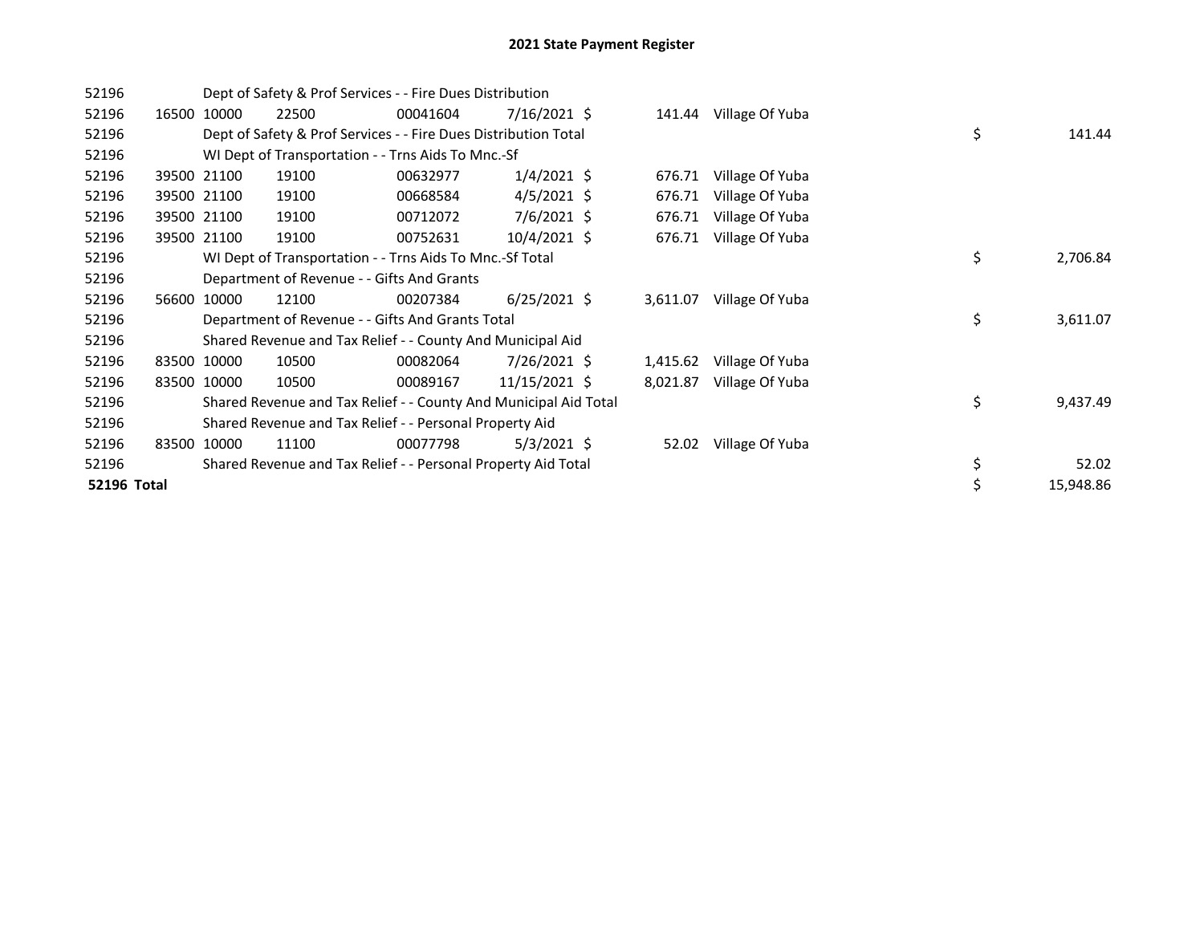# 2021 State Payment Register

| | | | | | | | | | |
|---|---|---|---|---|---|---|---|---|---|
| 52196 | | Dept of Safety & Prof Services - - Fire Dues Distribution | | | | | | | |
| 52196 | 16500 | 10000 | 22500 | 00041604 | 7/16/2021 | $ 141.44 | Village Of Yuba | | |
| 52196 | | Dept of Safety & Prof Services - - Fire Dues Distribution Total | | | | | | $ | 141.44 |
| 52196 | | WI Dept of Transportation - - Trns Aids To Mnc.-Sf | | | | | | | |
| 52196 | 39500 | 21100 | 19100 | 00632977 | 1/4/2021 | $ 676.71 | Village Of Yuba | | |
| 52196 | 39500 | 21100 | 19100 | 00668584 | 4/5/2021 | $ 676.71 | Village Of Yuba | | |
| 52196 | 39500 | 21100 | 19100 | 00712072 | 7/6/2021 | $ 676.71 | Village Of Yuba | | |
| 52196 | 39500 | 21100 | 19100 | 00752631 | 10/4/2021 | $ 676.71 | Village Of Yuba | | |
| 52196 | | WI Dept of Transportation - - Trns Aids To Mnc.-Sf Total | | | | | | $ | 2,706.84 |
| 52196 | | Department of Revenue - - Gifts And Grants | | | | | | | |
| 52196 | 56600 | 10000 | 12100 | 00207384 | 6/25/2021 | $ 3,611.07 | Village Of Yuba | | |
| 52196 | | Department of Revenue - - Gifts And Grants Total | | | | | | $ | 3,611.07 |
| 52196 | | Shared Revenue and Tax Relief - - County And Municipal Aid | | | | | | | |
| 52196 | 83500 | 10000 | 10500 | 00082064 | 7/26/2021 | $ 1,415.62 | Village Of Yuba | | |
| 52196 | 83500 | 10000 | 10500 | 00089167 | 11/15/2021 | $ 8,021.87 | Village Of Yuba | | |
| 52196 | | Shared Revenue and Tax Relief - - County And Municipal Aid Total | | | | | | $ | 9,437.49 |
| 52196 | | Shared Revenue and Tax Relief - - Personal Property Aid | | | | | | | |
| 52196 | 83500 | 10000 | 11100 | 00077798 | 5/3/2021 | $ 52.02 | Village Of Yuba | | |
| 52196 | | Shared Revenue and Tax Relief - - Personal Property Aid Total | | | | | | $ | 52.02 |
| **52196 Total** | | | | | | | | $ | 15,948.86 |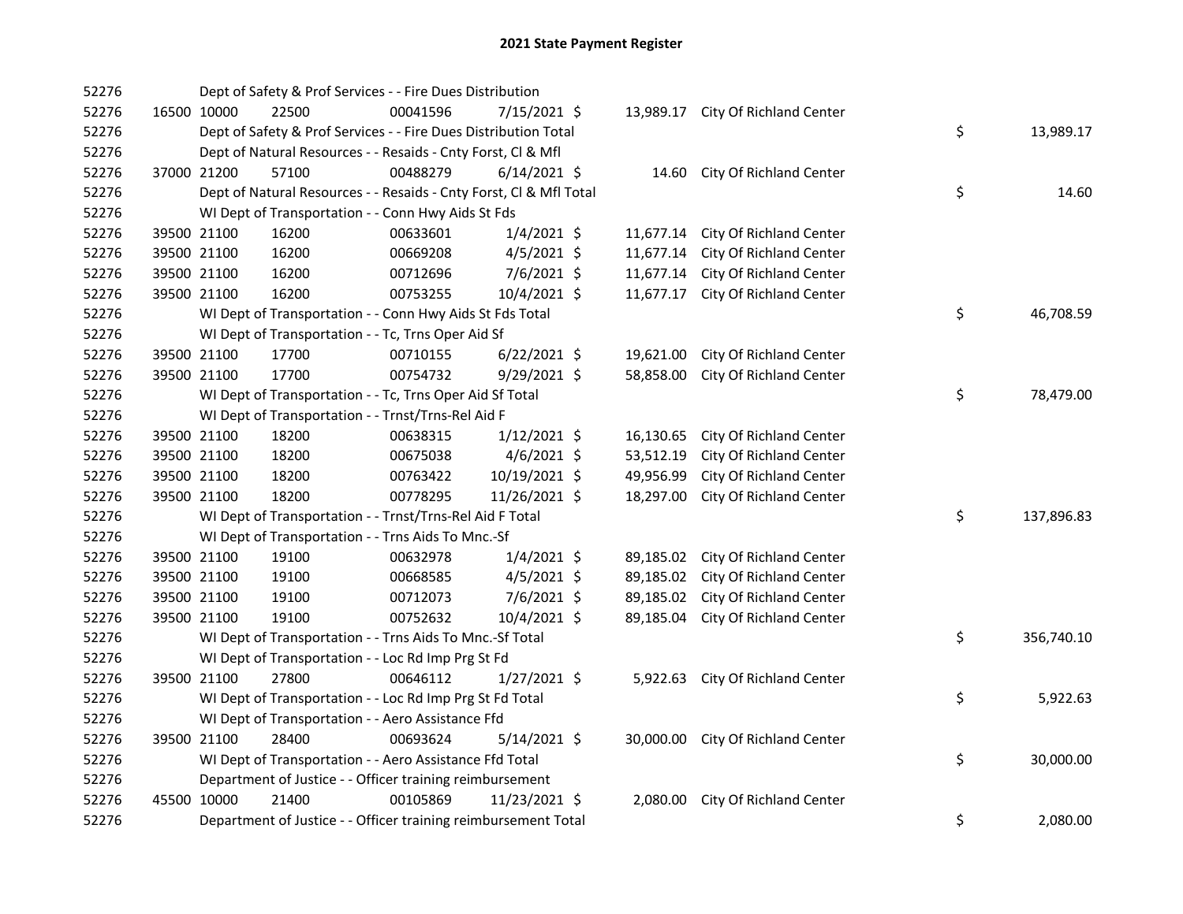## 2021 State Payment Register

| | | | | | | | | | |
|---|---|---|---|---|---|---|---|---|---|
| 52276 | | Dept of Safety & Prof Services - - Fire Dues Distribution | | | | | | | |
| 52276 | 16500 | 10000 | 22500 | 00041596 | 7/15/2021 | $ 13,989.17 | City Of Richland Center | | |
| 52276 | | Dept of Safety & Prof Services - - Fire Dues Distribution Total | | | | | | $ | 13,989.17 |
| 52276 | | Dept of Natural Resources - - Resaids - Cnty Forst, Cl & Mfl | | | | | | | |
| 52276 | 37000 | 21200 | 57100 | 00488279 | 6/14/2021 | $ 14.60 | City Of Richland Center | | |
| 52276 | | Dept of Natural Resources - - Resaids - Cnty Forst, Cl & Mfl Total | | | | | | $ | 14.60 |
| 52276 | | WI Dept of Transportation - - Conn Hwy Aids St Fds | | | | | | | |
| 52276 | 39500 | 21100 | 16200 | 00633601 | 1/4/2021 | $ 11,677.14 | City Of Richland Center | | |
| 52276 | 39500 | 21100 | 16200 | 00669208 | 4/5/2021 | $ 11,677.14 | City Of Richland Center | | |
| 52276 | 39500 | 21100 | 16200 | 00712696 | 7/6/2021 | $ 11,677.14 | City Of Richland Center | | |
| 52276 | 39500 | 21100 | 16200 | 00753255 | 10/4/2021 | $ 11,677.17 | City Of Richland Center | | |
| 52276 | | WI Dept of Transportation - - Conn Hwy Aids St Fds Total | | | | | | $ | 46,708.59 |
| 52276 | | WI Dept of Transportation - - Tc, Trns Oper Aid Sf | | | | | | | |
| 52276 | 39500 | 21100 | 17700 | 00710155 | 6/22/2021 | $ 19,621.00 | City Of Richland Center | | |
| 52276 | 39500 | 21100 | 17700 | 00754732 | 9/29/2021 | $ 58,858.00 | City Of Richland Center | | |
| 52276 | | WI Dept of Transportation - - Tc, Trns Oper Aid Sf Total | | | | | | $ | 78,479.00 |
| 52276 | | WI Dept of Transportation - - Trnst/Trns-Rel Aid F | | | | | | | |
| 52276 | 39500 | 21100 | 18200 | 00638315 | 1/12/2021 | $ 16,130.65 | City Of Richland Center | | |
| 52276 | 39500 | 21100 | 18200 | 00675038 | 4/6/2021 | $ 53,512.19 | City Of Richland Center | | |
| 52276 | 39500 | 21100 | 18200 | 00763422 | 10/19/2021 | $ 49,956.99 | City Of Richland Center | | |
| 52276 | 39500 | 21100 | 18200 | 00778295 | 11/26/2021 | $ 18,297.00 | City Of Richland Center | | |
| 52276 | | WI Dept of Transportation - - Trnst/Trns-Rel Aid F Total | | | | | | $ | 137,896.83 |
| 52276 | | WI Dept of Transportation - - Trns Aids To Mnc.-Sf | | | | | | | |
| 52276 | 39500 | 21100 | 19100 | 00632978 | 1/4/2021 | $ 89,185.02 | City Of Richland Center | | |
| 52276 | 39500 | 21100 | 19100 | 00668585 | 4/5/2021 | $ 89,185.02 | City Of Richland Center | | |
| 52276 | 39500 | 21100 | 19100 | 00712073 | 7/6/2021 | $ 89,185.02 | City Of Richland Center | | |
| 52276 | 39500 | 21100 | 19100 | 00752632 | 10/4/2021 | $ 89,185.04 | City Of Richland Center | | |
| 52276 | | WI Dept of Transportation - - Trns Aids To Mnc.-Sf Total | | | | | | $ | 356,740.10 |
| 52276 | | WI Dept of Transportation - - Loc Rd Imp Prg St Fd | | | | | | | |
| 52276 | 39500 | 21100 | 27800 | 00646112 | 1/27/2021 | $ 5,922.63 | City Of Richland Center | | |
| 52276 | | WI Dept of Transportation - - Loc Rd Imp Prg St Fd Total | | | | | | $ | 5,922.63 |
| 52276 | | WI Dept of Transportation - - Aero Assistance Ffd | | | | | | | |
| 52276 | 39500 | 21100 | 28400 | 00693624 | 5/14/2021 | $ 30,000.00 | City Of Richland Center | | |
| 52276 | | WI Dept of Transportation - - Aero Assistance Ffd Total | | | | | | $ | 30,000.00 |
| 52276 | | Department of Justice - - Officer training reimbursement | | | | | | | |
| 52276 | 45500 | 10000 | 21400 | 00105869 | 11/23/2021 | $ 2,080.00 | City Of Richland Center | | |
| 52276 | | Department of Justice - - Officer training reimbursement Total | | | | | | $ | 2,080.00 |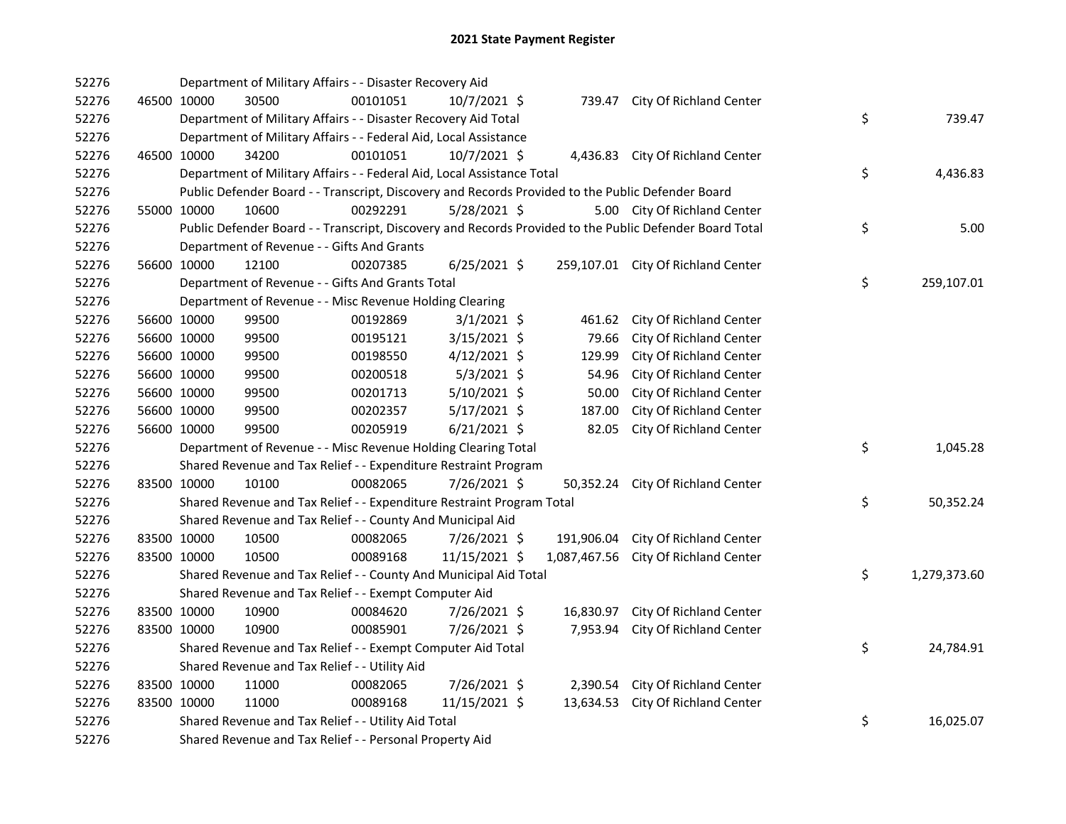# 2021 State Payment Register

| | | | | | | | | |
|---|---|---|---|---|---|---|---|---|
| 52276 | | Department of Military Affairs - - Disaster Recovery Aid | | | | | | |
| 52276 | 46500 | 10000 | 30500 | 00101051 | 10/7/2021 | $ 739.47 | City Of Richland Center | |
| 52276 | | Department of Military Affairs - - Disaster Recovery Aid Total | | | | | | $ 739.47 |
| 52276 | | Department of Military Affairs - - Federal Aid, Local Assistance | | | | | | |
| 52276 | 46500 | 10000 | 34200 | 00101051 | 10/7/2021 | $ 4,436.83 | City Of Richland Center | |
| 52276 | | Department of Military Affairs - - Federal Aid, Local Assistance Total | | | | | | $ 4,436.83 |
| 52276 | | Public Defender Board - - Transcript, Discovery and Records Provided to the Public Defender Board | | | | | | |
| 52276 | 55000 | 10000 | 10600 | 00292291 | 5/28/2021 | $ 5.00 | City Of Richland Center | |
| 52276 | | Public Defender Board - - Transcript, Discovery and Records Provided to the Public Defender Board Total | | | | | | $ 5.00 |
| 52276 | | Department of Revenue - - Gifts And Grants | | | | | | |
| 52276 | 56600 | 10000 | 12100 | 00207385 | 6/25/2021 | $ 259,107.01 | City Of Richland Center | |
| 52276 | | Department of Revenue - - Gifts And Grants Total | | | | | | $ 259,107.01 |
| 52276 | | Department of Revenue - - Misc Revenue Holding Clearing | | | | | | |
| 52276 | 56600 | 10000 | 99500 | 00192869 | 3/1/2021 | $ 461.62 | City Of Richland Center | |
| 52276 | 56600 | 10000 | 99500 | 00195121 | 3/15/2021 | $ 79.66 | City Of Richland Center | |
| 52276 | 56600 | 10000 | 99500 | 00198550 | 4/12/2021 | $ 129.99 | City Of Richland Center | |
| 52276 | 56600 | 10000 | 99500 | 00200518 | 5/3/2021 | $ 54.96 | City Of Richland Center | |
| 52276 | 56600 | 10000 | 99500 | 00201713 | 5/10/2021 | $ 50.00 | City Of Richland Center | |
| 52276 | 56600 | 10000 | 99500 | 00202357 | 5/17/2021 | $ 187.00 | City Of Richland Center | |
| 52276 | 56600 | 10000 | 99500 | 00205919 | 6/21/2021 | $ 82.05 | City Of Richland Center | |
| 52276 | | Department of Revenue - - Misc Revenue Holding Clearing Total | | | | | | $ 1,045.28 |
| 52276 | | Shared Revenue and Tax Relief - - Expenditure Restraint Program | | | | | | |
| 52276 | 83500 | 10000 | 10100 | 00082065 | 7/26/2021 | $ 50,352.24 | City Of Richland Center | |
| 52276 | | Shared Revenue and Tax Relief - - Expenditure Restraint Program Total | | | | | | $ 50,352.24 |
| 52276 | | Shared Revenue and Tax Relief - - County And Municipal Aid | | | | | | |
| 52276 | 83500 | 10000 | 10500 | 00082065 | 7/26/2021 | $ 191,906.04 | City Of Richland Center | |
| 52276 | 83500 | 10000 | 10500 | 00089168 | 11/15/2021 | $ 1,087,467.56 | City Of Richland Center | |
| 52276 | | Shared Revenue and Tax Relief - - County And Municipal Aid Total | | | | | | $ 1,279,373.60 |
| 52276 | | Shared Revenue and Tax Relief - - Exempt Computer Aid | | | | | | |
| 52276 | 83500 | 10000 | 10900 | 00084620 | 7/26/2021 | $ 16,830.97 | City Of Richland Center | |
| 52276 | 83500 | 10000 | 10900 | 00085901 | 7/26/2021 | $ 7,953.94 | City Of Richland Center | |
| 52276 | | Shared Revenue and Tax Relief - - Exempt Computer Aid Total | | | | | | $ 24,784.91 |
| 52276 | | Shared Revenue and Tax Relief - - Utility Aid | | | | | | |
| 52276 | 83500 | 10000 | 11000 | 00082065 | 7/26/2021 | $ 2,390.54 | City Of Richland Center | |
| 52276 | 83500 | 10000 | 11000 | 00089168 | 11/15/2021 | $ 13,634.53 | City Of Richland Center | |
| 52276 | | Shared Revenue and Tax Relief - - Utility Aid Total | | | | | | $ 16,025.07 |
| 52276 | | Shared Revenue and Tax Relief - - Personal Property Aid | | | | | | |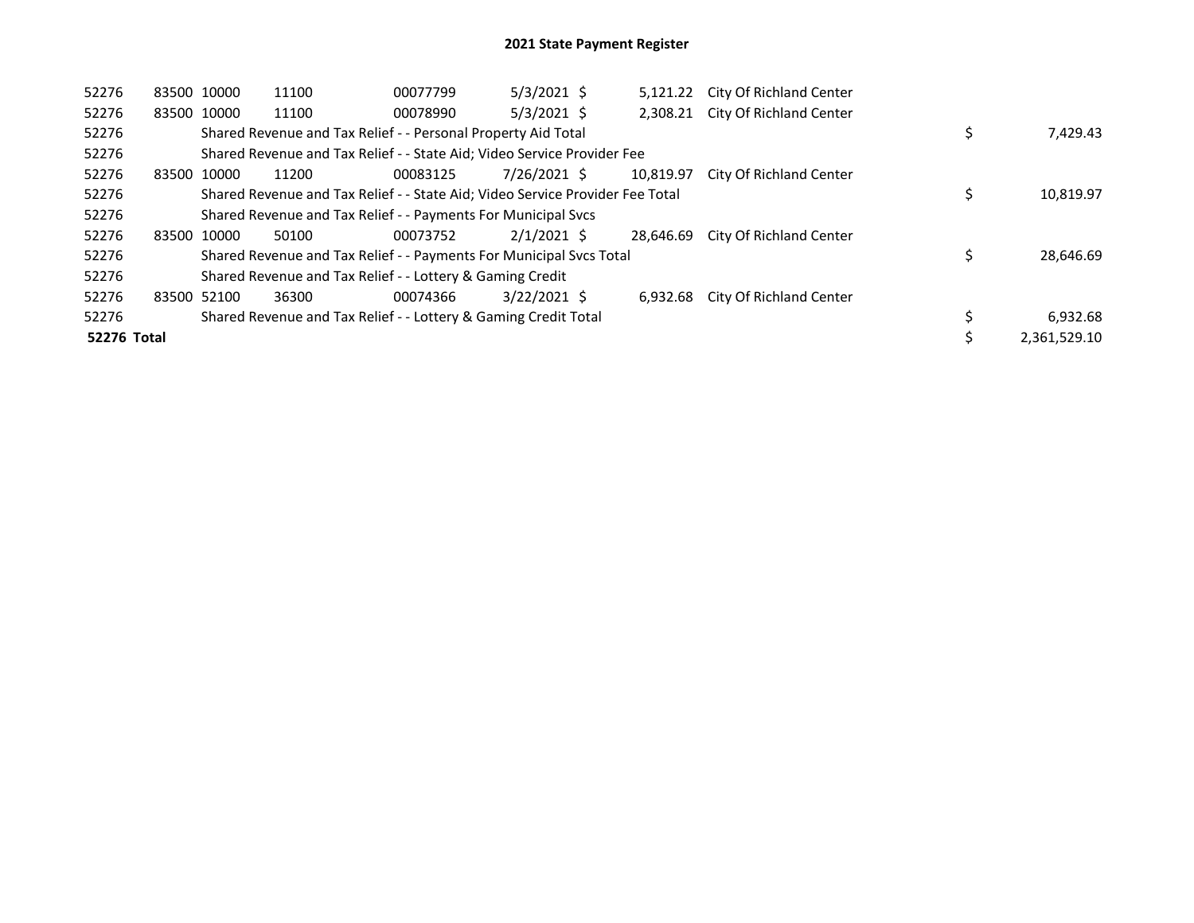# 2021 State Payment Register

| | | | | | | | | | |
|---|---|---|---|---|---|---|---|---|---|
| 52276 | 83500 | 10000 | 11100 | 00077799 | 5/3/2021 | $ 5,121.22 | City Of Richland Center | | |
| 52276 | 83500 | 10000 | 11100 | 00078990 | 5/3/2021 | $ 2,308.21 | City Of Richland Center | | |
| 52276 | | Shared Revenue and Tax Relief - - Personal Property Aid Total | | | | | | $ | 7,429.43 |
| 52276 | | Shared Revenue and Tax Relief - - State Aid; Video Service Provider Fee | | | | | | | |
| 52276 | 83500 | 10000 | 11200 | 00083125 | 7/26/2021 | $ 10,819.97 | City Of Richland Center | | |
| 52276 | | Shared Revenue and Tax Relief - - State Aid; Video Service Provider Fee Total | | | | | | $ | 10,819.97 |
| 52276 | | Shared Revenue and Tax Relief - - Payments For Municipal Svcs | | | | | | | |
| 52276 | 83500 | 10000 | 50100 | 00073752 | 2/1/2021 | $ 28,646.69 | City Of Richland Center | | |
| 52276 | | Shared Revenue and Tax Relief - - Payments For Municipal Svcs Total | | | | | | $ | 28,646.69 |
| 52276 | | Shared Revenue and Tax Relief - - Lottery & Gaming Credit | | | | | | | |
| 52276 | 83500 | 52100 | 36300 | 00074366 | 3/22/2021 | $ 6,932.68 | City Of Richland Center | | |
| 52276 | | Shared Revenue and Tax Relief - - Lottery & Gaming Credit Total | | | | | | $ | 6,932.68 |
| **52276 Total** | | | | | | | | $ | 2,361,529.10 |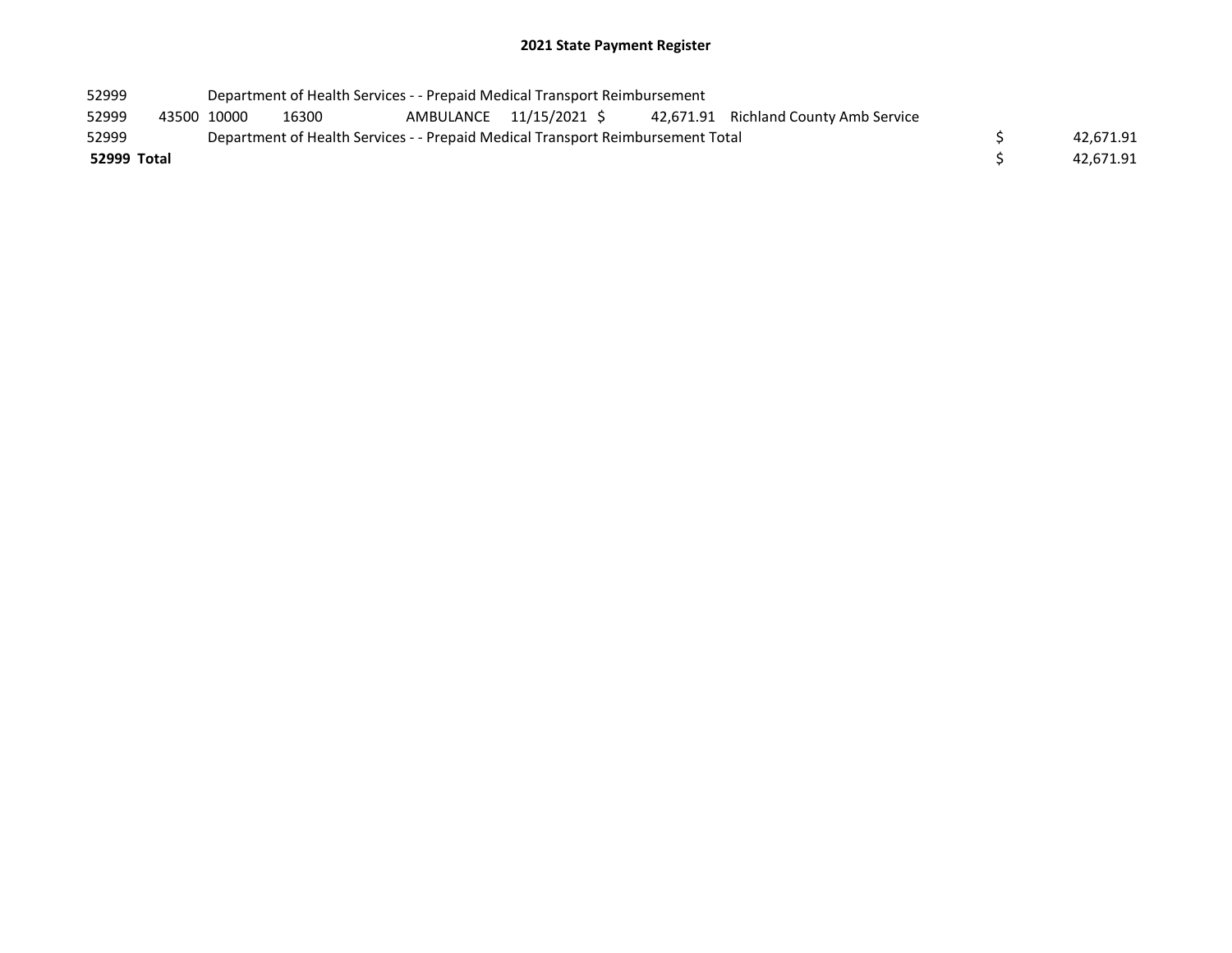# 2021 State Payment Register

| | | | | | | | | | | |
|---|---|---|---|---|---|---|---|---|---|---|
| 52999 | | Department of Health Services - - Prepaid Medical Transport Reimbursement | | | | | | | | |
| 52999 | 43500 | 10000 | 16300 | AMBULANCE | 11/15/2021 | $ | 42,671.91 | Richland County Amb Service | | |
| 52999 | | Department of Health Services - - Prepaid Medical Transport Reimbursement Total | | | | | | | $ | 42,671.91 |
| **52999 Total** | | | | | | | | | $ | 42,671.91 |